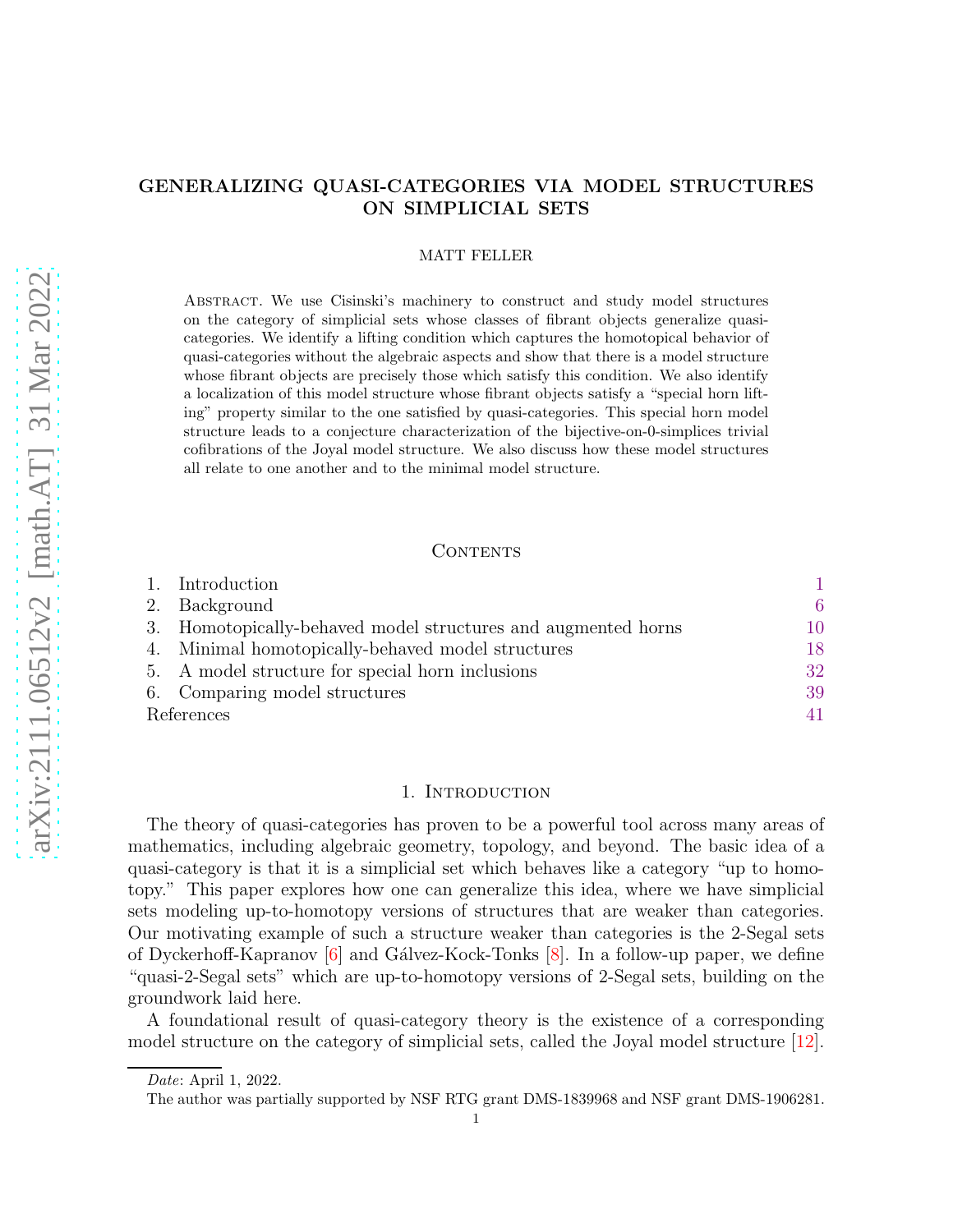# GENERALIZING QUASI-CATEGORIES VIA MODEL STRUCTURES ON SIMPLICIAL SETS

MATT FELLER

Abstract. We use Cisinski's machinery to construct and study model structures on the category of simplicial sets whose classes of fibrant objects generalize quasi-categories. We identify a lifting condition which captures the homotopical behavior of quasi-categories without the algebraic aspects and show that there is a model structure whose fibrant objects are precisely those which satisfy this condition. We also identify a localization of this model structure whose fibrant objects satisfy a "special horn lifting" property similar to the one satisfied by quasi-categories. This special horn model structure leads to a conjecture characterization of the bijective-on-0-simplices trivial cofibrations of the Joyal model structure. We also discuss how these model structures all relate to one another and to the minimal model structure.

## Contents

| | | |
|---|---|---|
| 1. | Introduction | 1 |
| 2. | Background | 6 |
| 3. | Homotopically-behaved model structures and augmented horns | 10 |
| 4. | Minimal homotopically-behaved model structures | 18 |
| 5. | A model structure for special horn inclusions | 32 |
| 6. | Comparing model structures | 39 |
| | References | 41 |

## 1. Introduction

The theory of quasi-categories has proven to be a powerful tool across many areas of mathematics, including algebraic geometry, topology, and beyond. The basic idea of a quasi-category is that it is a simplicial set which behaves like a category "up to homotopy." This paper explores how one can generalize this idea, where we have simplicial sets modeling up-to-homotopy versions of structures that are weaker than categories. Our motivating example of such a structure weaker than categories is the 2-Segal sets of Dyckerhoff-Kapranov [6] and Gálvez-Kock-Tonks [8]. In a follow-up paper, we define "quasi-2-Segal sets" which are up-to-homotopy versions of 2-Segal sets, building on the groundwork laid here.

A foundational result of quasi-category theory is the existence of a corresponding model structure on the category of simplicial sets, called the Joyal model structure [12].

*Date*: April 1, 2022.

The author was partially supported by NSF RTG grant DMS-1839968 and NSF grant DMS-1906281.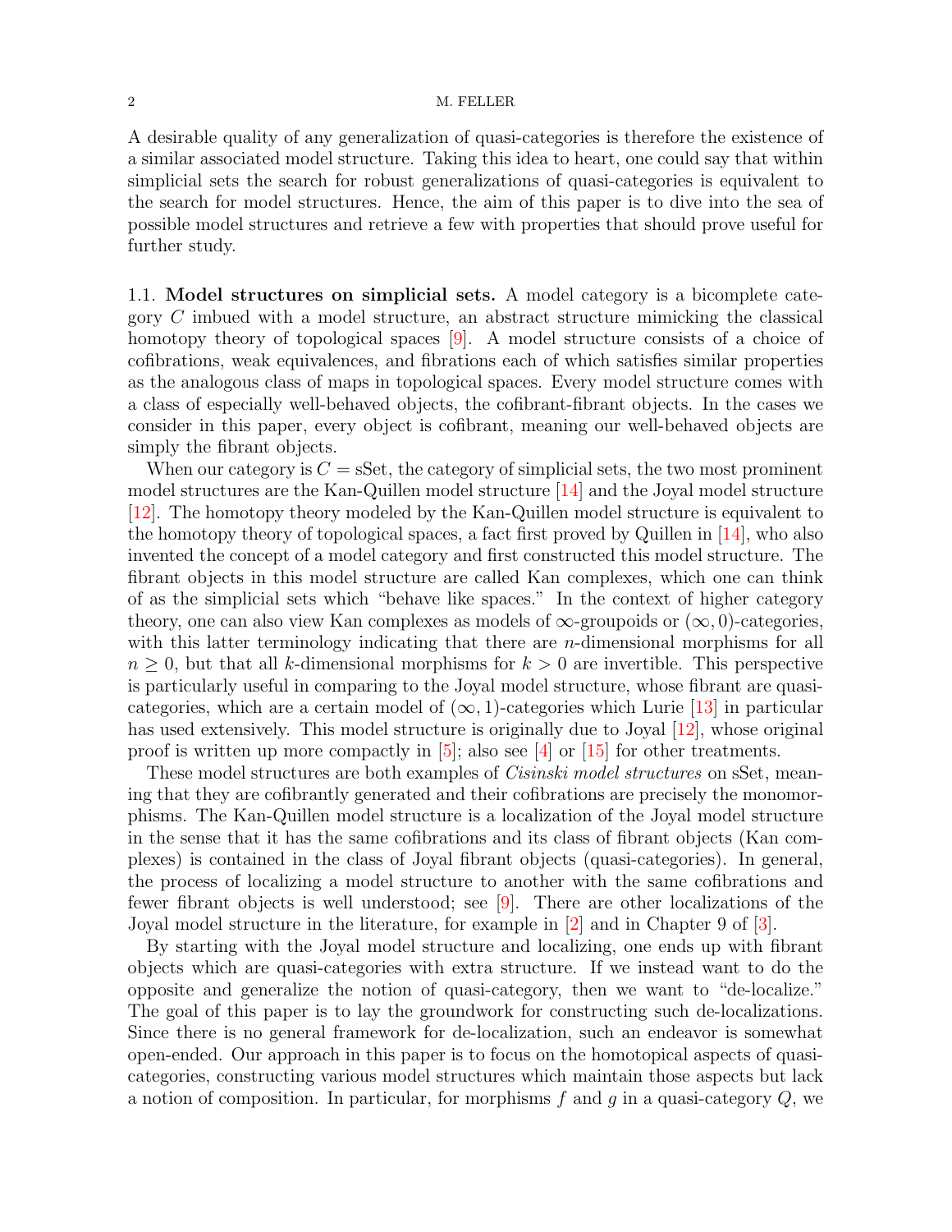A desirable quality of any generalization of quasi-categories is therefore the existence of a similar associated model structure. Taking this idea to heart, one could say that within simplicial sets the search for robust generalizations of quasi-categories is equivalent to the search for model structures. Hence, the aim of this paper is to dive into the sea of possible model structures and retrieve a few with properties that should prove useful for further study.

1.1. **Model structures on simplicial sets.** A model category is a bicomplete category $C$ imbued with a model structure, an abstract structure mimicking the classical homotopy theory of topological spaces [9]. A model structure consists of a choice of cofibrations, weak equivalences, and fibrations each of which satisfies similar properties as the analogous class of maps in topological spaces. Every model structure comes with a class of especially well-behaved objects, the cofibrant-fibrant objects. In the cases we consider in this paper, every object is cofibrant, meaning our well-behaved objects are simply the fibrant objects.

When our category is $C = \mathrm{sSet}$, the category of simplicial sets, the two most prominent model structures are the Kan-Quillen model structure [14] and the Joyal model structure [12]. The homotopy theory modeled by the Kan-Quillen model structure is equivalent to the homotopy theory of topological spaces, a fact first proved by Quillen in [14], who also invented the concept of a model category and first constructed this model structure. The fibrant objects in this model structure are called Kan complexes, which one can think of as the simplicial sets which "behave like spaces." In the context of higher category theory, one can also view Kan complexes as models of $\infty$-groupoids or $(\infty, 0)$-categories, with this latter terminology indicating that there are $n$-dimensional morphisms for all $n \geq 0$, but that all $k$-dimensional morphisms for $k > 0$ are invertible. This perspective is particularly useful in comparing to the Joyal model structure, whose fibrant are quasi-categories, which are a certain model of $(\infty, 1)$-categories which Lurie [13] in particular has used extensively. This model structure is originally due to Joyal [12], whose original proof is written up more compactly in [5]; also see [4] or [15] for other treatments.

These model structures are both examples of *Cisinski model structures* on sSet, meaning that they are cofibrantly generated and their cofibrations are precisely the monomorphisms. The Kan-Quillen model structure is a localization of the Joyal model structure in the sense that it has the same cofibrations and its class of fibrant objects (Kan complexes) is contained in the class of Joyal fibrant objects (quasi-categories). In general, the process of localizing a model structure to another with the same cofibrations and fewer fibrant objects is well understood; see [9]. There are other localizations of the Joyal model structure in the literature, for example in [2] and in Chapter 9 of [3].

By starting with the Joyal model structure and localizing, one ends up with fibrant objects which are quasi-categories with extra structure. If we instead want to do the opposite and generalize the notion of quasi-category, then we want to "de-localize." The goal of this paper is to lay the groundwork for constructing such de-localizations. Since there is no general framework for de-localization, such an endeavor is somewhat open-ended. Our approach in this paper is to focus on the homotopical aspects of quasi-categories, constructing various model structures which maintain those aspects but lack a notion of composition. In particular, for morphisms $f$ and $g$ in a quasi-category $Q$, we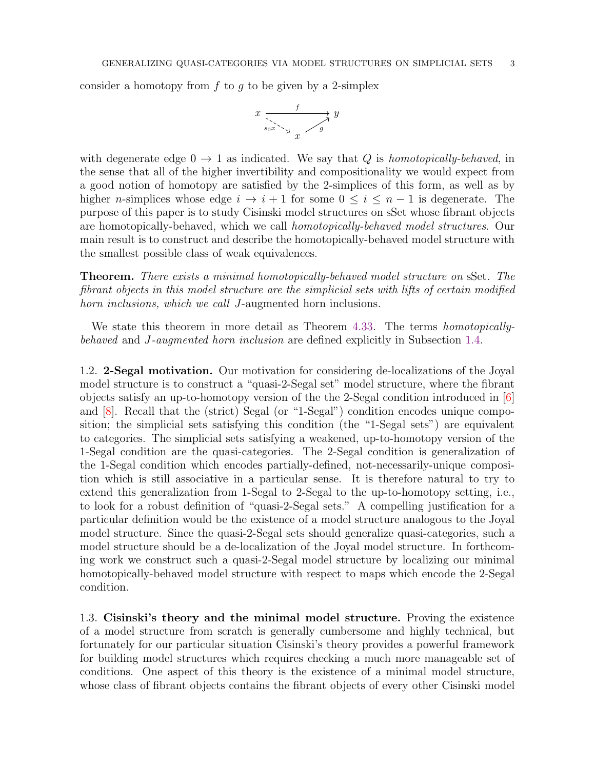consider a homotopy from $f$ to $g$ to be given by a 2-simplex

$$\begin{array}{ccc} x & \xrightarrow{\quad f \quad} & y \\ & \underset{s_0 x}{\searrow} \quad x \quad \underset{g}{\nearrow} & \end{array}$$

with degenerate edge $0 \to 1$ as indicated. We say that $Q$ is *homotopically-behaved*, in the sense that all of the higher invertibility and compositionality we would expect from a good notion of homotopy are satisfied by the 2-simplices of this form, as well as by higher $n$-simplices whose edge $i \to i+1$ for some $0 \leq i \leq n-1$ is degenerate. The purpose of this paper is to study Cisinski model structures on sSet whose fibrant objects are homotopically-behaved, which we call *homotopically-behaved model structures*. Our main result is to construct and describe the homotopically-behaved model structure with the smallest possible class of weak equivalences.

**Theorem.** *There exists a minimal homotopically-behaved model structure on* sSet. *The fibrant objects in this model structure are the simplicial sets with lifts of certain modified horn inclusions, which we call* $J$-augmented horn inclusions.

We state this theorem in more detail as Theorem 4.33. The terms *homotopically-behaved* and *$J$-augmented horn inclusion* are defined explicitly in Subsection 1.4.

1.2. **2-Segal motivation.** Our motivation for considering de-localizations of the Joyal model structure is to construct a "quasi-2-Segal set" model structure, where the fibrant objects satisfy an up-to-homotopy version of the the 2-Segal condition introduced in [6] and [8]. Recall that the (strict) Segal (or "1-Segal") condition encodes unique composition; the simplicial sets satisfying this condition (the "1-Segal sets") are equivalent to categories. The simplicial sets satisfying a weakened, up-to-homotopy version of the 1-Segal condition are the quasi-categories. The 2-Segal condition is generalization of the 1-Segal condition which encodes partially-defined, not-necessarily-unique composition which is still associative in a particular sense. It is therefore natural to try to extend this generalization from 1-Segal to 2-Segal to the up-to-homotopy setting, i.e., to look for a robust definition of "quasi-2-Segal sets." A compelling justification for a particular definition would be the existence of a model structure analogous to the Joyal model structure. Since the quasi-2-Segal sets should generalize quasi-categories, such a model structure should be a de-localization of the Joyal model structure. In forthcoming work we construct such a quasi-2-Segal model structure by localizing our minimal homotopically-behaved model structure with respect to maps which encode the 2-Segal condition.

1.3. **Cisinski's theory and the minimal model structure.** Proving the existence of a model structure from scratch is generally cumbersome and highly technical, but fortunately for our particular situation Cisinski's theory provides a powerful framework for building model structures which requires checking a much more manageable set of conditions. One aspect of this theory is the existence of a minimal model structure, whose class of fibrant objects contains the fibrant objects of every other Cisinski model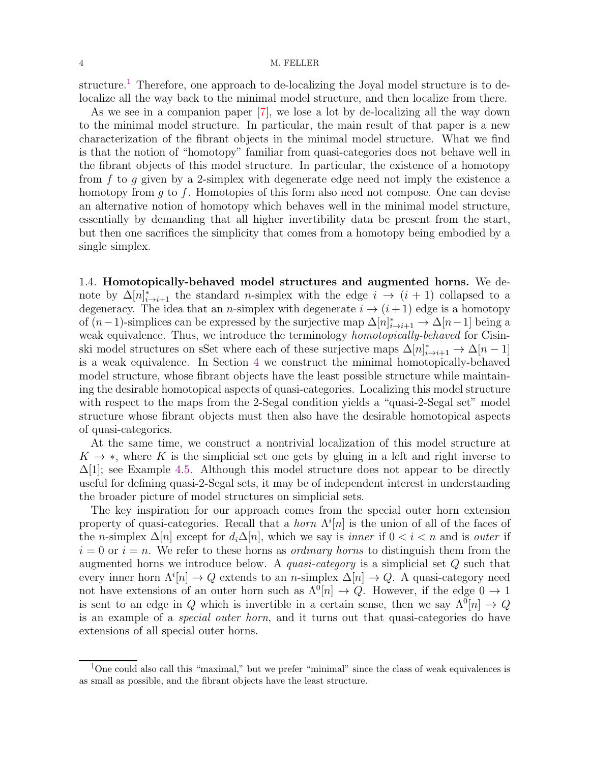structure.[1] Therefore, one approach to de-localizing the Joyal model structure is to de-localize all the way back to the minimal model structure, and then localize from there.

As we see in a companion paper [7], we lose a lot by de-localizing all the way down to the minimal model structure. In particular, the main result of that paper is a new characterization of the fibrant objects in the minimal model structure. What we find is that the notion of "homotopy" familiar from quasi-categories does not behave well in the fibrant objects of this model structure. In particular, the existence of a homotopy from $f$ to $g$ given by a 2-simplex with degenerate edge need not imply the existence a homotopy from $g$ to $f$. Homotopies of this form also need not compose. One can devise an alternative notion of homotopy which behaves well in the minimal model structure, essentially by demanding that all higher invertibility data be present from the start, but then one sacrifices the simplicity that comes from a homotopy being embodied by a single simplex.

### 1.4. Homotopically-behaved model structures and augmented horns.

We denote by $\Delta[n]^*_{i\to i+1}$ the standard $n$-simplex with the edge $i \to (i+1)$ collapsed to a degeneracy. The idea that an $n$-simplex with degenerate $i \to (i+1)$ edge is a homotopy of $(n-1)$-simplices can be expressed by the surjective map $\Delta[n]^*_{i\to i+1} \to \Delta[n-1]$ being a weak equivalence. Thus, we introduce the terminology *homotopically-behaved* for Cisinski model structures on sSet where each of these surjective maps $\Delta[n]^*_{i\to i+1} \to \Delta[n-1]$ is a weak equivalence. In Section 4 we construct the minimal homotopically-behaved model structure, whose fibrant objects have the least possible structure while maintaining the desirable homotopical aspects of quasi-categories. Localizing this model structure with respect to the maps from the 2-Segal condition yields a "quasi-2-Segal set" model structure whose fibrant objects must then also have the desirable homotopical aspects of quasi-categories.

At the same time, we construct a nontrivial localization of this model structure at $K \to *$, where $K$ is the simplicial set one gets by gluing in a left and right inverse to $\Delta[1]$; see Example 4.5. Although this model structure does not appear to be directly useful for defining quasi-2-Segal sets, it may be of independent interest in understanding the broader picture of model structures on simplicial sets.

The key inspiration for our approach comes from the special outer horn extension property of quasi-categories. Recall that a *horn* $\Lambda^i[n]$ is the union of all of the faces of the $n$-simplex $\Delta[n]$ except for $d_i\Delta[n]$, which we say is *inner* if $0 < i < n$ and is *outer* if $i = 0$ or $i = n$. We refer to these horns as *ordinary horns* to distinguish them from the augmented horns we introduce below. A *quasi-category* is a simplicial set $Q$ such that every inner horn $\Lambda^i[n] \to Q$ extends to an $n$-simplex $\Delta[n] \to Q$. A quasi-category need not have extensions of an outer horn such as $\Lambda^0[n] \to Q$. However, if the edge $0 \to 1$ is sent to an edge in $Q$ which is invertible in a certain sense, then we say $\Lambda^0[n] \to Q$ is an example of a *special outer horn*, and it turns out that quasi-categories do have extensions of all special outer horns.

[1] One could also call this "maximal," but we prefer "minimal" since the class of weak equivalences is as small as possible, and the fibrant objects have the least structure.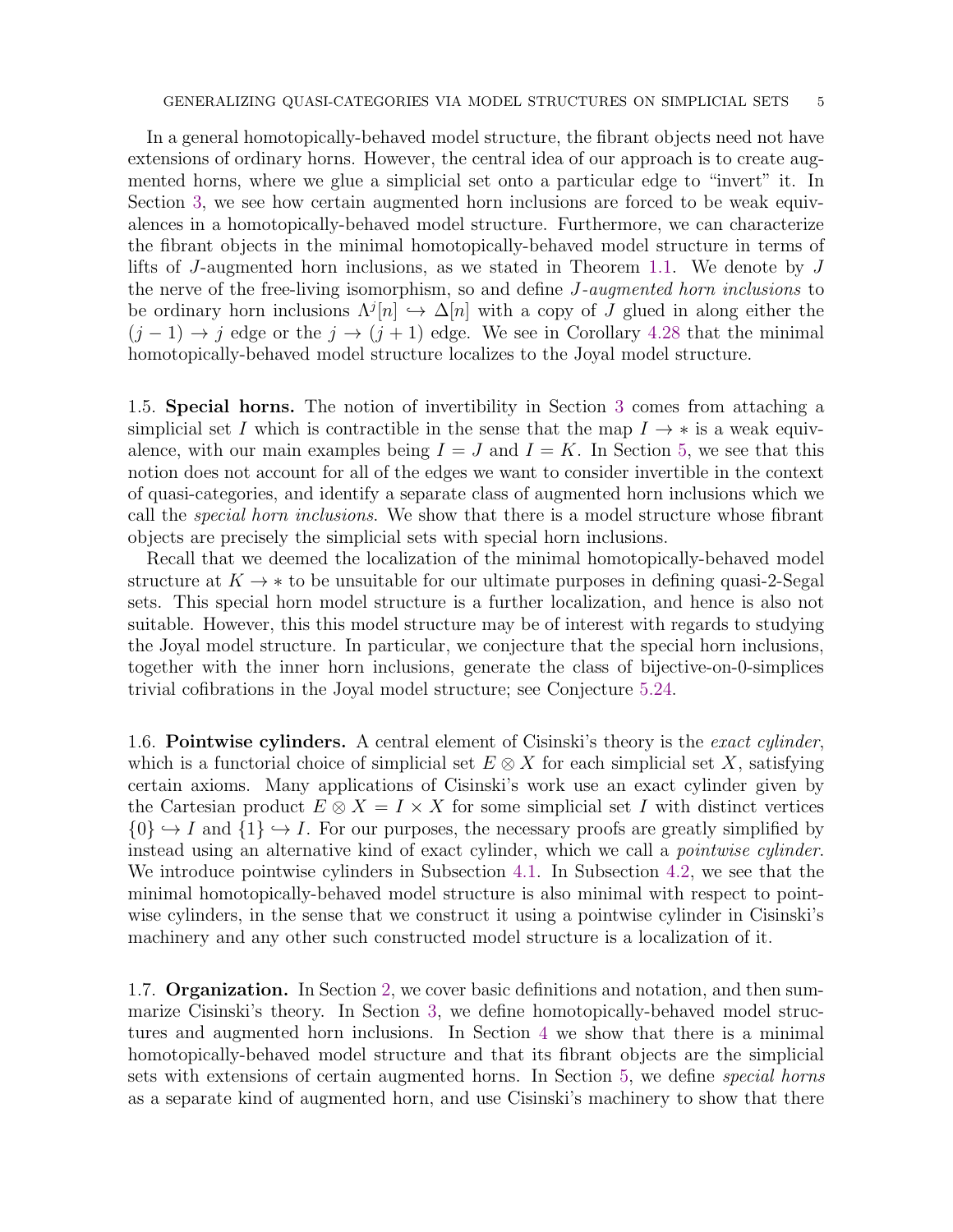In a general homotopically-behaved model structure, the fibrant objects need not have extensions of ordinary horns. However, the central idea of our approach is to create augmented horns, where we glue a simplicial set onto a particular edge to "invert" it. In Section 3, we see how certain augmented horn inclusions are forced to be weak equivalences in a homotopically-behaved model structure. Furthermore, we can characterize the fibrant objects in the minimal homotopically-behaved model structure in terms of lifts of $J$-augmented horn inclusions, as we stated in Theorem 1.1. We denote by $J$ the nerve of the free-living isomorphism, so and define *$J$-augmented horn inclusions* to be ordinary horn inclusions $\Lambda^j[n] \hookrightarrow \Delta[n]$ with a copy of $J$ glued in along either the $(j-1) \to j$ edge or the $j \to (j+1)$ edge. We see in Corollary 4.28 that the minimal homotopically-behaved model structure localizes to the Joyal model structure.

1.5. **Special horns.** The notion of invertibility in Section 3 comes from attaching a simplicial set $I$ which is contractible in the sense that the map $I \to *$ is a weak equivalence, with our main examples being $I = J$ and $I = K$. In Section 5, we see that this notion does not account for all of the edges we want to consider invertible in the context of quasi-categories, and identify a separate class of augmented horn inclusions which we call the *special horn inclusions*. We show that there is a model structure whose fibrant objects are precisely the simplicial sets with special horn inclusions.

Recall that we deemed the localization of the minimal homotopically-behaved model structure at $K \to *$ to be unsuitable for our ultimate purposes in defining quasi-2-Segal sets. This special horn model structure is a further localization, and hence is also not suitable. However, this this model structure may be of interest with regards to studying the Joyal model structure. In particular, we conjecture that the special horn inclusions, together with the inner horn inclusions, generate the class of bijective-on-0-simplices trivial cofibrations in the Joyal model structure; see Conjecture 5.24.

1.6. **Pointwise cylinders.** A central element of Cisinski's theory is the *exact cylinder*, which is a functorial choice of simplicial set $E \otimes X$ for each simplicial set $X$, satisfying certain axioms. Many applications of Cisinski's work use an exact cylinder given by the Cartesian product $E \otimes X = I \times X$ for some simplicial set $I$ with distinct vertices $\{0\} \hookrightarrow I$ and $\{1\} \hookrightarrow I$. For our purposes, the necessary proofs are greatly simplified by instead using an alternative kind of exact cylinder, which we call a *pointwise cylinder*. We introduce pointwise cylinders in Subsection 4.1. In Subsection 4.2, we see that the minimal homotopically-behaved model structure is also minimal with respect to pointwise cylinders, in the sense that we construct it using a pointwise cylinder in Cisinski's machinery and any other such constructed model structure is a localization of it.

1.7. **Organization.** In Section 2, we cover basic definitions and notation, and then summarize Cisinski's theory. In Section 3, we define homotopically-behaved model structures and augmented horn inclusions. In Section 4 we show that there is a minimal homotopically-behaved model structure and that its fibrant objects are the simplicial sets with extensions of certain augmented horns. In Section 5, we define *special horns* as a separate kind of augmented horn, and use Cisinski's machinery to show that there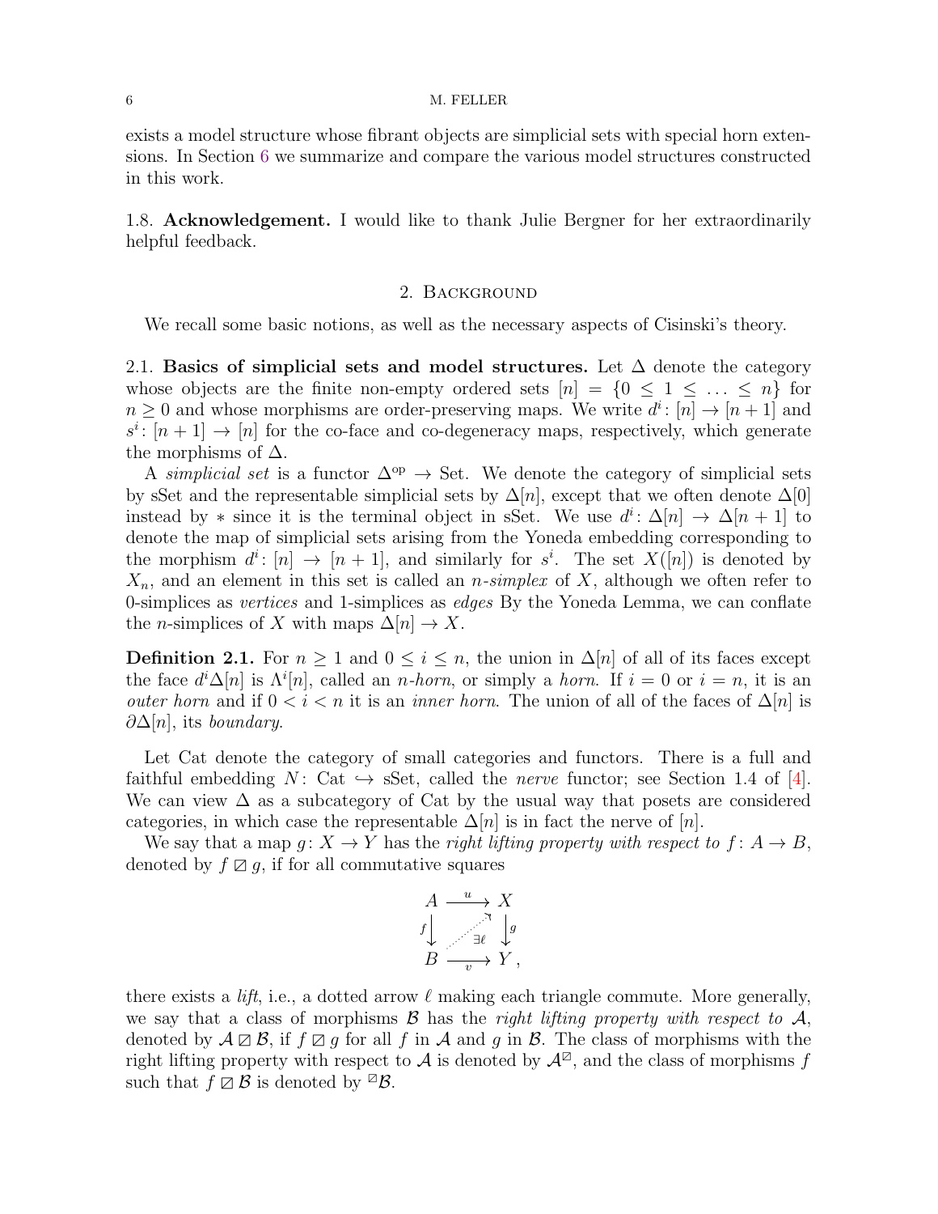exists a model structure whose fibrant objects are simplicial sets with special horn extensions. In Section 6 we summarize and compare the various model structures constructed in this work.

1.8. **Acknowledgement.** I would like to thank Julie Bergner for her extraordinarily helpful feedback.

## 2. Background

We recall some basic notions, as well as the necessary aspects of Cisinski's theory.

2.1. **Basics of simplicial sets and model structures.** Let $\Delta$ denote the category whose objects are the finite non-empty ordered sets $[n] = \{0 \leq 1 \leq \ldots \leq n\}$ for $n \geq 0$ and whose morphisms are order-preserving maps. We write $d^i\colon [n] \to [n+1]$ and $s^i\colon [n+1] \to [n]$ for the co-face and co-degeneracy maps, respectively, which generate the morphisms of $\Delta$.

A *simplicial set* is a functor $\Delta^{\mathrm{op}} \to \mathrm{Set}$. We denote the category of simplicial sets by sSet and the representable simplicial sets by $\Delta[n]$, except that we often denote $\Delta[0]$ instead by $*$ since it is the terminal object in sSet. We use $d^i\colon \Delta[n] \to \Delta[n+1]$ to denote the map of simplicial sets arising from the Yoneda embedding corresponding to the morphism $d^i\colon [n] \to [n+1]$, and similarly for $s^i$. The set $X([n])$ is denoted by $X_n$, and an element in this set is called an *$n$-simplex* of $X$, although we often refer to 0-simplices as *vertices* and 1-simplices as *edges* By the Yoneda Lemma, we can conflate the $n$-simplices of $X$ with maps $\Delta[n] \to X$.

**Definition 2.1.** For $n \geq 1$ and $0 \leq i \leq n$, the union in $\Delta[n]$ of all of its faces except the face $d^i\Delta[n]$ is $\Lambda^i[n]$, called an *$n$-horn*, or simply a *horn*. If $i = 0$ or $i = n$, it is an *outer horn* and if $0 < i < n$ it is an *inner horn*. The union of all of the faces of $\Delta[n]$ is $\partial\Delta[n]$, its *boundary*.

Let Cat denote the category of small categories and functors. There is a full and faithful embedding $N\colon \mathrm{Cat} \hookrightarrow \mathrm{sSet}$, called the *nerve* functor; see Section 1.4 of [4]. We can view $\Delta$ as a subcategory of Cat by the usual way that posets are considered categories, in which case the representable $\Delta[n]$ is in fact the nerve of $[n]$.

We say that a map $g\colon X \to Y$ has the *right lifting property with respect to* $f\colon A \to B$, denoted by $f \boxslash g$, if for all commutative squares

$$\begin{array}{ccc} A & \xrightarrow{u} & X \\ {\scriptstyle f}\downarrow & \overset{\exists \ell}{\nearrow} & \downarrow{\scriptstyle g} \\ B & \xrightarrow[v]{} & Y, \end{array}$$

there exists a *lift*, i.e., a dotted arrow $\ell$ making each triangle commute. More generally, we say that a class of morphisms $\mathcal{B}$ has the *right lifting property with respect to* $\mathcal{A}$, denoted by $\mathcal{A} \boxslash \mathcal{B}$, if $f \boxslash g$ for all $f$ in $\mathcal{A}$ and $g$ in $\mathcal{B}$. The class of morphisms with the right lifting property with respect to $\mathcal{A}$ is denoted by $\mathcal{A}^{\boxslash}$, and the class of morphisms $f$ such that $f \boxslash \mathcal{B}$ is denoted by ${}^{\boxslash}\mathcal{B}$.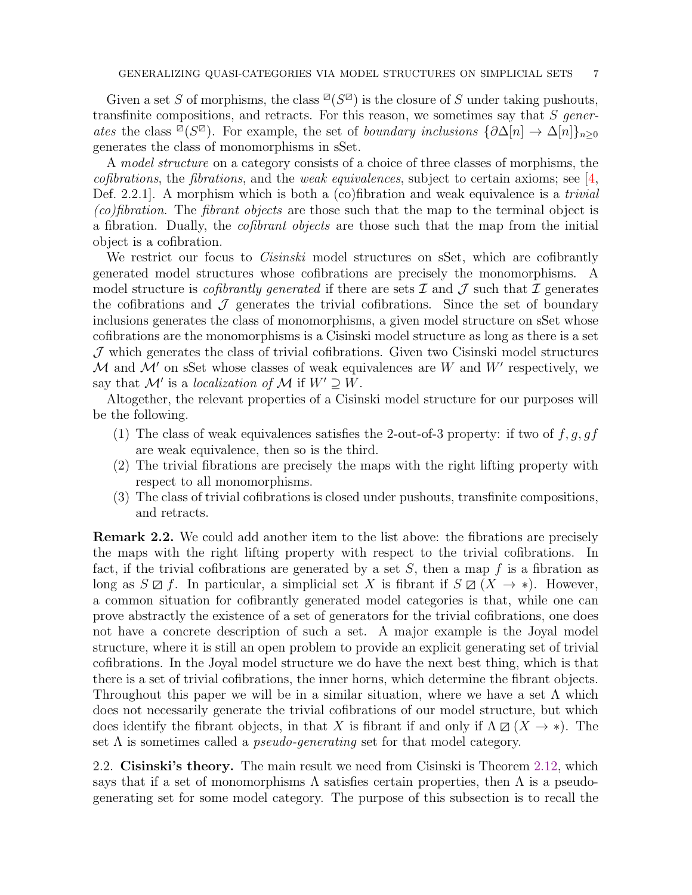Given a set $S$ of morphisms, the class ${}^{\boxslash}(S^{\boxslash})$ is the closure of $S$ under taking pushouts, transfinite compositions, and retracts. For this reason, we sometimes say that $S$ *generates* the class ${}^{\boxslash}(S^{\boxslash})$. For example, the set of *boundary inclusions* $\{\partial\Delta[n] \to \Delta[n]\}_{n\geq 0}$ generates the class of monomorphisms in sSet.

A *model structure* on a category consists of a choice of three classes of morphisms, the *cofibrations*, the *fibrations*, and the *weak equivalences*, subject to certain axioms; see [4, Def. 2.2.1]. A morphism which is both a (co)fibration and weak equivalence is a *trivial (co)fibration*. The *fibrant objects* are those such that the map to the terminal object is a fibration. Dually, the *cofibrant objects* are those such that the map from the initial object is a cofibration.

We restrict our focus to *Cisinski* model structures on sSet, which are cofibrantly generated model structures whose cofibrations are precisely the monomorphisms. A model structure is *cofibrantly generated* if there are sets $\mathcal{I}$ and $\mathcal{J}$ such that $\mathcal{I}$ generates the cofibrations and $\mathcal{J}$ generates the trivial cofibrations. Since the set of boundary inclusions generates the class of monomorphisms, a given model structure on sSet whose cofibrations are the monomorphisms is a Cisinski model structure as long as there is a set $\mathcal{J}$ which generates the class of trivial cofibrations. Given two Cisinski model structures $\mathcal{M}$ and $\mathcal{M}'$ on sSet whose classes of weak equivalences are $W$ and $W'$ respectively, we say that $\mathcal{M}'$ is a *localization of* $\mathcal{M}$ if $W' \supseteq W$.

Altogether, the relevant properties of a Cisinski model structure for our purposes will be the following.

1. The class of weak equivalences satisfies the 2-out-of-3 property: if two of $f, g, gf$ are weak equivalence, then so is the third.
2. The trivial fibrations are precisely the maps with the right lifting property with respect to all monomorphisms.
3. The class of trivial cofibrations is closed under pushouts, transfinite compositions, and retracts.

**Remark 2.2.** We could add another item to the list above: the fibrations are precisely the maps with the right lifting property with respect to the trivial cofibrations. In fact, if the trivial cofibrations are generated by a set $S$, then a map $f$ is a fibration as long as $S \boxslash f$. In particular, a simplicial set $X$ is fibrant if $S \boxslash (X \to *)$. However, a common situation for cofibrantly generated model categories is that, while one can prove abstractly the existence of a set of generators for the trivial cofibrations, one does not have a concrete description of such a set. A major example is the Joyal model structure, where it is still an open problem to provide an explicit generating set of trivial cofibrations. In the Joyal model structure we do have the next best thing, which is that there is a set of trivial cofibrations, the inner horns, which determine the fibrant objects. Throughout this paper we will be in a similar situation, where we have a set $\Lambda$ which does not necessarily generate the trivial cofibrations of our model structure, but which does identify the fibrant objects, in that $X$ is fibrant if and only if $\Lambda \boxslash (X \to *)$. The set $\Lambda$ is sometimes called a *pseudo-generating* set for that model category.

## 2.2. Cisinski's theory.

The main result we need from Cisinski is Theorem 2.12, which says that if a set of monomorphisms $\Lambda$ satisfies certain properties, then $\Lambda$ is a pseudo-generating set for some model category. The purpose of this subsection is to recall the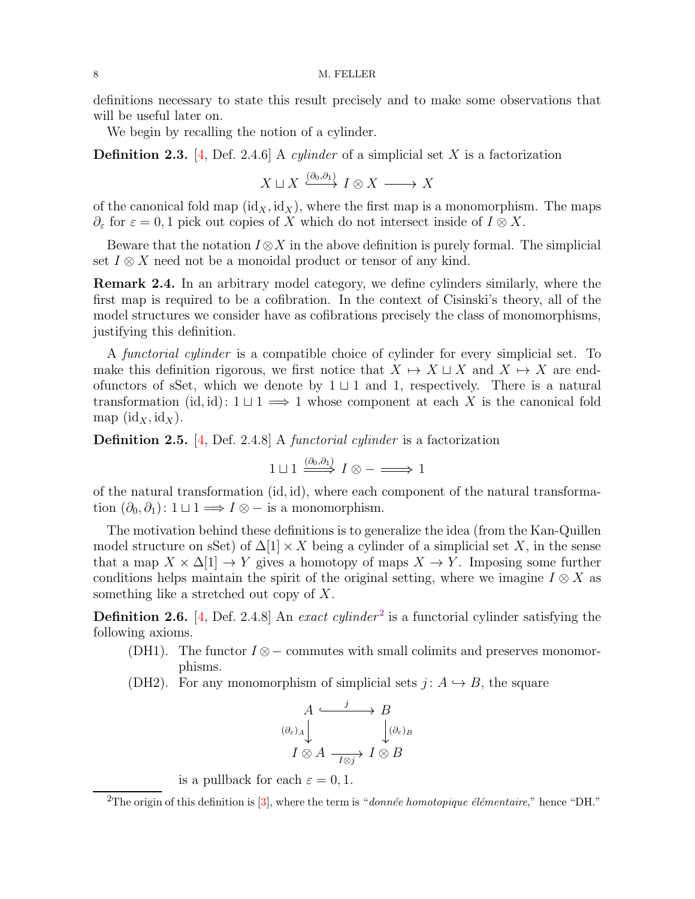definitions necessary to state this result precisely and to make some observations that will be useful later on.

We begin by recalling the notion of a cylinder.

**Definition 2.3.** [4, Def. 2.4.6] A *cylinder* of a simplicial set $X$ is a factorization

$$X \sqcup X \xhookrightarrow{(\partial_0, \partial_1)} I \otimes X \longrightarrow X$$

of the canonical fold map $(\mathrm{id}_X, \mathrm{id}_X)$, where the first map is a monomorphism. The maps $\partial_\varepsilon$ for $\varepsilon = 0, 1$ pick out copies of $X$ which do not intersect inside of $I \otimes X$.

Beware that the notation $I \otimes X$ in the above definition is purely formal. The simplicial set $I \otimes X$ need not be a monoidal product or tensor of any kind.

**Remark 2.4.** In an arbitrary model category, we define cylinders similarly, where the first map is required to be a cofibration. In the context of Cisinski's theory, all of the model structures we consider have as cofibrations precisely the class of monomorphisms, justifying this definition.

A *functorial cylinder* is a compatible choice of cylinder for every simplicial set. To make this definition rigorous, we first notice that $X \mapsto X \sqcup X$ and $X \mapsto X$ are endofunctors of sSet, which we denote by $1 \sqcup 1$ and $1$, respectively. There is a natural transformation $(\mathrm{id}, \mathrm{id})\colon 1 \sqcup 1 \Longrightarrow 1$ whose component at each $X$ is the canonical fold map $(\mathrm{id}_X, \mathrm{id}_X)$.

**Definition 2.5.** [4, Def. 2.4.8] A *functorial cylinder* is a factorization

$$1 \sqcup 1 \xRightarrow{(\partial_0, \partial_1)} I \otimes - \Longrightarrow 1$$

of the natural transformation $(\mathrm{id}, \mathrm{id})$, where each component of the natural transformation $(\partial_0, \partial_1)\colon 1 \sqcup 1 \Longrightarrow I \otimes -$ is a monomorphism.

The motivation behind these definitions is to generalize the idea (from the Kan-Quillen model structure on sSet) of $\Delta[1] \times X$ being a cylinder of a simplicial set $X$, in the sense that a map $X \times \Delta[1] \to Y$ gives a homotopy of maps $X \to Y$. Imposing some further conditions helps maintain the spirit of the original setting, where we imagine $I \otimes X$ as something like a stretched out copy of $X$.

**Definition 2.6.** [4, Def. 2.4.8] An *exact cylinder*[2] is a functorial cylinder satisfying the following axioms.

(DH1). The functor $I \otimes -$ commutes with small colimits and preserves monomorphisms.

(DH2). For any monomorphism of simplicial sets $j\colon A \hookrightarrow B$, the square

$$\begin{array}{ccc} A & \overset{j}{\hookrightarrow} & B \\ {\scriptstyle (\partial_\varepsilon)_A}\downarrow & & \downarrow{\scriptstyle (\partial_\varepsilon)_B} \\ I \otimes A & \xrightarrow[I \otimes j]{} & I \otimes B \end{array}$$

is a pullback for each $\varepsilon = 0, 1$.

[2] The origin of this definition is [3], where the term is "*donnée homotopique élémentaire*," hence "DH."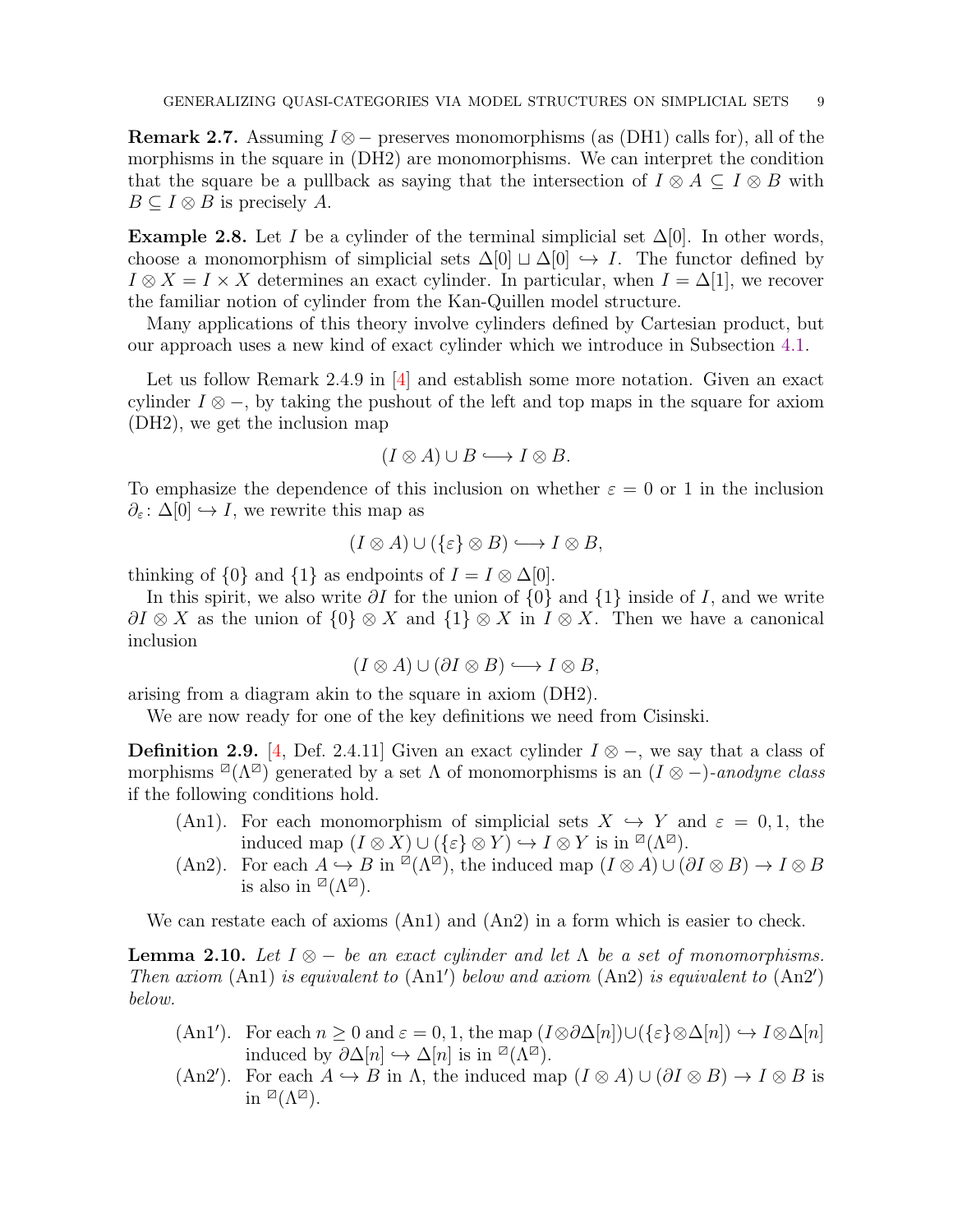**Remark 2.7.** Assuming $I \otimes -$ preserves monomorphisms (as (DH1) calls for), all of the morphisms in the square in (DH2) are monomorphisms. We can interpret the condition that the square be a pullback as saying that the intersection of $I \otimes A \subseteq I \otimes B$ with $B \subseteq I \otimes B$ is precisely $A$.

**Example 2.8.** Let $I$ be a cylinder of the terminal simplicial set $\Delta[0]$. In other words, choose a monomorphism of simplicial sets $\Delta[0] \sqcup \Delta[0] \hookrightarrow I$. The functor defined by $I \otimes X = I \times X$ determines an exact cylinder. In particular, when $I = \Delta[1]$, we recover the familiar notion of cylinder from the Kan-Quillen model structure.

Many applications of this theory involve cylinders defined by Cartesian product, but our approach uses a new kind of exact cylinder which we introduce in Subsection 4.1.

Let us follow Remark 2.4.9 in [4] and establish some more notation. Given an exact cylinder $I \otimes -$, by taking the pushout of the left and top maps in the square for axiom (DH2), we get the inclusion map

$$(I \otimes A) \cup B \hookrightarrow I \otimes B.$$

To emphasize the dependence of this inclusion on whether $\varepsilon = 0$ or $1$ in the inclusion $\partial_\varepsilon \colon \Delta[0] \hookrightarrow I$, we rewrite this map as

$$(I \otimes A) \cup (\{\varepsilon\} \otimes B) \hookrightarrow I \otimes B,$$

thinking of $\{0\}$ and $\{1\}$ as endpoints of $I = I \otimes \Delta[0]$.

In this spirit, we also write $\partial I$ for the union of $\{0\}$ and $\{1\}$ inside of $I$, and we write $\partial I \otimes X$ as the union of $\{0\} \otimes X$ and $\{1\} \otimes X$ in $I \otimes X$. Then we have a canonical inclusion

$$(I \otimes A) \cup (\partial I \otimes B) \hookrightarrow I \otimes B,$$

arising from a diagram akin to the square in axiom (DH2).

We are now ready for one of the key definitions we need from Cisinski.

**Definition 2.9.** [4, Def. 2.4.11] Given an exact cylinder $I \otimes -$, we say that a class of morphisms ${}^{\boxslash}(\Lambda^{\boxslash})$ generated by a set $\Lambda$ of monomorphisms is an $(I \otimes -)$*-anodyne class* if the following conditions hold.

- (An1). For each monomorphism of simplicial sets $X \hookrightarrow Y$ and $\varepsilon = 0, 1$, the induced map $(I \otimes X) \cup (\{\varepsilon\} \otimes Y) \hookrightarrow I \otimes Y$ is in ${}^{\boxslash}(\Lambda^{\boxslash})$.
- (An2). For each $A \hookrightarrow B$ in ${}^{\boxslash}(\Lambda^{\boxslash})$, the induced map $(I \otimes A) \cup (\partial I \otimes B) \to I \otimes B$ is also in ${}^{\boxslash}(\Lambda^{\boxslash})$.

We can restate each of axioms (An1) and (An2) in a form which is easier to check.

**Lemma 2.10.** *Let $I \otimes -$ be an exact cylinder and let $\Lambda$ be a set of monomorphisms. Then axiom* (An1) *is equivalent to* (An1′) *below and axiom* (An2) *is equivalent to* (An2′) *below.*

- (An1′). For each $n \geq 0$ and $\varepsilon = 0, 1$, the map $(I \otimes \partial\Delta[n]) \cup (\{\varepsilon\} \otimes \Delta[n]) \hookrightarrow I \otimes \Delta[n]$ induced by $\partial\Delta[n] \hookrightarrow \Delta[n]$ is in ${}^{\boxslash}(\Lambda^{\boxslash})$.
- (An2′). For each $A \hookrightarrow B$ in $\Lambda$, the induced map $(I \otimes A) \cup (\partial I \otimes B) \to I \otimes B$ is in ${}^{\boxslash}(\Lambda^{\boxslash})$.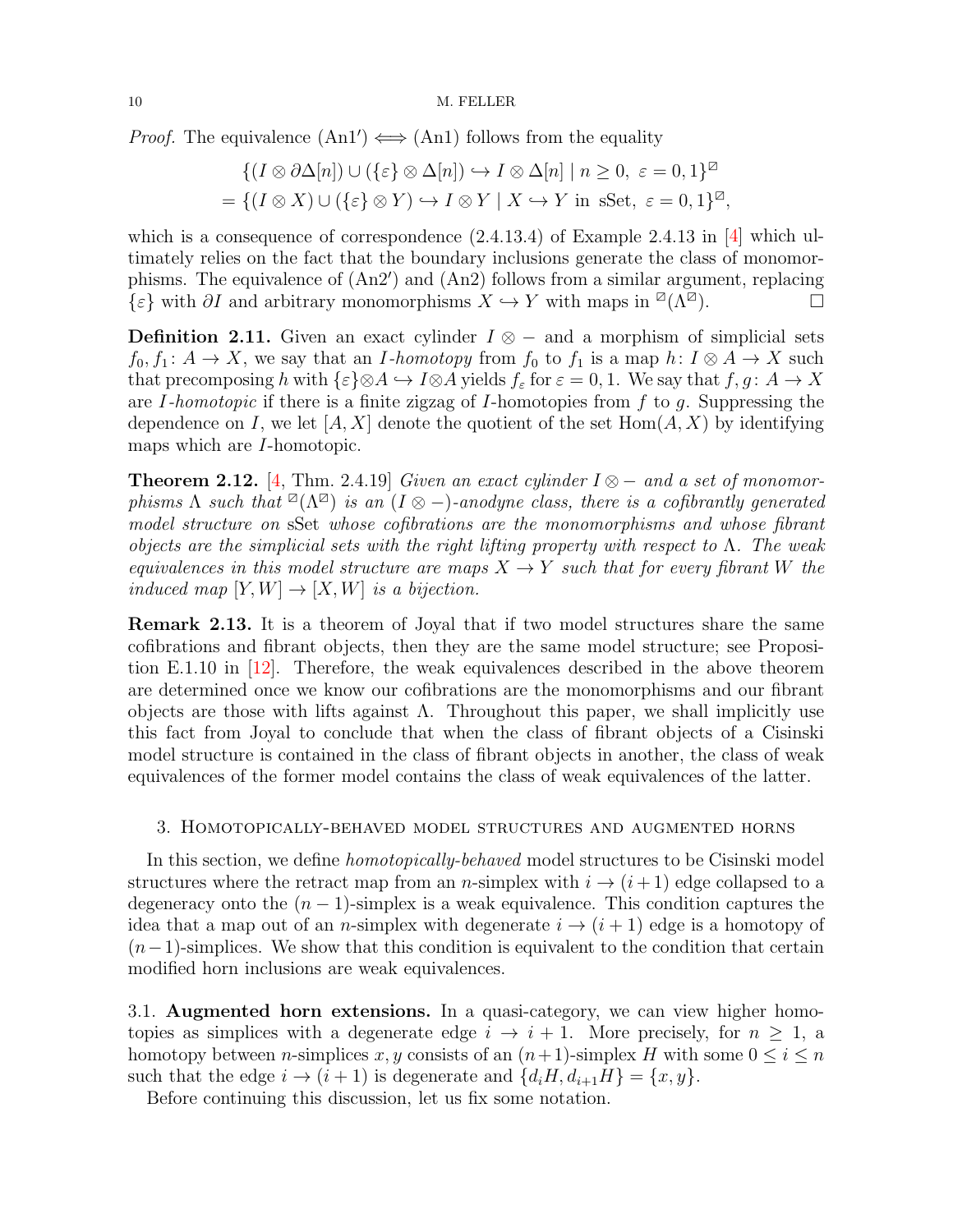*Proof.* The equivalence (An1′) $\iff$ (An1) follows from the equality

$$\{(I \otimes \partial\Delta[n]) \cup (\{\varepsilon\} \otimes \Delta[n]) \hookrightarrow I \otimes \Delta[n] \mid n \geq 0,\ \varepsilon = 0,1\}^{\boxslash}$$
$$= \{(I \otimes X) \cup (\{\varepsilon\} \otimes Y) \hookrightarrow I \otimes Y \mid X \hookrightarrow Y \text{ in sSet},\ \varepsilon = 0,1\}^{\boxslash},$$

which is a consequence of correspondence (2.4.13.4) of Example 2.4.13 in [4] which ultimately relies on the fact that the boundary inclusions generate the class of monomorphisms. The equivalence of (An2′) and (An2) follows from a similar argument, replacing $\{\varepsilon\}$ with $\partial I$ and arbitrary monomorphisms $X \hookrightarrow Y$ with maps in ${}^{\boxslash}(\Lambda^{\boxslash})$. $\square$

**Definition 2.11.** Given an exact cylinder $I \otimes -$ and a morphism of simplicial sets $f_0, f_1 \colon A \to X$, we say that an *$I$-homotopy* from $f_0$ to $f_1$ is a map $h \colon I \otimes A \to X$ such that precomposing $h$ with $\{\varepsilon\} \otimes A \hookrightarrow I \otimes A$ yields $f_\varepsilon$ for $\varepsilon = 0,1$. We say that $f, g \colon A \to X$ are *$I$-homotopic* if there is a finite zigzag of $I$-homotopies from $f$ to $g$. Suppressing the dependence on $I$, we let $[A, X]$ denote the quotient of the set $\mathrm{Hom}(A, X)$ by identifying maps which are $I$-homotopic.

**Theorem 2.12.** [4, Thm. 2.4.19] *Given an exact cylinder $I \otimes -$ and a set of monomorphisms $\Lambda$ such that ${}^{\boxslash}(\Lambda^{\boxslash})$ is an $(I \otimes -)$-anodyne class, there is a cofibrantly generated model structure on* sSet *whose cofibrations are the monomorphisms and whose fibrant objects are the simplicial sets with the right lifting property with respect to $\Lambda$. The weak equivalences in this model structure are maps $X \to Y$ such that for every fibrant $W$ the induced map $[Y, W] \to [X, W]$ is a bijection.*

**Remark 2.13.** It is a theorem of Joyal that if two model structures share the same cofibrations and fibrant objects, then they are the same model structure; see Proposition E.1.10 in [12]. Therefore, the weak equivalences described in the above theorem are determined once we know our cofibrations are the monomorphisms and our fibrant objects are those with lifts against $\Lambda$. Throughout this paper, we shall implicitly use this fact from Joyal to conclude that when the class of fibrant objects of a Cisinski model structure is contained in the class of fibrant objects in another, the class of weak equivalences of the former model contains the class of weak equivalences of the latter.

## 3. Homotopically-behaved model structures and augmented horns

In this section, we define *homotopically-behaved* model structures to be Cisinski model structures where the retract map from an $n$-simplex with $i \to (i+1)$ edge collapsed to a degeneracy onto the $(n-1)$-simplex is a weak equivalence. This condition captures the idea that a map out of an $n$-simplex with degenerate $i \to (i+1)$ edge is a homotopy of $(n-1)$-simplices. We show that this condition is equivalent to the condition that certain modified horn inclusions are weak equivalences.

**3.1. Augmented horn extensions.** In a quasi-category, we can view higher homotopies as simplices with a degenerate edge $i \to i+1$. More precisely, for $n \geq 1$, a homotopy between $n$-simplices $x, y$ consists of an $(n+1)$-simplex $H$ with some $0 \leq i \leq n$ such that the edge $i \to (i+1)$ is degenerate and $\{d_i H, d_{i+1} H\} = \{x, y\}$.

Before continuing this discussion, let us fix some notation.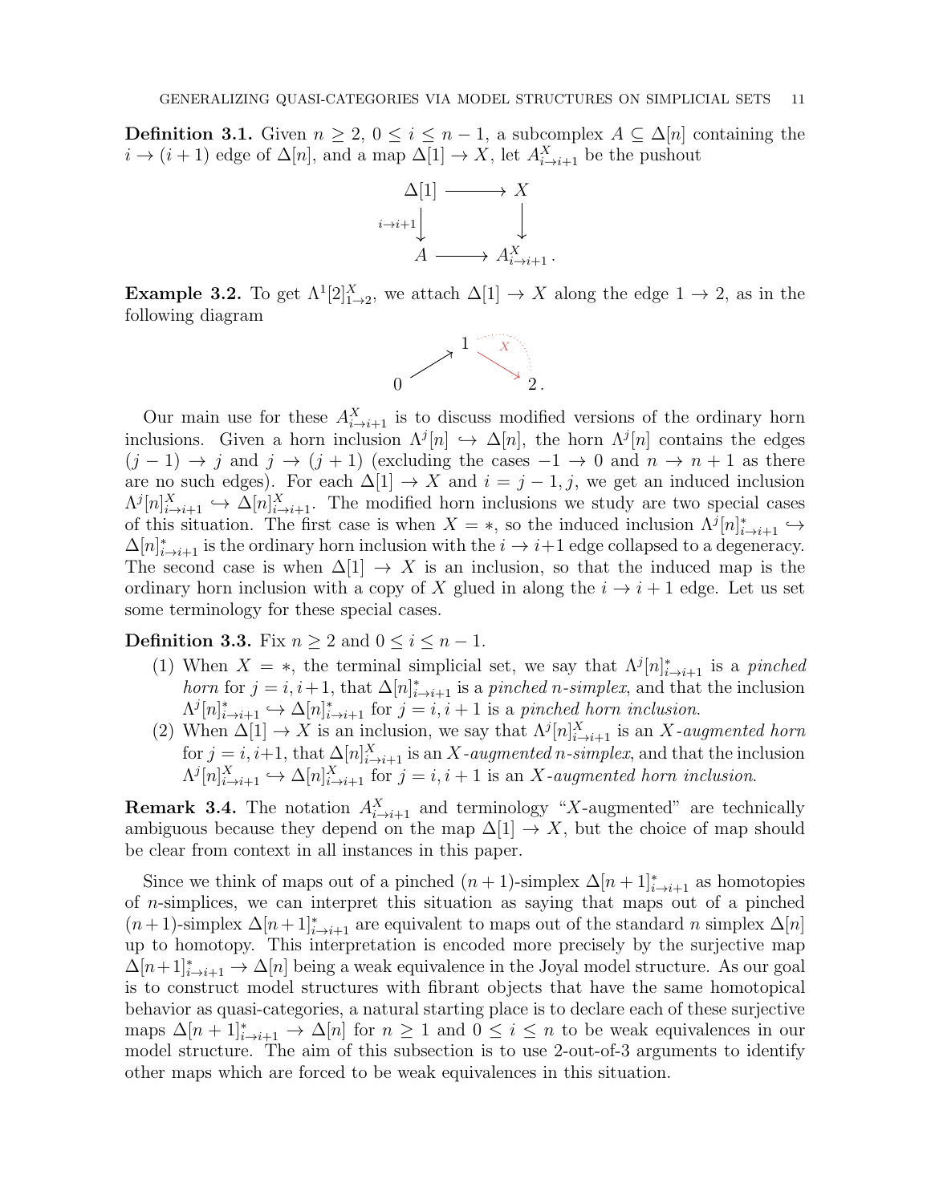**Definition 3.1.** Given $n \geq 2$, $0 \leq i \leq n-1$, a subcomplex $A \subseteq \Delta[n]$ containing the $i \to (i+1)$ edge of $\Delta[n]$, and a map $\Delta[1] \to X$, let $A^X_{i\to i+1}$ be the pushout

$$\begin{array}{ccc} \Delta[1] & \longrightarrow & X \\ {\scriptstyle i\to i+1}\downarrow & & \downarrow \\ A & \longrightarrow & A^X_{i\to i+1}\,. \end{array}$$

**Example 3.2.** To get $\Lambda^1[2]^X_{1\to 2}$, we attach $\Delta[1] \to X$ along the edge $1 \to 2$, as in the following diagram

$$0 \longrightarrow 1 \overset{X}{\longrightarrow} 2\,.$$

Our main use for these $A^X_{i\to i+1}$ is to discuss modified versions of the ordinary horn inclusions. Given a horn inclusion $\Lambda^j[n] \hookrightarrow \Delta[n]$, the horn $\Lambda^j[n]$ contains the edges $(j-1) \to j$ and $j \to (j+1)$ (excluding the cases $-1 \to 0$ and $n \to n+1$ as there are no such edges). For each $\Delta[1] \to X$ and $i = j-1, j$, we get an induced inclusion $\Lambda^j[n]^X_{i\to i+1} \hookrightarrow \Delta[n]^X_{i\to i+1}$. The modified horn inclusions we study are two special cases of this situation. The first case is when $X = *$, so the induced inclusion $\Lambda^j[n]^*_{i\to i+1} \hookrightarrow \Delta[n]^*_{i\to i+1}$ is the ordinary horn inclusion with the $i \to i+1$ edge collapsed to a degeneracy. The second case is when $\Delta[1] \to X$ is an inclusion, so that the induced map is the ordinary horn inclusion with a copy of $X$ glued in along the $i \to i+1$ edge. Let us set some terminology for these special cases.

**Definition 3.3.** Fix $n \geq 2$ and $0 \leq i \leq n-1$.

1. When $X = *$, the terminal simplicial set, we say that $\Lambda^j[n]^*_{i\to i+1}$ is a *pinched horn* for $j = i, i+1$, that $\Delta[n]^*_{i\to i+1}$ is a *pinched* $n$*-simplex*, and that the inclusion $\Lambda^j[n]^*_{i\to i+1} \hookrightarrow \Delta[n]^*_{i\to i+1}$ for $j = i, i+1$ is a *pinched horn inclusion*.
2. When $\Delta[1] \to X$ is an inclusion, we say that $\Lambda^j[n]^X_{i\to i+1}$ is an $X$*-augmented horn* for $j = i, i+1$, that $\Delta[n]^X_{i\to i+1}$ is an $X$*-augmented* $n$*-simplex*, and that the inclusion $\Lambda^j[n]^X_{i\to i+1} \hookrightarrow \Delta[n]^X_{i\to i+1}$ for $j = i, i+1$ is an $X$*-augmented horn inclusion*.

**Remark 3.4.** The notation $A^X_{i\to i+1}$ and terminology "$X$-augmented" are technically ambiguous because they depend on the map $\Delta[1] \to X$, but the choice of map should be clear from context in all instances in this paper.

Since we think of maps out of a pinched $(n+1)$-simplex $\Delta[n+1]^*_{i\to i+1}$ as homotopies of $n$-simplices, we can interpret this situation as saying that maps out of a pinched $(n+1)$-simplex $\Delta[n+1]^*_{i\to i+1}$ are equivalent to maps out of the standard $n$ simplex $\Delta[n]$ up to homotopy. This interpretation is encoded more precisely by the surjective map $\Delta[n+1]^*_{i\to i+1} \to \Delta[n]$ being a weak equivalence in the Joyal model structure. As our goal is to construct model structures with fibrant objects that have the same homotopical behavior as quasi-categories, a natural starting place is to declare each of these surjective maps $\Delta[n+1]^*_{i\to i+1} \to \Delta[n]$ for $n \geq 1$ and $0 \leq i \leq n$ to be weak equivalences in our model structure. The aim of this subsection is to use 2-out-of-3 arguments to identify other maps which are forced to be weak equivalences in this situation.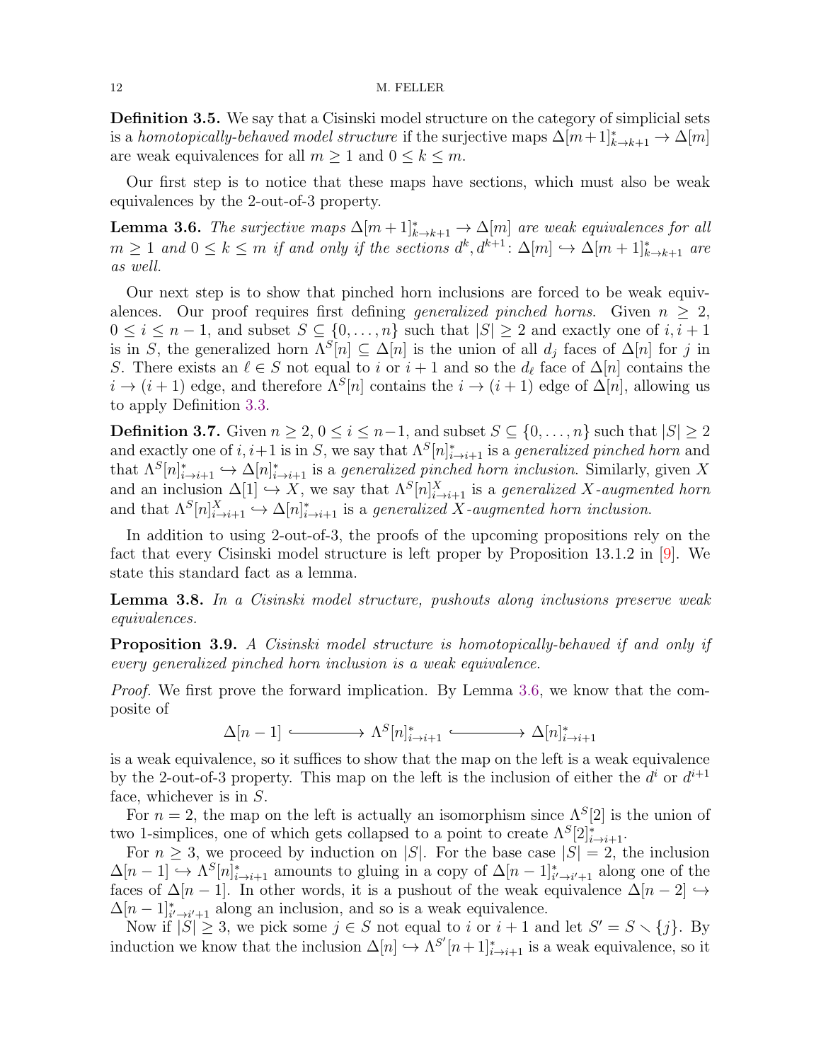**Definition 3.5.** We say that a Cisinski model structure on the category of simplicial sets is a *homotopically-behaved model structure* if the surjective maps $\Delta[m+1]^*_{k\to k+1} \to \Delta[m]$ are weak equivalences for all $m \geq 1$ and $0 \leq k \leq m$.

Our first step is to notice that these maps have sections, which must also be weak equivalences by the 2-out-of-3 property.

**Lemma 3.6.** *The surjective maps $\Delta[m+1]^*_{k\to k+1} \to \Delta[m]$ are weak equivalences for all $m \geq 1$ and $0 \leq k \leq m$ if and only if the sections $d^k, d^{k+1} \colon \Delta[m] \hookrightarrow \Delta[m+1]^*_{k\to k+1}$ are as well.*

Our next step is to show that pinched horn inclusions are forced to be weak equivalences. Our proof requires first defining *generalized pinched horns*. Given $n \geq 2$, $0 \leq i \leq n-1$, and subset $S \subseteq \{0, \ldots, n\}$ such that $|S| \geq 2$ and exactly one of $i, i+1$ is in $S$, the generalized horn $\Lambda^S[n] \subseteq \Delta[n]$ is the union of all $d_j$ faces of $\Delta[n]$ for $j$ in $S$. There exists an $\ell \in S$ not equal to $i$ or $i+1$ and so the $d_\ell$ face of $\Delta[n]$ contains the $i \to (i+1)$ edge, and therefore $\Lambda^S[n]$ contains the $i \to (i+1)$ edge of $\Delta[n]$, allowing us to apply Definition 3.3.

**Definition 3.7.** Given $n \geq 2$, $0 \leq i \leq n-1$, and subset $S \subseteq \{0, \ldots, n\}$ such that $|S| \geq 2$ and exactly one of $i, i+1$ is in $S$, we say that $\Lambda^S[n]^*_{i\to i+1}$ is a *generalized pinched horn* and that $\Lambda^S[n]^*_{i\to i+1} \hookrightarrow \Delta[n]^*_{i\to i+1}$ is a *generalized pinched horn inclusion*. Similarly, given $X$ and an inclusion $\Delta[1] \hookrightarrow X$, we say that $\Lambda^S[n]^X_{i\to i+1}$ is a *generalized $X$-augmented horn* and that $\Lambda^S[n]^X_{i\to i+1} \hookrightarrow \Delta[n]^*_{i\to i+1}$ is a *generalized $X$-augmented horn inclusion*.

In addition to using 2-out-of-3, the proofs of the upcoming propositions rely on the fact that every Cisinski model structure is left proper by Proposition 13.1.2 in [9]. We state this standard fact as a lemma.

**Lemma 3.8.** *In a Cisinski model structure, pushouts along inclusions preserve weak equivalences.*

**Proposition 3.9.** *A Cisinski model structure is homotopically-behaved if and only if every generalized pinched horn inclusion is a weak equivalence.*

*Proof.* We first prove the forward implication. By Lemma 3.6, we know that the composite of

$$\Delta[n-1] \hookrightarrow \Lambda^S[n]^*_{i\to i+1} \hookrightarrow \Delta[n]^*_{i\to i+1}$$

is a weak equivalence, so it suffices to show that the map on the left is a weak equivalence by the 2-out-of-3 property. This map on the left is the inclusion of either the $d^i$ or $d^{i+1}$ face, whichever is in $S$.

For $n = 2$, the map on the left is actually an isomorphism since $\Lambda^S[2]$ is the union of two 1-simplices, one of which gets collapsed to a point to create $\Lambda^S[2]^*_{i\to i+1}$.

For $n \geq 3$, we proceed by induction on $|S|$. For the base case $|S| = 2$, the inclusion $\Delta[n-1] \hookrightarrow \Lambda^S[n]^*_{i\to i+1}$ amounts to gluing in a copy of $\Delta[n-1]^*_{i'\to i'+1}$ along one of the faces of $\Delta[n-1]$. In other words, it is a pushout of the weak equivalence $\Delta[n-2] \hookrightarrow \Delta[n-1]^*_{i'\to i'+1}$ along an inclusion, and so is a weak equivalence.

Now if $|S| \geq 3$, we pick some $j \in S$ not equal to $i$ or $i+1$ and let $S' = S \setminus \{j\}$. By induction we know that the inclusion $\Delta[n] \hookrightarrow \Lambda^{S'}[n+1]^*_{i\to i+1}$ is a weak equivalence, so it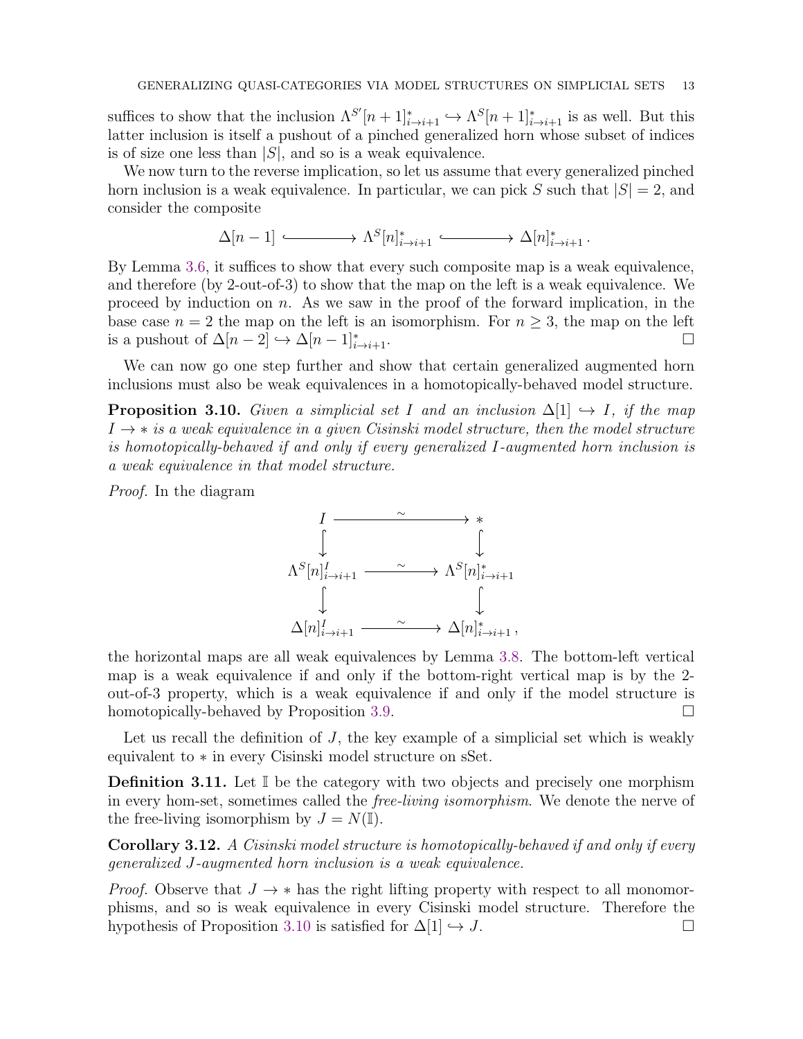suffices to show that the inclusion $\Lambda^{S'}[n+1]^*_{i\to i+1} \hookrightarrow \Lambda^S[n+1]^*_{i\to i+1}$ is as well. But this latter inclusion is itself a pushout of a pinched generalized horn whose subset of indices is of size one less than $|S|$, and so is a weak equivalence.

We now turn to the reverse implication, so let us assume that every generalized pinched horn inclusion is a weak equivalence. In particular, we can pick $S$ such that $|S| = 2$, and consider the composite

$$\Delta[n-1] \hookrightarrow \Lambda^S[n]^*_{i\to i+1} \hookrightarrow \Delta[n]^*_{i\to i+1}\,.$$

By Lemma 3.6, it suffices to show that every such composite map is a weak equivalence, and therefore (by 2-out-of-3) to show that the map on the left is a weak equivalence. We proceed by induction on $n$. As we saw in the proof of the forward implication, in the base case $n = 2$ the map on the left is an isomorphism. For $n \geq 3$, the map on the left is a pushout of $\Delta[n-2] \hookrightarrow \Delta[n-1]^*_{i\to i+1}$. □

We can now go one step further and show that certain generalized augmented horn inclusions must also be weak equivalences in a homotopically-behaved model structure.

**Proposition 3.10.** *Given a simplicial set $I$ and an inclusion $\Delta[1] \hookrightarrow I$, if the map $I \to *$ is a weak equivalence in a given Cisinski model structure, then the model structure is homotopically-behaved if and only if every generalized $I$-augmented horn inclusion is a weak equivalence in that model structure.*

*Proof.* In the diagram

$$\begin{array}{ccc}
I & \xrightarrow{\ \sim\ } & * \\
\big\downarrow & & \big\downarrow \\
\Lambda^S[n]^I_{i\to i+1} & \xrightarrow{\ \sim\ } & \Lambda^S[n]^*_{i\to i+1} \\
\big\downarrow & & \big\downarrow \\
\Delta[n]^I_{i\to i+1} & \xrightarrow{\ \sim\ } & \Delta[n]^*_{i\to i+1}\,,
\end{array}$$

the horizontal maps are all weak equivalences by Lemma 3.8. The bottom-left vertical map is a weak equivalence if and only if the bottom-right vertical map is by the 2-out-of-3 property, which is a weak equivalence if and only if the model structure is homotopically-behaved by Proposition 3.9. □

Let us recall the definition of $J$, the key example of a simplicial set which is weakly equivalent to $*$ in every Cisinski model structure on sSet.

**Definition 3.11.** Let $\mathbb{I}$ be the category with two objects and precisely one morphism in every hom-set, sometimes called the *free-living isomorphism*. We denote the nerve of the free-living isomorphism by $J = N(\mathbb{I})$.

**Corollary 3.12.** *A Cisinski model structure is homotopically-behaved if and only if every generalized $J$-augmented horn inclusion is a weak equivalence.*

*Proof.* Observe that $J \to *$ has the right lifting property with respect to all monomorphisms, and so is weak equivalence in every Cisinski model structure. Therefore the hypothesis of Proposition 3.10 is satisfied for $\Delta[1] \hookrightarrow J$. □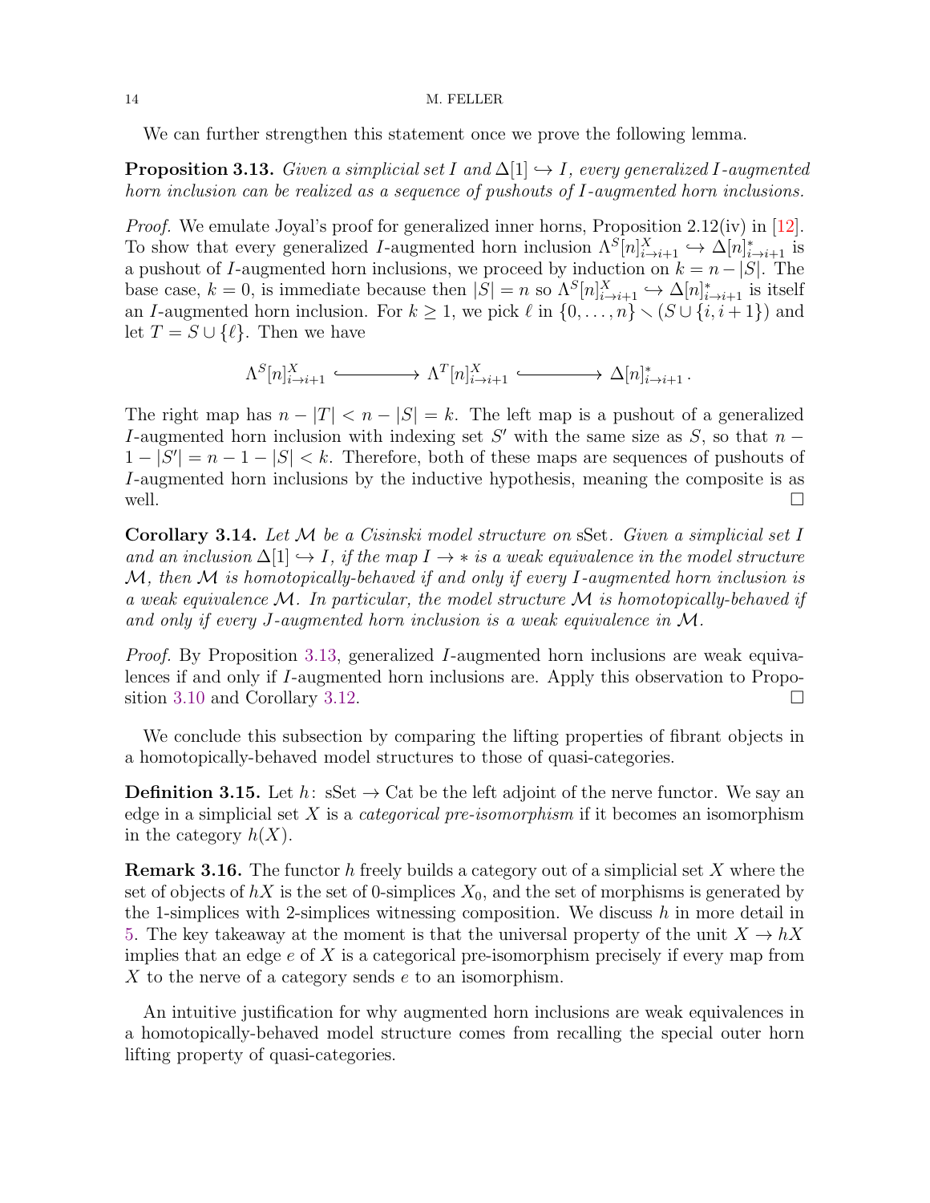We can further strengthen this statement once we prove the following lemma.

**Proposition 3.13.** *Given a simplicial set $I$ and $\Delta[1] \hookrightarrow I$, every generalized $I$-augmented horn inclusion can be realized as a sequence of pushouts of $I$-augmented horn inclusions.*

*Proof.* We emulate Joyal's proof for generalized inner horns, Proposition 2.12(iv) in [12]. To show that every generalized $I$-augmented horn inclusion $\Lambda^S[n]^X_{i\to i+1} \hookrightarrow \Delta[n]^*_{i\to i+1}$ is a pushout of $I$-augmented horn inclusions, we proceed by induction on $k = n - |S|$. The base case, $k = 0$, is immediate because then $|S| = n$ so $\Lambda^S[n]^X_{i\to i+1} \hookrightarrow \Delta[n]^*_{i\to i+1}$ is itself an $I$-augmented horn inclusion. For $k \geq 1$, we pick $\ell$ in $\{0, \ldots, n\} \smallsetminus (S \cup \{i, i+1\})$ and let $T = S \cup \{\ell\}$. Then we have

$$\Lambda^S[n]^X_{i\to i+1} \hookrightarrow \Lambda^T[n]^X_{i\to i+1} \hookrightarrow \Delta[n]^*_{i\to i+1}\,.$$

The right map has $n - |T| < n - |S| = k$. The left map is a pushout of a generalized $I$-augmented horn inclusion with indexing set $S'$ with the same size as $S$, so that $n - 1 - |S'| = n - 1 - |S| < k$. Therefore, both of these maps are sequences of pushouts of $I$-augmented horn inclusions by the inductive hypothesis, meaning the composite is as well. □

**Corollary 3.14.** *Let $\mathcal{M}$ be a Cisinski model structure on* sSet. *Given a simplicial set $I$ and an inclusion $\Delta[1] \hookrightarrow I$, if the map $I \to *$ is a weak equivalence in the model structure $\mathcal{M}$, then $\mathcal{M}$ is homotopically-behaved if and only if every $I$-augmented horn inclusion is a weak equivalence $\mathcal{M}$. In particular, the model structure $\mathcal{M}$ is homotopically-behaved if and only if every $J$-augmented horn inclusion is a weak equivalence in $\mathcal{M}$.*

*Proof.* By Proposition 3.13, generalized $I$-augmented horn inclusions are weak equivalences if and only if $I$-augmented horn inclusions are. Apply this observation to Proposition 3.10 and Corollary 3.12. □

We conclude this subsection by comparing the lifting properties of fibrant objects in a homotopically-behaved model structures to those of quasi-categories.

**Definition 3.15.** Let $h\colon$ sSet $\to$ Cat be the left adjoint of the nerve functor. We say an edge in a simplicial set $X$ is a *categorical pre-isomorphism* if it becomes an isomorphism in the category $h(X)$.

**Remark 3.16.** The functor $h$ freely builds a category out of a simplicial set $X$ where the set of objects of $hX$ is the set of 0-simplices $X_0$, and the set of morphisms is generated by the 1-simplices with 2-simplices witnessing composition. We discuss $h$ in more detail in 5. The key takeaway at the moment is that the universal property of the unit $X \to hX$ implies that an edge $e$ of $X$ is a categorical pre-isomorphism precisely if every map from $X$ to the nerve of a category sends $e$ to an isomorphism.

An intuitive justification for why augmented horn inclusions are weak equivalences in a homotopically-behaved model structure comes from recalling the special outer horn lifting property of quasi-categories.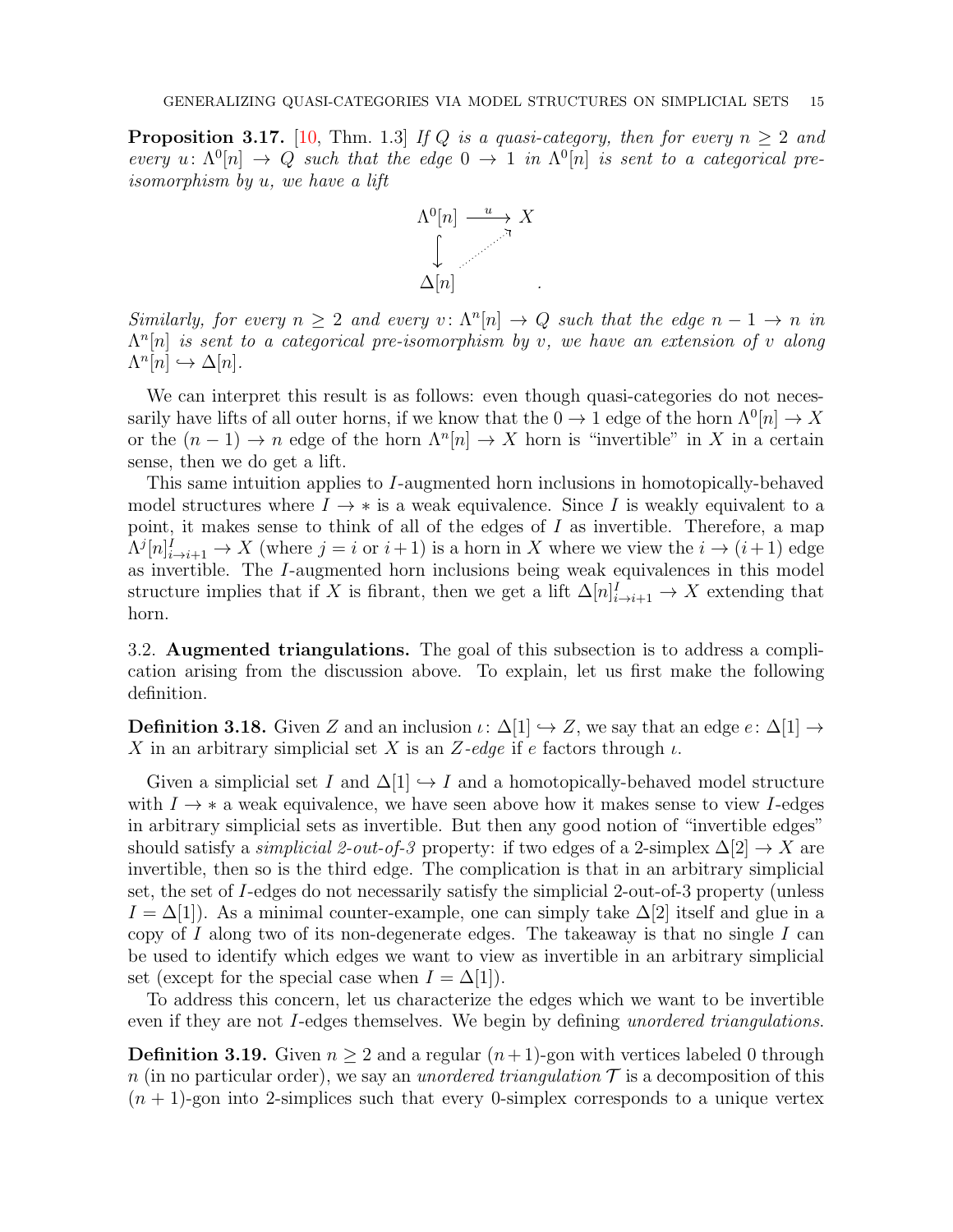**Proposition 3.17.** [10, Thm. 1.3] *If $Q$ is a quasi-category, then for every $n \geq 2$ and every $u\colon \Lambda^0[n] \to Q$ such that the edge $0 \to 1$ in $\Lambda^0[n]$ is sent to a categorical pre-isomorphism by $u$, we have a lift*

$$\begin{array}{ccc} \Lambda^0[n] & \xrightarrow{u} & X \\ \big\downarrow & \nearrow & \\ \Delta[n] & & \end{array}.$$

*Similarly, for every $n \geq 2$ and every $v\colon \Lambda^n[n] \to Q$ such that the edge $n-1 \to n$ in $\Lambda^n[n]$ is sent to a categorical pre-isomorphism by $v$, we have an extension of $v$ along $\Lambda^n[n] \hookrightarrow \Delta[n]$.*

We can interpret this result is as follows: even though quasi-categories do not necessarily have lifts of all outer horns, if we know that the $0 \to 1$ edge of the horn $\Lambda^0[n] \to X$ or the $(n-1) \to n$ edge of the horn $\Lambda^n[n] \to X$ horn is "invertible" in $X$ in a certain sense, then we do get a lift.

This same intuition applies to $I$-augmented horn inclusions in homotopically-behaved model structures where $I \to *$ is a weak equivalence. Since $I$ is weakly equivalent to a point, it makes sense to think of all of the edges of $I$ as invertible. Therefore, a map $\Lambda^j[n]^I_{i\to i+1} \to X$ (where $j = i$ or $i+1$) is a horn in $X$ where we view the $i \to (i+1)$ edge as invertible. The $I$-augmented horn inclusions being weak equivalences in this model structure implies that if $X$ is fibrant, then we get a lift $\Delta[n]^I_{i\to i+1} \to X$ extending that horn.

## 3.2. Augmented triangulations.

The goal of this subsection is to address a complication arising from the discussion above. To explain, let us first make the following definition.

**Definition 3.18.** Given $Z$ and an inclusion $\iota\colon \Delta[1] \hookrightarrow Z$, we say that an edge $e\colon \Delta[1] \to X$ in an arbitrary simplicial set $X$ is an *$Z$-edge* if $e$ factors through $\iota$.

Given a simplicial set $I$ and $\Delta[1] \hookrightarrow I$ and a homotopically-behaved model structure with $I \to *$ a weak equivalence, we have seen above how it makes sense to view $I$-edges in arbitrary simplicial sets as invertible. But then any good notion of "invertible edges" should satisfy a *simplicial 2-out-of-3* property: if two edges of a 2-simplex $\Delta[2] \to X$ are invertible, then so is the third edge. The complication is that in an arbitrary simplicial set, the set of $I$-edges do not necessarily satisfy the simplicial 2-out-of-3 property (unless $I = \Delta[1]$). As a minimal counter-example, one can simply take $\Delta[2]$ itself and glue in a copy of $I$ along two of its non-degenerate edges. The takeaway is that no single $I$ can be used to identify which edges we want to view as invertible in an arbitrary simplicial set (except for the special case when $I = \Delta[1]$).

To address this concern, let us characterize the edges which we want to be invertible even if they are not $I$-edges themselves. We begin by defining *unordered triangulations*.

**Definition 3.19.** Given $n \geq 2$ and a regular $(n+1)$-gon with vertices labeled 0 through $n$ (in no particular order), we say an *unordered triangulation* $\mathcal{T}$ is a decomposition of this $(n+1)$-gon into 2-simplices such that every 0-simplex corresponds to a unique vertex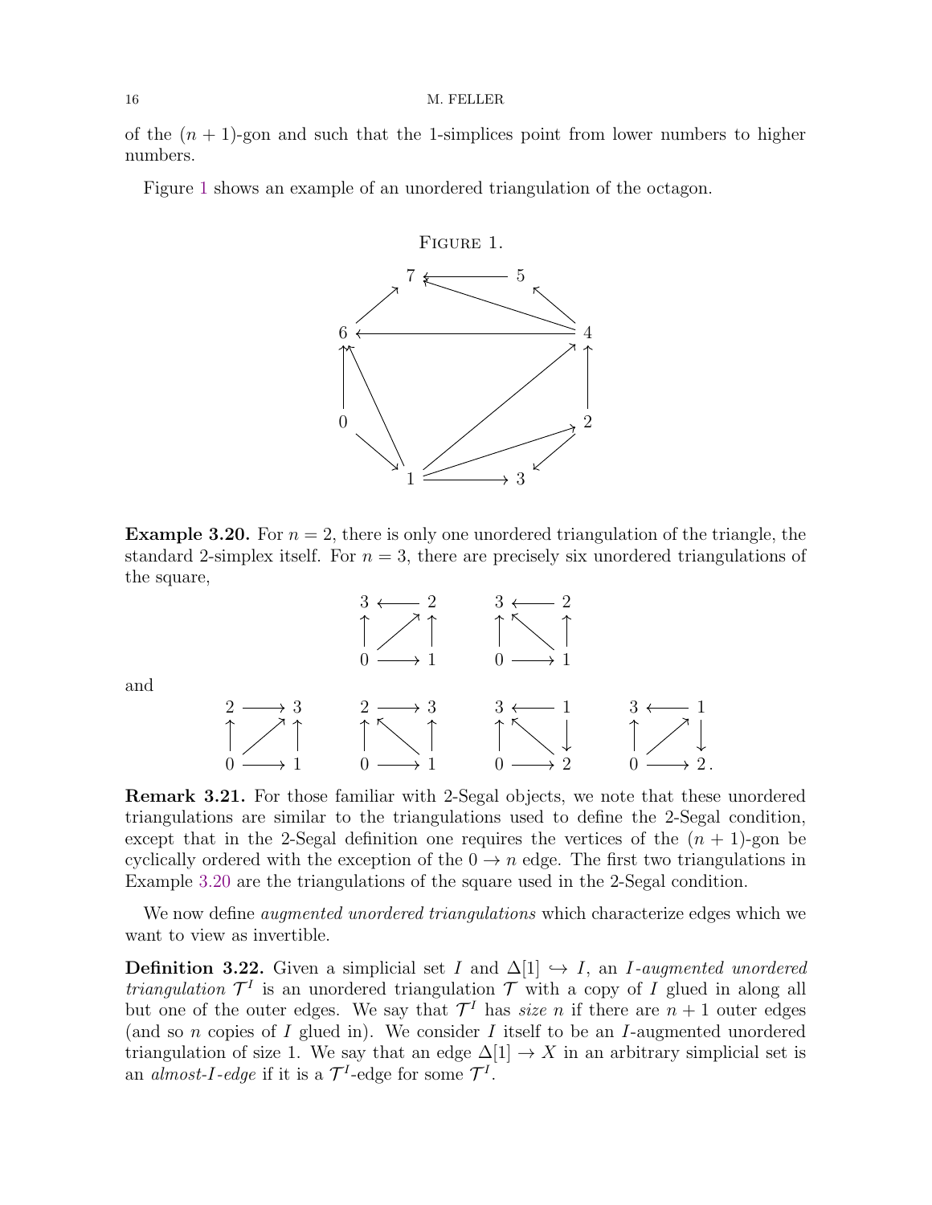of the $(n+1)$-gon and such that the 1-simplices point from lower numbers to higher numbers.

Figure 1 shows an example of an unordered triangulation of the octagon.

Figure 1.

**Example 3.20.** For $n = 2$, there is only one unordered triangulation of the triangle, the standard 2-simplex itself. For $n = 3$, there are precisely six unordered triangulations of the square,

and

**Remark 3.21.** For those familiar with 2-Segal objects, we note that these unordered triangulations are similar to the triangulations used to define the 2-Segal condition, except that in the 2-Segal definition one requires the vertices of the $(n+1)$-gon be cyclically ordered with the exception of the $0 \to n$ edge. The first two triangulations in Example 3.20 are the triangulations of the square used in the 2-Segal condition.

We now define *augmented unordered triangulations* which characterize edges which we want to view as invertible.

**Definition 3.22.** Given a simplicial set $I$ and $\Delta[1] \hookrightarrow I$, an *$I$-augmented unordered triangulation* $\mathcal{T}^I$ is an unordered triangulation $\mathcal{T}$ with a copy of $I$ glued in along all but one of the outer edges. We say that $\mathcal{T}^I$ has *size $n$* if there are $n+1$ outer edges (and so $n$ copies of $I$ glued in). We consider $I$ itself to be an $I$-augmented unordered triangulation of size 1. We say that an edge $\Delta[1] \to X$ in an arbitrary simplicial set is an *almost-$I$-edge* if it is a $\mathcal{T}^I$-edge for some $\mathcal{T}^I$.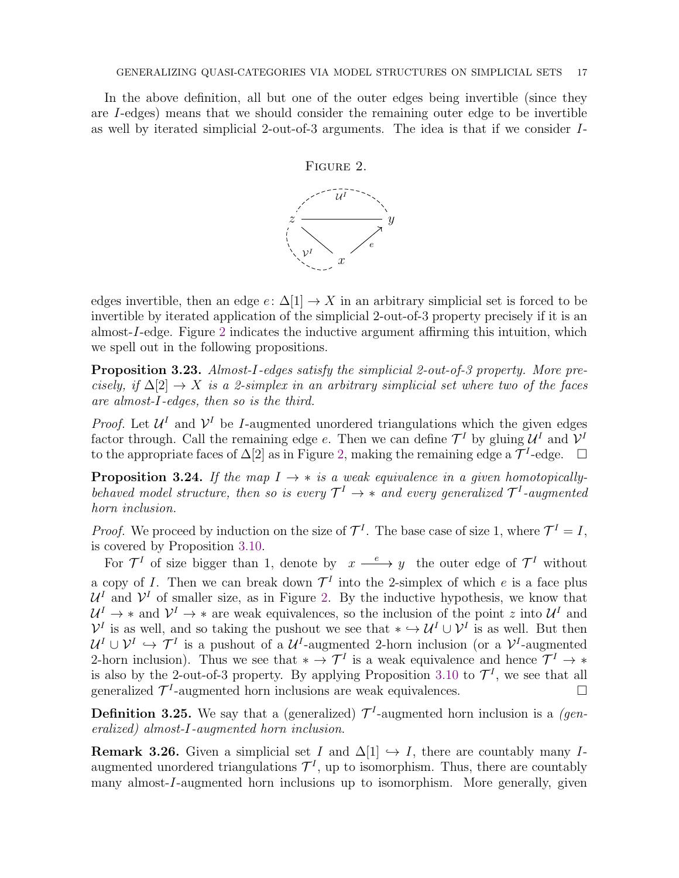In the above definition, all but one of the outer edges being invertible (since they are $I$-edges) means that we should consider the remaining outer edge to be invertible as well by iterated simplicial 2-out-of-3 arguments. The idea is that if we consider $I$-

FIGURE 2.

edges invertible, then an edge $e\colon \Delta[1] \to X$ in an arbitrary simplicial set is forced to be invertible by iterated application of the simplicial 2-out-of-3 property precisely if it is an almost-$I$-edge. Figure 2 indicates the inductive argument affirming this intuition, which we spell out in the following propositions.

**Proposition 3.23.** *Almost-$I$-edges satisfy the simplicial 2-out-of-3 property. More precisely, if $\Delta[2] \to X$ is a 2-simplex in an arbitrary simplicial set where two of the faces are almost-$I$-edges, then so is the third.*

*Proof.* Let $\mathcal{U}^I$ and $\mathcal{V}^I$ be $I$-augmented unordered triangulations which the given edges factor through. Call the remaining edge $e$. Then we can define $\mathcal{T}^I$ by gluing $\mathcal{U}^I$ and $\mathcal{V}^I$ to the appropriate faces of $\Delta[2]$ as in Figure 2, making the remaining edge a $\mathcal{T}^I$-edge. □

**Proposition 3.24.** *If the map $I \to *$ is a weak equivalence in a given homotopically-behaved model structure, then so is every $\mathcal{T}^I \to *$ and every generalized $\mathcal{T}^I$-augmented horn inclusion.*

*Proof.* We proceed by induction on the size of $\mathcal{T}^I$. The base case of size 1, where $\mathcal{T}^I = I$, is covered by Proposition 3.10.

For $\mathcal{T}^I$ of size bigger than 1, denote by $x \xrightarrow{e} y$ the outer edge of $\mathcal{T}^I$ without a copy of $I$. Then we can break down $\mathcal{T}^I$ into the 2-simplex of which $e$ is a face plus $\mathcal{U}^I$ and $\mathcal{V}^I$ of smaller size, as in Figure 2. By the inductive hypothesis, we know that $\mathcal{U}^I \to *$ and $\mathcal{V}^I \to *$ are weak equivalences, so the inclusion of the point $z$ into $\mathcal{U}^I$ and $\mathcal{V}^I$ is as well, and so taking the pushout we see that $* \hookrightarrow \mathcal{U}^I \cup \mathcal{V}^I$ is as well. But then $\mathcal{U}^I \cup \mathcal{V}^I \hookrightarrow \mathcal{T}^I$ is a pushout of a $\mathcal{U}^I$-augmented 2-horn inclusion (or a $\mathcal{V}^I$-augmented 2-horn inclusion). Thus we see that $* \to \mathcal{T}^I$ is a weak equivalence and hence $\mathcal{T}^I \to *$ is also by the 2-out-of-3 property. By applying Proposition 3.10 to $\mathcal{T}^I$, we see that all generalized $\mathcal{T}^I$-augmented horn inclusions are weak equivalences. □

**Definition 3.25.** We say that a (generalized) $\mathcal{T}^I$-augmented horn inclusion is a *(generalized) almost-$I$-augmented horn inclusion*.

**Remark 3.26.** Given a simplicial set $I$ and $\Delta[1] \hookrightarrow I$, there are countably many $I$-augmented unordered triangulations $\mathcal{T}^I$, up to isomorphism. Thus, there are countably many almost-$I$-augmented horn inclusions up to isomorphism. More generally, given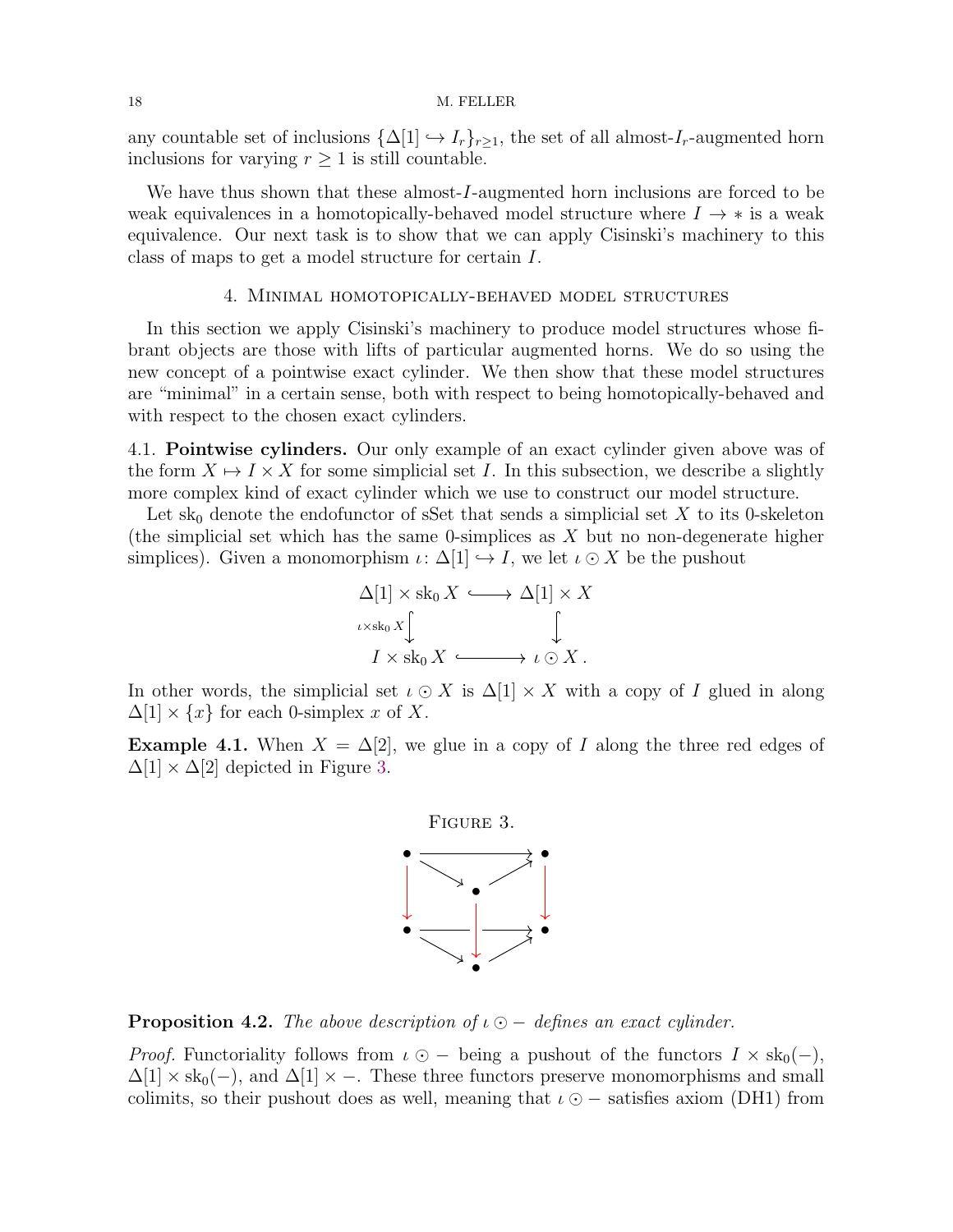any countable set of inclusions $\{\Delta[1] \hookrightarrow I_r\}_{r\geq 1}$, the set of all almost-$I_r$-augmented horn inclusions for varying $r \geq 1$ is still countable.

We have thus shown that these almost-$I$-augmented horn inclusions are forced to be weak equivalences in a homotopically-behaved model structure where $I \to *$ is a weak equivalence. Our next task is to show that we can apply Cisinski's machinery to this class of maps to get a model structure for certain $I$.

## 4. Minimal homotopically-behaved model structures

In this section we apply Cisinski's machinery to produce model structures whose fibrant objects are those with lifts of particular augmented horns. We do so using the new concept of a pointwise exact cylinder. We then show that these model structures are "minimal" in a certain sense, both with respect to being homotopically-behaved and with respect to the chosen exact cylinders.

4.1. **Pointwise cylinders.** Our only example of an exact cylinder given above was of the form $X \mapsto I \times X$ for some simplicial set $I$. In this subsection, we describe a slightly more complex kind of exact cylinder which we use to construct our model structure.

Let $\mathrm{sk}_0$ denote the endofunctor of sSet that sends a simplicial set $X$ to its 0-skeleton (the simplicial set which has the same 0-simplices as $X$ but no non-degenerate higher simplices). Given a monomorphism $\iota \colon \Delta[1] \hookrightarrow I$, we let $\iota \odot X$ be the pushout

$$
\begin{array}{ccc}
\Delta[1] \times \mathrm{sk}_0 X & \hookrightarrow & \Delta[1] \times X \\
{\scriptstyle \iota \times \mathrm{sk}_0 X} \downarrow & & \downarrow \\
I \times \mathrm{sk}_0 X & \hookrightarrow & \iota \odot X\,.
\end{array}
$$

In other words, the simplicial set $\iota \odot X$ is $\Delta[1] \times X$ with a copy of $I$ glued in along $\Delta[1] \times \{x\}$ for each 0-simplex $x$ of $X$.

**Example 4.1.** When $X = \Delta[2]$, we glue in a copy of $I$ along the three red edges of $\Delta[1] \times \Delta[2]$ depicted in Figure 3.

Figure 3.

**Proposition 4.2.** *The above description of $\iota \odot -$ defines an exact cylinder.*

*Proof.* Functoriality follows from $\iota \odot -$ being a pushout of the functors $I \times \mathrm{sk}_0(-)$, $\Delta[1] \times \mathrm{sk}_0(-)$, and $\Delta[1] \times -$. These three functors preserve monomorphisms and small colimits, so their pushout does as well, meaning that $\iota \odot -$ satisfies axiom (DH1) from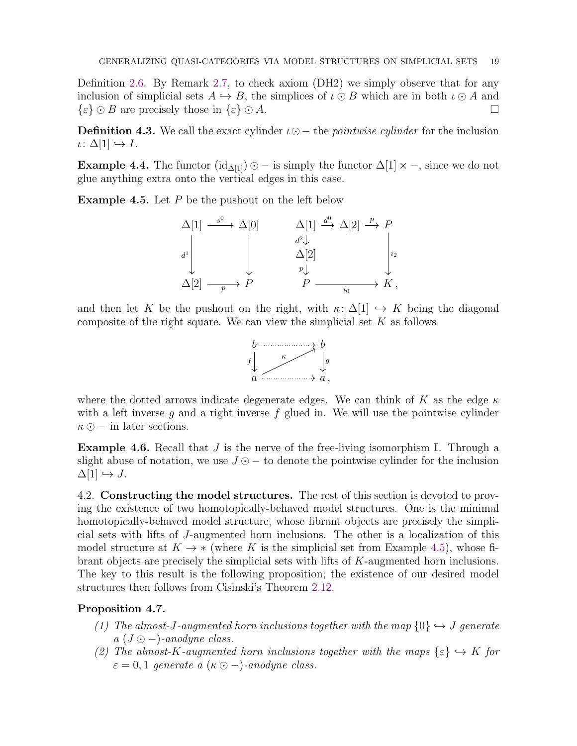Definition 2.6. By Remark 2.7, to check axiom (DH2) we simply observe that for any inclusion of simplicial sets $A \hookrightarrow B$, the simplices of $\iota \odot B$ which are in both $\iota \odot A$ and $\{\varepsilon\} \odot B$ are precisely those in $\{\varepsilon\} \odot A$. $\square$

**Definition 4.3.** We call the exact cylinder $\iota \odot -$ the *pointwise cylinder* for the inclusion $\iota \colon \Delta[1] \hookrightarrow I$.

**Example 4.4.** The functor $(\mathrm{id}_{\Delta[1]}) \odot -$ is simply the functor $\Delta[1] \times -$, since we do not glue anything extra onto the vertical edges in this case.

**Example 4.5.** Let $P$ be the pushout on the left below

$$\begin{array}{ccc} \Delta[1] & \xrightarrow{s^0} & \Delta[0] \\ {\scriptstyle d^1}\downarrow & & \downarrow \\ \Delta[2] & \xrightarrow[p]{} & P \end{array} \qquad \begin{array}{ccccc} \Delta[1] & \xrightarrow{d^0} & \Delta[2] & \xrightarrow{p} & P \\ {\scriptstyle d^2}\downarrow & & & & \\ \Delta[2] & & & & \downarrow{\scriptstyle i_2} \\ {\scriptstyle p}\downarrow & & & & \\ P & & \xrightarrow[i_0]{} & & K, \end{array}$$

and then let $K$ be the pushout on the right, with $\kappa \colon \Delta[1] \hookrightarrow K$ being the diagonal composite of the right square. We can view the simplicial set $K$ as follows

$$\begin{array}{ccc} b & \cdots\cdots\rightarrow & b \\ {\scriptstyle f}\downarrow & \overset{\kappa}{\nearrow} & \downarrow{\scriptstyle g} \\ a & \cdots\cdots\rightarrow & a, \end{array}$$

where the dotted arrows indicate degenerate edges. We can think of $K$ as the edge $\kappa$ with a left inverse $g$ and a right inverse $f$ glued in. We will use the pointwise cylinder $\kappa \odot -$ in later sections.

**Example 4.6.** Recall that $J$ is the nerve of the free-living isomorphism $\mathbb{I}$. Through a slight abuse of notation, we use $J \odot -$ to denote the pointwise cylinder for the inclusion $\Delta[1] \hookrightarrow J$.

4.2. **Constructing the model structures.** The rest of this section is devoted to proving the existence of two homotopically-behaved model structures. One is the minimal homotopically-behaved model structure, whose fibrant objects are precisely the simplicial sets with lifts of $J$-augmented horn inclusions. The other is a localization of this model structure at $K \to *$ (where $K$ is the simplicial set from Example 4.5), whose fibrant objects are precisely the simplicial sets with lifts of $K$-augmented horn inclusions. The key to this result is the following proposition; the existence of our desired model structures then follows from Cisinski's Theorem 2.12.

**Proposition 4.7.**

1. *The almost-$J$-augmented horn inclusions together with the map $\{0\} \hookrightarrow J$ generate a $(J \odot -)$-anodyne class.*
2. *The almost-$K$-augmented horn inclusions together with the maps $\{\varepsilon\} \hookrightarrow K$ for $\varepsilon = 0, 1$ generate a $(\kappa \odot -)$-anodyne class.*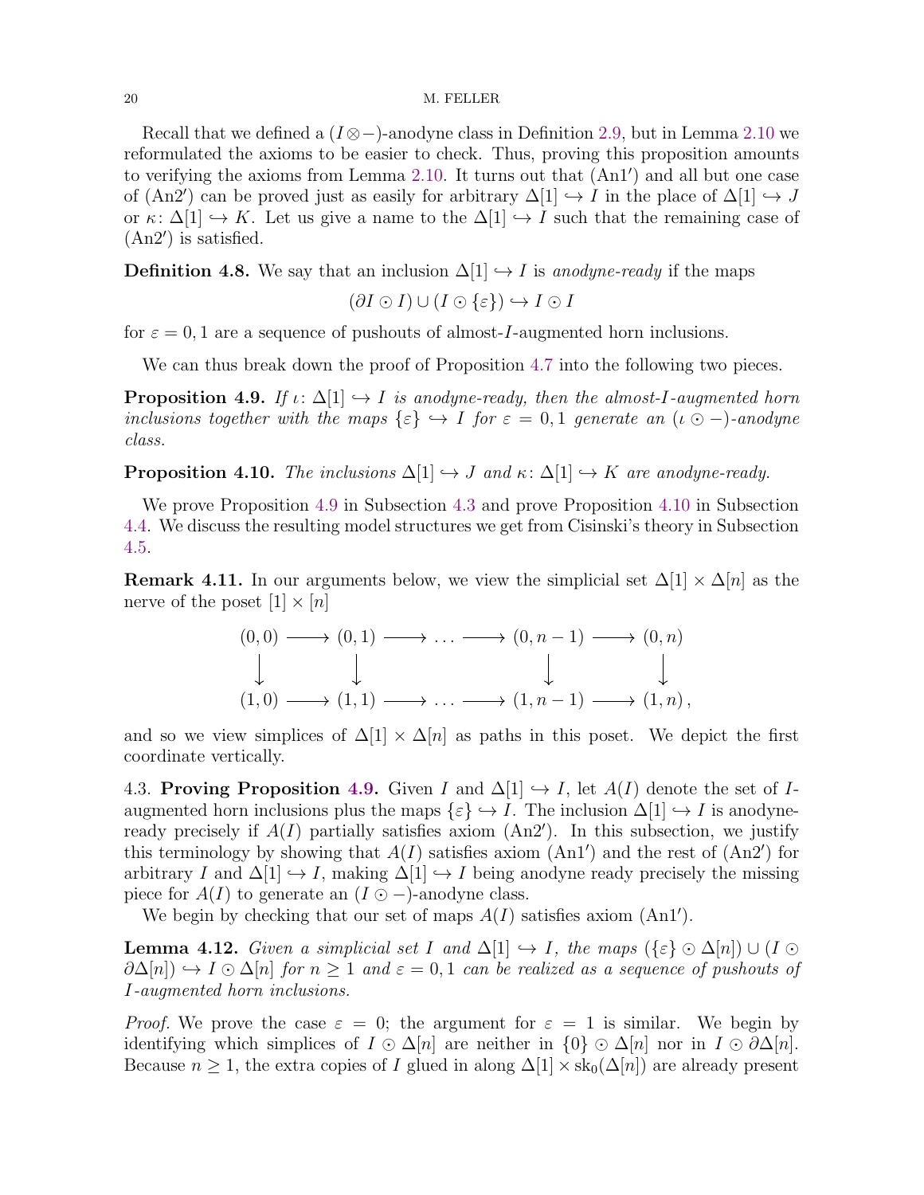Recall that we defined a $(I \otimes -)$-anodyne class in Definition 2.9, but in Lemma 2.10 we reformulated the axioms to be easier to check. Thus, proving this proposition amounts to verifying the axioms from Lemma 2.10. It turns out that (An1′) and all but one case of (An2′) can be proved just as easily for arbitrary $\Delta[1] \hookrightarrow I$ in the place of $\Delta[1] \hookrightarrow J$ or $\kappa \colon \Delta[1] \hookrightarrow K$. Let us give a name to the $\Delta[1] \hookrightarrow I$ such that the remaining case of (An2′) is satisfied.

**Definition 4.8.** We say that an inclusion $\Delta[1] \hookrightarrow I$ is *anodyne-ready* if the maps

$$(\partial I \odot I) \cup (I \odot \{\varepsilon\}) \hookrightarrow I \odot I$$

for $\varepsilon = 0, 1$ are a sequence of pushouts of almost-$I$-augmented horn inclusions.

We can thus break down the proof of Proposition 4.7 into the following two pieces.

**Proposition 4.9.** *If $\iota \colon \Delta[1] \hookrightarrow I$ is anodyne-ready, then the almost-$I$-augmented horn inclusions together with the maps $\{\varepsilon\} \hookrightarrow I$ for $\varepsilon = 0, 1$ generate an $(\iota \odot -)$-anodyne class.*

**Proposition 4.10.** *The inclusions $\Delta[1] \hookrightarrow J$ and $\kappa \colon \Delta[1] \hookrightarrow K$ are anodyne-ready.*

We prove Proposition 4.9 in Subsection 4.3 and prove Proposition 4.10 in Subsection 4.4. We discuss the resulting model structures we get from Cisinski's theory in Subsection 4.5.

**Remark 4.11.** In our arguments below, we view the simplicial set $\Delta[1] \times \Delta[n]$ as the nerve of the poset $[1] \times [n]$

$$\begin{array}{ccccccccc}
(0,0) & \longrightarrow & (0,1) & \longrightarrow \ldots \longrightarrow & (0,n-1) & \longrightarrow & (0,n) \\
\downarrow & & \downarrow & & \downarrow & & \downarrow \\
(1,0) & \longrightarrow & (1,1) & \longrightarrow \ldots \longrightarrow & (1,n-1) & \longrightarrow & (1,n),
\end{array}$$

and so we view simplices of $\Delta[1] \times \Delta[n]$ as paths in this poset. We depict the first coordinate vertically.

## 4.3. Proving Proposition 4.9.

Given $I$ and $\Delta[1] \hookrightarrow I$, let $A(I)$ denote the set of $I$-augmented horn inclusions plus the maps $\{\varepsilon\} \hookrightarrow I$. The inclusion $\Delta[1] \hookrightarrow I$ is anodyne-ready precisely if $A(I)$ partially satisfies axiom (An2′). In this subsection, we justify this terminology by showing that $A(I)$ satisfies axiom (An1′) and the rest of (An2′) for arbitrary $I$ and $\Delta[1] \hookrightarrow I$, making $\Delta[1] \hookrightarrow I$ being anodyne ready precisely the missing piece for $A(I)$ to generate an $(I \odot -)$-anodyne class.

We begin by checking that our set of maps $A(I)$ satisfies axiom (An1′).

**Lemma 4.12.** *Given a simplicial set $I$ and $\Delta[1] \hookrightarrow I$, the maps $(\{\varepsilon\} \odot \Delta[n]) \cup (I \odot \partial\Delta[n]) \hookrightarrow I \odot \Delta[n]$ for $n \geq 1$ and $\varepsilon = 0, 1$ can be realized as a sequence of pushouts of $I$-augmented horn inclusions.*

*Proof.* We prove the case $\varepsilon = 0$; the argument for $\varepsilon = 1$ is similar. We begin by identifying which simplices of $I \odot \Delta[n]$ are neither in $\{0\} \odot \Delta[n]$ nor in $I \odot \partial\Delta[n]$. Because $n \geq 1$, the extra copies of $I$ glued in along $\Delta[1] \times \mathrm{sk}_0(\Delta[n])$ are already present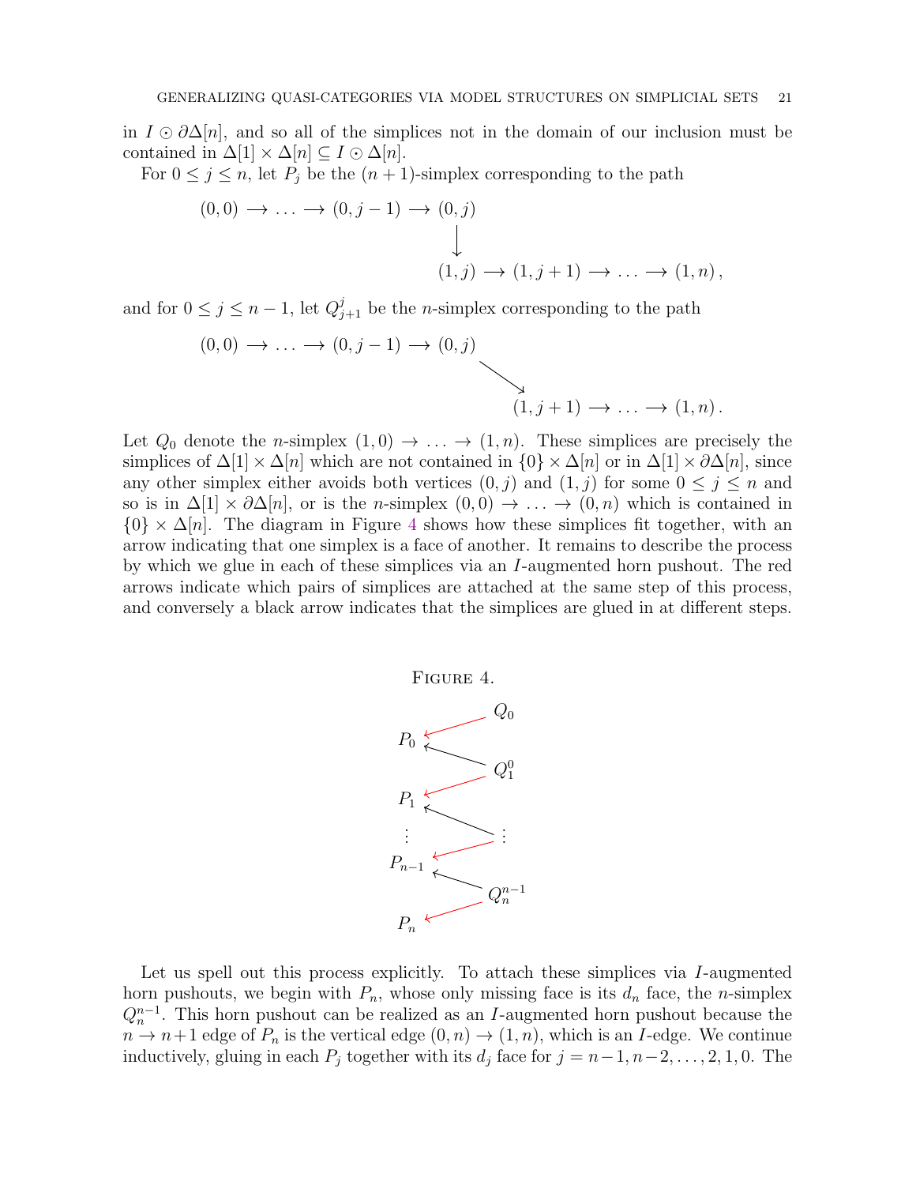in $I \odot \partial\Delta[n]$, and so all of the simplices not in the domain of our inclusion must be contained in $\Delta[1] \times \Delta[n] \subseteq I \odot \Delta[n]$.

For $0 \leq j \leq n$, let $P_j$ be the $(n+1)$-simplex corresponding to the path

$$\begin{array}{ccc} (0,0) \longrightarrow \ldots \longrightarrow (0,j-1) \longrightarrow (0,j) & & \\ \downarrow & & \\ (1,j) \longrightarrow (1,j+1) \longrightarrow \ldots \longrightarrow (1,n)\,, & & \end{array}$$

and for $0 \leq j \leq n-1$, let $Q^j_{j+1}$ be the $n$-simplex corresponding to the path

$$\begin{array}{c} (0,0) \longrightarrow \ldots \longrightarrow (0,j-1) \longrightarrow (0,j) \\ \searrow \\ (1,j+1) \longrightarrow \ldots \longrightarrow (1,n)\,. \end{array}$$

Let $Q_0$ denote the $n$-simplex $(1,0) \to \ldots \to (1,n)$. These simplices are precisely the simplices of $\Delta[1] \times \Delta[n]$ which are not contained in $\{0\} \times \Delta[n]$ or in $\Delta[1] \times \partial\Delta[n]$, since any other simplex either avoids both vertices $(0,j)$ and $(1,j)$ for some $0 \leq j \leq n$ and so is in $\Delta[1] \times \partial\Delta[n]$, or is the $n$-simplex $(0,0) \to \ldots \to (0,n)$ which is contained in $\{0\} \times \Delta[n]$. The diagram in Figure 4 shows how these simplices fit together, with an arrow indicating that one simplex is a face of another. It remains to describe the process by which we glue in each of these simplices via an $I$-augmented horn pushout. The red arrows indicate which pairs of simplices are attached at the same step of this process, and conversely a black arrow indicates that the simplices are glued in at different steps.

Figure 4.

$$\begin{array}{ccc} & & Q_0 \\ P_0 & \overset{\text{red}}{\longleftarrow} & \\ & \longleftarrow & Q^0_1 \\ P_1 & \overset{\text{red}}{\longleftarrow} & \\ \vdots & \longleftarrow & \vdots \\ P_{n-1} & \overset{\text{red}}{\longleftarrow} & \\ & \longleftarrow & Q^{n-1}_n \\ P_n & \overset{\text{red}}{\longleftarrow} & \end{array}$$

Let us spell out this process explicitly. To attach these simplices via $I$-augmented horn pushouts, we begin with $P_n$, whose only missing face is its $d_n$ face, the $n$-simplex $Q^{n-1}_n$. This horn pushout can be realized as an $I$-augmented horn pushout because the $n \to n+1$ edge of $P_n$ is the vertical edge $(0,n) \to (1,n)$, which is an $I$-edge. We continue inductively, gluing in each $P_j$ together with its $d_j$ face for $j = n-1, n-2, \ldots, 2, 1, 0$. The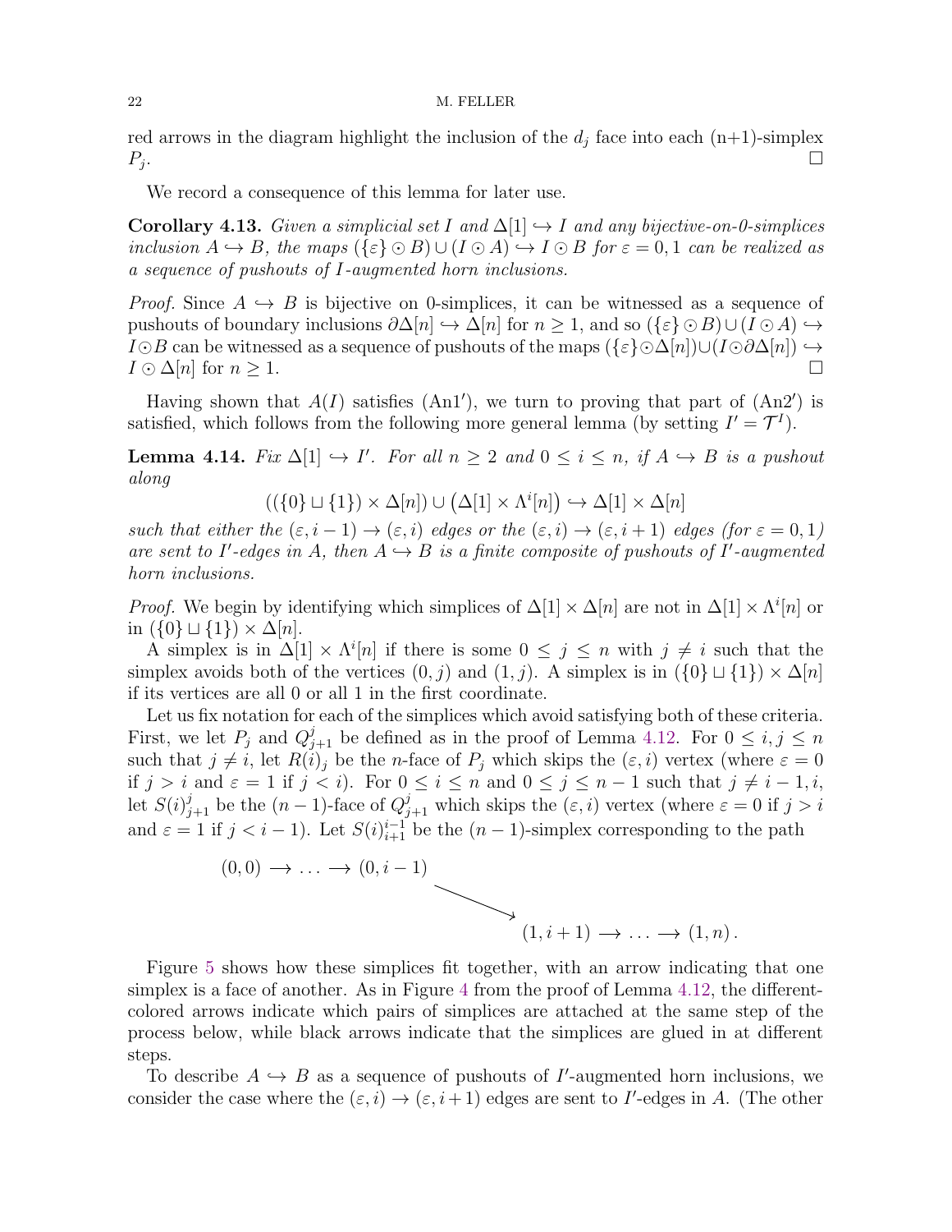red arrows in the diagram highlight the inclusion of the $d_j$ face into each (n+1)-simplex $P_j$. $\square$

We record a consequence of this lemma for later use.

**Corollary 4.13.** *Given a simplicial set $I$ and $\Delta[1] \hookrightarrow I$ and any bijective-on-0-simplices inclusion $A \hookrightarrow B$, the maps $(\{\varepsilon\} \odot B) \cup (I \odot A) \hookrightarrow I \odot B$ for $\varepsilon = 0, 1$ can be realized as a sequence of pushouts of $I$-augmented horn inclusions.*

*Proof.* Since $A \hookrightarrow B$ is bijective on 0-simplices, it can be witnessed as a sequence of pushouts of boundary inclusions $\partial\Delta[n] \hookrightarrow \Delta[n]$ for $n \geq 1$, and so $(\{\varepsilon\} \odot B) \cup (I \odot A) \hookrightarrow I \odot B$ can be witnessed as a sequence of pushouts of the maps $(\{\varepsilon\} \odot \Delta[n]) \cup (I \odot \partial\Delta[n]) \hookrightarrow I \odot \Delta[n]$ for $n \geq 1$. $\square$

Having shown that $A(I)$ satisfies (An1′), we turn to proving that part of (An2′) is satisfied, which follows from the following more general lemma (by setting $I' = \mathcal{T}^I$).

**Lemma 4.14.** *Fix $\Delta[1] \hookrightarrow I'$. For all $n \geq 2$ and $0 \leq i \leq n$, if $A \hookrightarrow B$ is a pushout along*

$$((\{0\} \sqcup \{1\}) \times \Delta[n]) \cup \left(\Delta[1] \times \Lambda^i[n]\right) \hookrightarrow \Delta[1] \times \Delta[n]$$

*such that either the $(\varepsilon, i-1) \to (\varepsilon, i)$ edges or the $(\varepsilon, i) \to (\varepsilon, i+1)$ edges (for $\varepsilon = 0, 1$) are sent to $I'$-edges in $A$, then $A \hookrightarrow B$ is a finite composite of pushouts of $I'$-augmented horn inclusions.*

*Proof.* We begin by identifying which simplices of $\Delta[1] \times \Delta[n]$ are not in $\Delta[1] \times \Lambda^i[n]$ or in $(\{0\} \sqcup \{1\}) \times \Delta[n]$.

A simplex is in $\Delta[1] \times \Lambda^i[n]$ if there is some $0 \leq j \leq n$ with $j \neq i$ such that the simplex avoids both of the vertices $(0, j)$ and $(1, j)$. A simplex is in $(\{0\} \sqcup \{1\}) \times \Delta[n]$ if its vertices are all 0 or all 1 in the first coordinate.

Let us fix notation for each of the simplices which avoid satisfying both of these criteria. First, we let $P_j$ and $Q^j_{j+1}$ be defined as in the proof of Lemma 4.12. For $0 \leq i, j \leq n$ such that $j \neq i$, let $R(i)_j$ be the $n$-face of $P_j$ which skips the $(\varepsilon, i)$ vertex (where $\varepsilon = 0$ if $j > i$ and $\varepsilon = 1$ if $j < i$). For $0 \leq i \leq n$ and $0 \leq j \leq n-1$ such that $j \neq i-1, i$, let $S(i)^j_{j+1}$ be the $(n-1)$-face of $Q^j_{j+1}$ which skips the $(\varepsilon, i)$ vertex (where $\varepsilon = 0$ if $j > i$ and $\varepsilon = 1$ if $j < i-1$). Let $S(i)^{i-1}_{i+1}$ be the $(n-1)$-simplex corresponding to the path

$$\begin{array}{ccc} (0,0) \longrightarrow \ldots \longrightarrow (0, i-1) & & \\ & \searrow & \\ & & (1, i+1) \longrightarrow \ldots \longrightarrow (1, n). \end{array}$$

Figure 5 shows how these simplices fit together, with an arrow indicating that one simplex is a face of another. As in Figure 4 from the proof of Lemma 4.12, the different-colored arrows indicate which pairs of simplices are attached at the same step of the process below, while black arrows indicate that the simplices are glued in at different steps.

To describe $A \hookrightarrow B$ as a sequence of pushouts of $I'$-augmented horn inclusions, we consider the case where the $(\varepsilon, i) \to (\varepsilon, i+1)$ edges are sent to $I'$-edges in $A$. (The other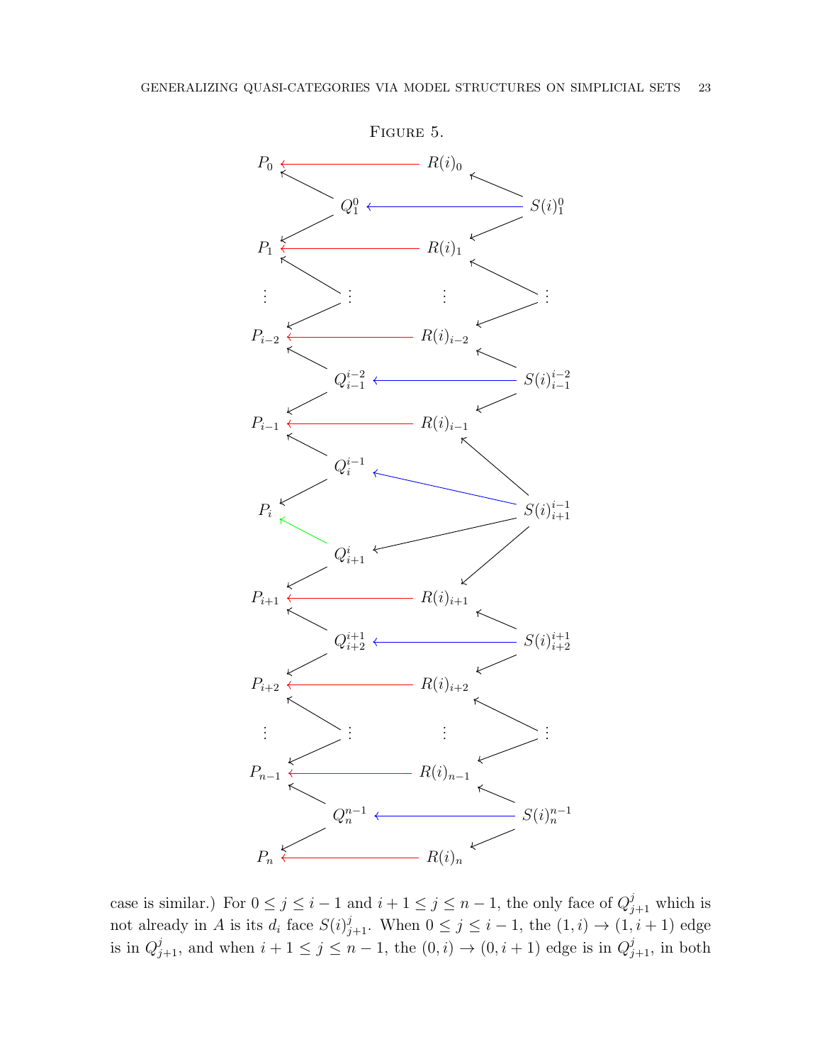FIGURE 5.

case is similar.) For $0 \leq j \leq i-1$ and $i+1 \leq j \leq n-1$, the only face of $Q^j_{j+1}$ which is not already in $A$ is its $d_i$ face $S(i)^j_{j+1}$. When $0 \leq j \leq i-1$, the $(1,i) \to (1,i+1)$ edge is in $Q^j_{j+1}$, and when $i+1 \leq j \leq n-1$, the $(0,i) \to (0,i+1)$ edge is in $Q^j_{j+1}$, in both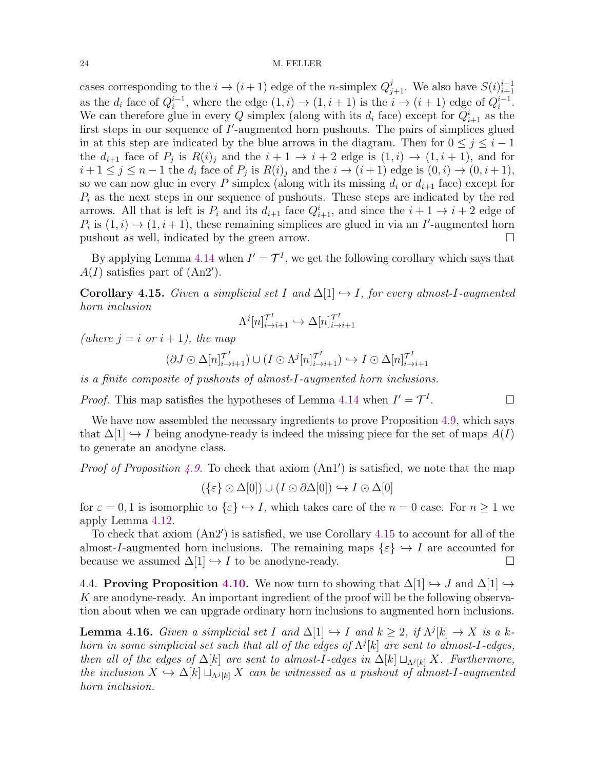cases corresponding to the $i \to (i+1)$ edge of the $n$-simplex $Q^j_{j+1}$. We also have $S(i)^{i-1}_{i+1}$ as the $d_i$ face of $Q^{i-1}_i$, where the edge $(1,i) \to (1,i+1)$ is the $i \to (i+1)$ edge of $Q^{i-1}_i$. We can therefore glue in every $Q$ simplex (along with its $d_i$ face) except for $Q^i_{i+1}$ as the first steps in our sequence of $I'$-augmented horn pushouts. The pairs of simplices glued in at this step are indicated by the blue arrows in the diagram. Then for $0 \le j \le i-1$ the $d_{i+1}$ face of $P_j$ is $R(i)_j$ and the $i+1 \to i+2$ edge is $(1,i) \to (1,i+1)$, and for $i+1 \le j \le n-1$ the $d_i$ face of $P_j$ is $R(i)_j$ and the $i \to (i+1)$ edge is $(0,i) \to (0,i+1)$, so we can now glue in every $P$ simplex (along with its missing $d_i$ or $d_{i+1}$ face) except for $P_i$ as the next steps in our sequence of pushouts. These steps are indicated by the red arrows. All that is left is $P_i$ and its $d_{i+1}$ face $Q^i_{i+1}$, and since the $i+1 \to i+2$ edge of $P_i$ is $(1,i) \to (1,i+1)$, these remaining simplices are glued in via an $I'$-augmented horn pushout as well, indicated by the green arrow. □

By applying Lemma 4.14 when $I' = \mathcal{T}^I$, we get the following corollary which says that $A(I)$ satisfies part of (An2′).

**Corollary 4.15.** *Given a simplicial set $I$ and $\Delta[1] \hookrightarrow I$, for every almost-$I$-augmented horn inclusion*

$$\Lambda^j[n]^{\mathcal{T}^I}_{i\to i+1} \hookrightarrow \Delta[n]^{\mathcal{T}^I}_{i\to i+1}$$

*(where $j = i$ or $i+1$), the map*

$$(\partial J \odot \Delta[n]^{\mathcal{T}^I}_{i\to i+1}) \cup (I \odot \Lambda^j[n]^{\mathcal{T}^I}_{i\to i+1}) \hookrightarrow I \odot \Delta[n]^{\mathcal{T}^I}_{i\to i+1}$$

*is a finite composite of pushouts of almost-$I$-augmented horn inclusions.*

*Proof.* This map satisfies the hypotheses of Lemma 4.14 when $I' = \mathcal{T}^I$. □

We have now assembled the necessary ingredients to prove Proposition 4.9, which says that $\Delta[1] \hookrightarrow I$ being anodyne-ready is indeed the missing piece for the set of maps $A(I)$ to generate an anodyne class.

*Proof of Proposition 4.9.* To check that axiom (An1′) is satisfied, we note that the map

$$(\{\varepsilon\} \odot \Delta[0]) \cup (I \odot \partial\Delta[0]) \hookrightarrow I \odot \Delta[0]$$

for $\varepsilon = 0, 1$ is isomorphic to $\{\varepsilon\} \hookrightarrow I$, which takes care of the $n = 0$ case. For $n \ge 1$ we apply Lemma 4.12.

To check that axiom (An2′) is satisfied, we use Corollary 4.15 to account for all of the almost-$I$-augmented horn inclusions. The remaining maps $\{\varepsilon\} \hookrightarrow I$ are accounted for because we assumed $\Delta[1] \hookrightarrow I$ to be anodyne-ready. □

4.4. **Proving Proposition 4.10.** We now turn to showing that $\Delta[1] \hookrightarrow J$ and $\Delta[1] \hookrightarrow K$ are anodyne-ready. An important ingredient of the proof will be the following observation about when we can upgrade ordinary horn inclusions to augmented horn inclusions.

**Lemma 4.16.** *Given a simplicial set $I$ and $\Delta[1] \hookrightarrow I$ and $k \ge 2$, if $\Lambda^j[k] \to X$ is a $k$-horn in some simplicial set such that all of the edges of $\Lambda^j[k]$ are sent to almost-$I$-edges, then all of the edges of $\Delta[k]$ are sent to almost-$I$-edges in $\Delta[k] \sqcup_{\Lambda^j[k]} X$. Furthermore, the inclusion $X \hookrightarrow \Delta[k] \sqcup_{\Lambda^j[k]} X$ can be witnessed as a pushout of almost-$I$-augmented horn inclusion.*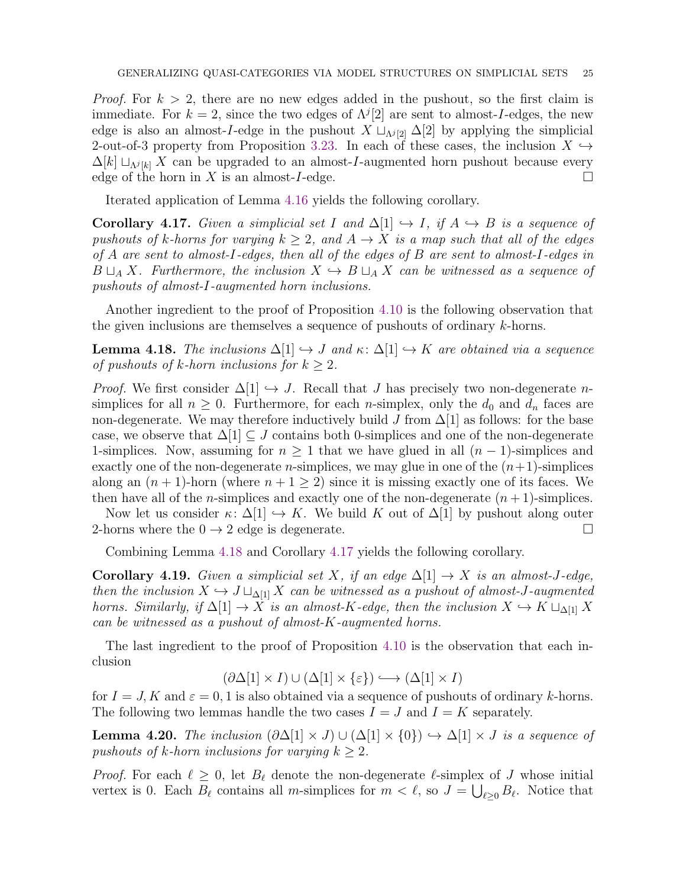*Proof.* For $k > 2$, there are no new edges added in the pushout, so the first claim is immediate. For $k = 2$, since the two edges of $\Lambda^j[2]$ are sent to almost-$I$-edges, the new edge is also an almost-$I$-edge in the pushout $X \sqcup_{\Lambda^j[2]} \Delta[2]$ by applying the simplicial 2-out-of-3 property from Proposition 3.23. In each of these cases, the inclusion $X \hookrightarrow \Delta[k] \sqcup_{\Lambda^j[k]} X$ can be upgraded to an almost-$I$-augmented horn pushout because every edge of the horn in $X$ is an almost-$I$-edge. □

Iterated application of Lemma 4.16 yields the following corollary.

**Corollary 4.17.** *Given a simplicial set $I$ and $\Delta[1] \hookrightarrow I$, if $A \hookrightarrow B$ is a sequence of pushouts of $k$-horns for varying $k \geq 2$, and $A \to X$ is a map such that all of the edges of $A$ are sent to almost-$I$-edges, then all of the edges of $B$ are sent to almost-$I$-edges in $B \sqcup_A X$. Furthermore, the inclusion $X \hookrightarrow B \sqcup_A X$ can be witnessed as a sequence of pushouts of almost-$I$-augmented horn inclusions.*

Another ingredient to the proof of Proposition 4.10 is the following observation that the given inclusions are themselves a sequence of pushouts of ordinary $k$-horns.

**Lemma 4.18.** *The inclusions $\Delta[1] \hookrightarrow J$ and $\kappa \colon \Delta[1] \hookrightarrow K$ are obtained via a sequence of pushouts of $k$-horn inclusions for $k \geq 2$.*

*Proof.* We first consider $\Delta[1] \hookrightarrow J$. Recall that $J$ has precisely two non-degenerate $n$-simplices for all $n \geq 0$. Furthermore, for each $n$-simplex, only the $d_0$ and $d_n$ faces are non-degenerate. We may therefore inductively build $J$ from $\Delta[1]$ as follows: for the base case, we observe that $\Delta[1] \subseteq J$ contains both 0-simplices and one of the non-degenerate 1-simplices. Now, assuming for $n \geq 1$ that we have glued in all $(n-1)$-simplices and exactly one of the non-degenerate $n$-simplices, we may glue in one of the $(n+1)$-simplices along an $(n+1)$-horn (where $n+1 \geq 2$) since it is missing exactly one of its faces. We then have all of the $n$-simplices and exactly one of the non-degenerate $(n+1)$-simplices.

Now let us consider $\kappa \colon \Delta[1] \hookrightarrow K$. We build $K$ out of $\Delta[1]$ by pushout along outer 2-horns where the $0 \to 2$ edge is degenerate. □

Combining Lemma 4.18 and Corollary 4.17 yields the following corollary.

**Corollary 4.19.** *Given a simplicial set $X$, if an edge $\Delta[1] \to X$ is an almost-$J$-edge, then the inclusion $X \hookrightarrow J \sqcup_{\Delta[1]} X$ can be witnessed as a pushout of almost-$J$-augmented horns. Similarly, if $\Delta[1] \to X$ is an almost-$K$-edge, then the inclusion $X \hookrightarrow K \sqcup_{\Delta[1]} X$ can be witnessed as a pushout of almost-$K$-augmented horns.*

The last ingredient to the proof of Proposition 4.10 is the observation that each inclusion

$$(\partial\Delta[1] \times I) \cup (\Delta[1] \times \{\varepsilon\}) \longrightarrow (\Delta[1] \times I)$$

for $I = J, K$ and $\varepsilon = 0, 1$ is also obtained via a sequence of pushouts of ordinary $k$-horns. The following two lemmas handle the two cases $I = J$ and $I = K$ separately.

**Lemma 4.20.** *The inclusion $(\partial\Delta[1] \times J) \cup (\Delta[1] \times \{0\}) \hookrightarrow \Delta[1] \times J$ is a sequence of pushouts of $k$-horn inclusions for varying $k \geq 2$.*

*Proof.* For each $\ell \geq 0$, let $B_\ell$ denote the non-degenerate $\ell$-simplex of $J$ whose initial vertex is 0. Each $B_\ell$ contains all $m$-simplices for $m < \ell$, so $J = \bigcup_{\ell \geq 0} B_\ell$. Notice that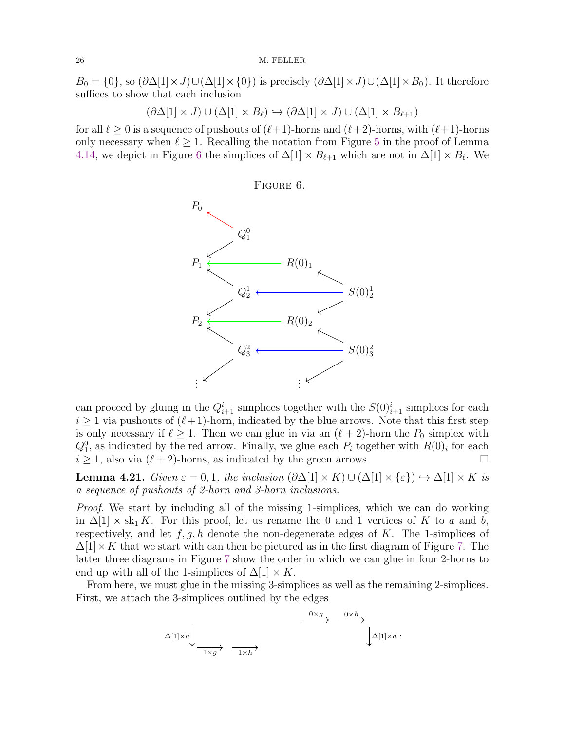$B_0 = \{0\}$, so $(\partial\Delta[1] \times J) \cup (\Delta[1] \times \{0\})$ is precisely $(\partial\Delta[1] \times J) \cup (\Delta[1] \times B_0)$. It therefore suffices to show that each inclusion

$$(\partial\Delta[1] \times J) \cup (\Delta[1] \times B_\ell) \hookrightarrow (\partial\Delta[1] \times J) \cup (\Delta[1] \times B_{\ell+1})$$

for all $\ell \geq 0$ is a sequence of pushouts of $(\ell+1)$-horns and $(\ell+2)$-horns, with $(\ell+1)$-horns only necessary when $\ell \geq 1$. Recalling the notation from Figure 5 in the proof of Lemma 4.14, we depict in Figure 6 the simplices of $\Delta[1] \times B_{\ell+1}$ which are not in $\Delta[1] \times B_\ell$. We

Figure 6.

$$\begin{array}{ccccc}
P_0 & & & & \\
& \nwarrow & & & \\
& & Q_1^0 & & \\
& \swarrow & & & \\
P_1 & \longleftarrow & & R(0)_1 & \\
& \nwarrow & & & \nwarrow \\
& & Q_2^1 & \longleftarrow & & S(0)_2^1 \\
& \swarrow & & & \swarrow \\
P_2 & \longleftarrow & & R(0)_2 & \\
& \nwarrow & & & \nwarrow \\
& & Q_3^2 & \longleftarrow & & S(0)_3^2 \\
& \swarrow & & & \swarrow \\
\vdots & & & \vdots &
\end{array}$$

can proceed by gluing in the $Q_{i+1}^i$ simplices together with the $S(0)_{i+1}^i$ simplices for each $i \geq 1$ via pushouts of $(\ell+1)$-horn, indicated by the blue arrows. Note that this first step is only necessary if $\ell \geq 1$. Then we can glue in via an $(\ell+2)$-horn the $P_0$ simplex with $Q_1^0$, as indicated by the red arrow. Finally, we glue each $P_i$ together with $R(0)_i$ for each $i \geq 1$, also via $(\ell+2)$-horns, as indicated by the green arrows. □

**Lemma 4.21.** *Given $\varepsilon = 0, 1$, the inclusion $(\partial\Delta[1] \times K) \cup (\Delta[1] \times \{\varepsilon\}) \hookrightarrow \Delta[1] \times K$ is a sequence of pushouts of 2-horn and 3-horn inclusions.*

*Proof.* We start by including all of the missing 1-simplices, which we can do working in $\Delta[1] \times \mathrm{sk}_1 K$. For this proof, let us rename the 0 and 1 vertices of $K$ to $a$ and $b$, respectively, and let $f, g, h$ denote the non-degenerate edges of $K$. The 1-simplices of $\Delta[1] \times K$ that we start with can then be pictured as in the first diagram of Figure 7. The latter three diagrams in Figure 7 show the order in which we can glue in four 2-horns to end up with all of the 1-simplices of $\Delta[1] \times K$.

From here, we must glue in the missing 3-simplices as well as the remaining 2-simplices. First, we attach the 3-simplices outlined by the edges

$$\Delta[1]\times a \Big\downarrow \quad \xrightarrow[1\times g]{} \quad \xrightarrow[1\times h]{} \qquad\qquad \xrightarrow{0\times g} \quad \xrightarrow{0\times h} \quad \Big\downarrow \Delta[1]\times a \,.$$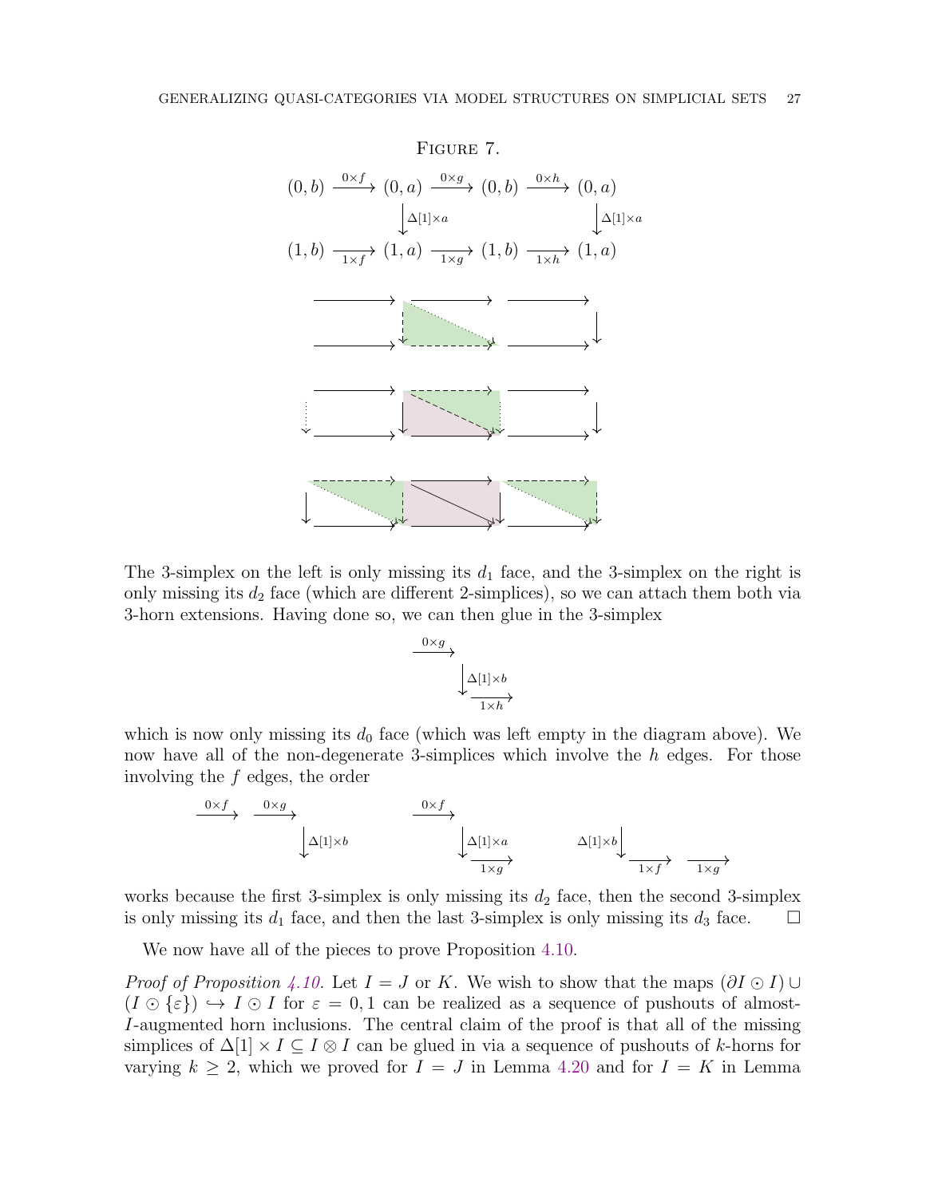FIGURE 7.

$$\begin{array}{ccccccc}
(0,b) & \xrightarrow{0\times f} & (0,a) & \xrightarrow{0\times g} & (0,b) & \xrightarrow{0\times h} & (0,a) \\
 & & \big\downarrow{\scriptstyle \Delta[1]\times a} & & & & \big\downarrow{\scriptstyle \Delta[1]\times a} \\
(1,b) & \xrightarrow[1\times f]{} & (1,a) & \xrightarrow[1\times g]{} & (1,b) & \xrightarrow[1\times h]{} & (1,a)
\end{array}$$

The 3-simplex on the left is only missing its $d_1$ face, and the 3-simplex on the right is only missing its $d_2$ face (which are different 2-simplices), so we can attach them both via 3-horn extensions. Having done so, we can then glue in the 3-simplex

$$\begin{array}{cc}
\xrightarrow{0\times g} & \\
\big\downarrow{\scriptstyle \Delta[1]\times b} & \\
 & \xrightarrow[1\times h]{}
\end{array}$$

which is now only missing its $d_0$ face (which was left empty in the diagram above). We now have all of the non-degenerate 3-simplices which involve the $h$ edges. For those involving the $f$ edges, the order

$$\xrightarrow{0\times f}\ \xrightarrow{0\times g}\ \big\downarrow{\scriptstyle \Delta[1]\times b} \qquad \xrightarrow{0\times f}\ \big\downarrow{\scriptstyle \Delta[1]\times a}\ \xrightarrow[1\times g]{} \qquad {\scriptstyle \Delta[1]\times b}\big\downarrow\ \xrightarrow[1\times f]{}\ \xrightarrow[1\times g]{}$$

works because the first 3-simplex is only missing its $d_2$ face, then the second 3-simplex is only missing its $d_1$ face, and then the last 3-simplex is only missing its $d_3$ face. $\square$

We now have all of the pieces to prove Proposition 4.10.

*Proof of Proposition 4.10.* Let $I = J$ or $K$. We wish to show that the maps $(\partial I \odot I) \cup (I \odot \{\varepsilon\}) \hookrightarrow I \odot I$ for $\varepsilon = 0, 1$ can be realized as a sequence of pushouts of almost-$I$-augmented horn inclusions. The central claim of the proof is that all of the missing simplices of $\Delta[1] \times I \subseteq I \otimes I$ can be glued in via a sequence of pushouts of $k$-horns for varying $k \geq 2$, which we proved for $I = J$ in Lemma 4.20 and for $I = K$ in Lemma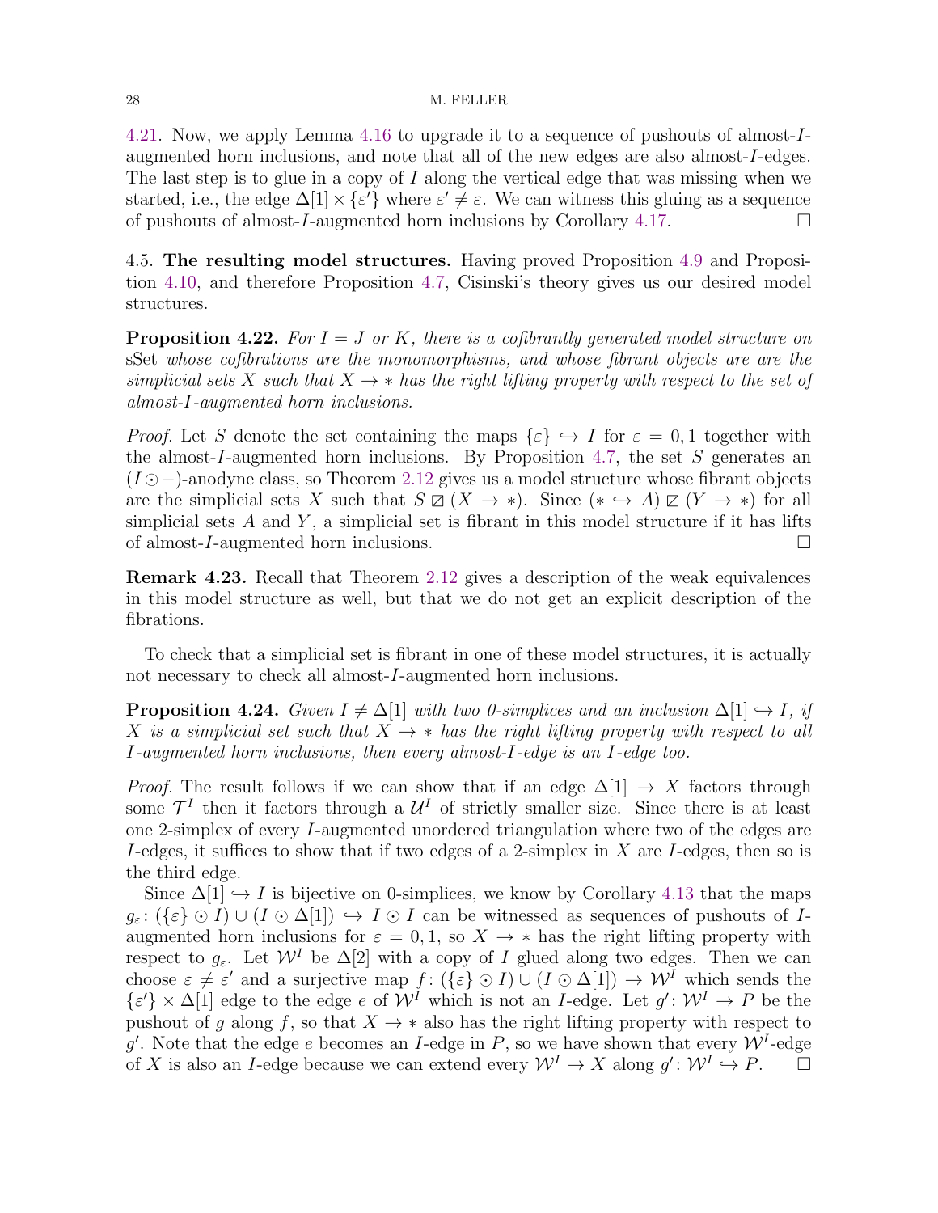4.21. Now, we apply Lemma 4.16 to upgrade it to a sequence of pushouts of almost-$I$-augmented horn inclusions, and note that all of the new edges are also almost-$I$-edges. The last step is to glue in a copy of $I$ along the vertical edge that was missing when we started, i.e., the edge $\Delta[1] \times \{\varepsilon'\}$ where $\varepsilon' \neq \varepsilon$. We can witness this gluing as a sequence of pushouts of almost-$I$-augmented horn inclusions by Corollary 4.17. □

4.5. **The resulting model structures.** Having proved Proposition 4.9 and Proposition 4.10, and therefore Proposition 4.7, Cisinski's theory gives us our desired model structures.

**Proposition 4.22.** *For $I = J$ or $K$, there is a cofibrantly generated model structure on* sSet *whose cofibrations are the monomorphisms, and whose fibrant objects are are the simplicial sets $X$ such that $X \to *$ has the right lifting property with respect to the set of almost-$I$-augmented horn inclusions.*

*Proof.* Let $S$ denote the set containing the maps $\{\varepsilon\} \hookrightarrow I$ for $\varepsilon = 0, 1$ together with the almost-$I$-augmented horn inclusions. By Proposition 4.7, the set $S$ generates an $(I \odot -)$-anodyne class, so Theorem 2.12 gives us a model structure whose fibrant objects are the simplicial sets $X$ such that $S \boxslash (X \to *)$. Since $(* \hookrightarrow A) \boxslash (Y \to *)$ for all simplicial sets $A$ and $Y$, a simplicial set is fibrant in this model structure if it has lifts of almost-$I$-augmented horn inclusions. □

**Remark 4.23.** Recall that Theorem 2.12 gives a description of the weak equivalences in this model structure as well, but that we do not get an explicit description of the fibrations.

To check that a simplicial set is fibrant in one of these model structures, it is actually not necessary to check all almost-$I$-augmented horn inclusions.

**Proposition 4.24.** *Given $I \neq \Delta[1]$ with two 0-simplices and an inclusion $\Delta[1] \hookrightarrow I$, if $X$ is a simplicial set such that $X \to *$ has the right lifting property with respect to all $I$-augmented horn inclusions, then every almost-$I$-edge is an $I$-edge too.*

*Proof.* The result follows if we can show that if an edge $\Delta[1] \to X$ factors through some $\mathcal{T}^I$ then it factors through a $\mathcal{U}^I$ of strictly smaller size. Since there is at least one 2-simplex of every $I$-augmented unordered triangulation where two of the edges are $I$-edges, it suffices to show that if two edges of a 2-simplex in $X$ are $I$-edges, then so is the third edge.

Since $\Delta[1] \hookrightarrow I$ is bijective on 0-simplices, we know by Corollary 4.13 that the maps $g_\varepsilon \colon (\{\varepsilon\} \odot I) \cup (I \odot \Delta[1]) \hookrightarrow I \odot I$ can be witnessed as sequences of pushouts of $I$-augmented horn inclusions for $\varepsilon = 0, 1$, so $X \to *$ has the right lifting property with respect to $g_\varepsilon$. Let $\mathcal{W}^I$ be $\Delta[2]$ with a copy of $I$ glued along two edges. Then we can choose $\varepsilon \neq \varepsilon'$ and a surjective map $f \colon (\{\varepsilon\} \odot I) \cup (I \odot \Delta[1]) \to \mathcal{W}^I$ which sends the $\{\varepsilon'\} \times \Delta[1]$ edge to the edge $e$ of $\mathcal{W}^I$ which is not an $I$-edge. Let $g' \colon \mathcal{W}^I \to P$ be the pushout of $g$ along $f$, so that $X \to *$ also has the right lifting property with respect to $g'$. Note that the edge $e$ becomes an $I$-edge in $P$, so we have shown that every $\mathcal{W}^I$-edge of $X$ is also an $I$-edge because we can extend every $\mathcal{W}^I \to X$ along $g' \colon \mathcal{W}^I \hookrightarrow P$. □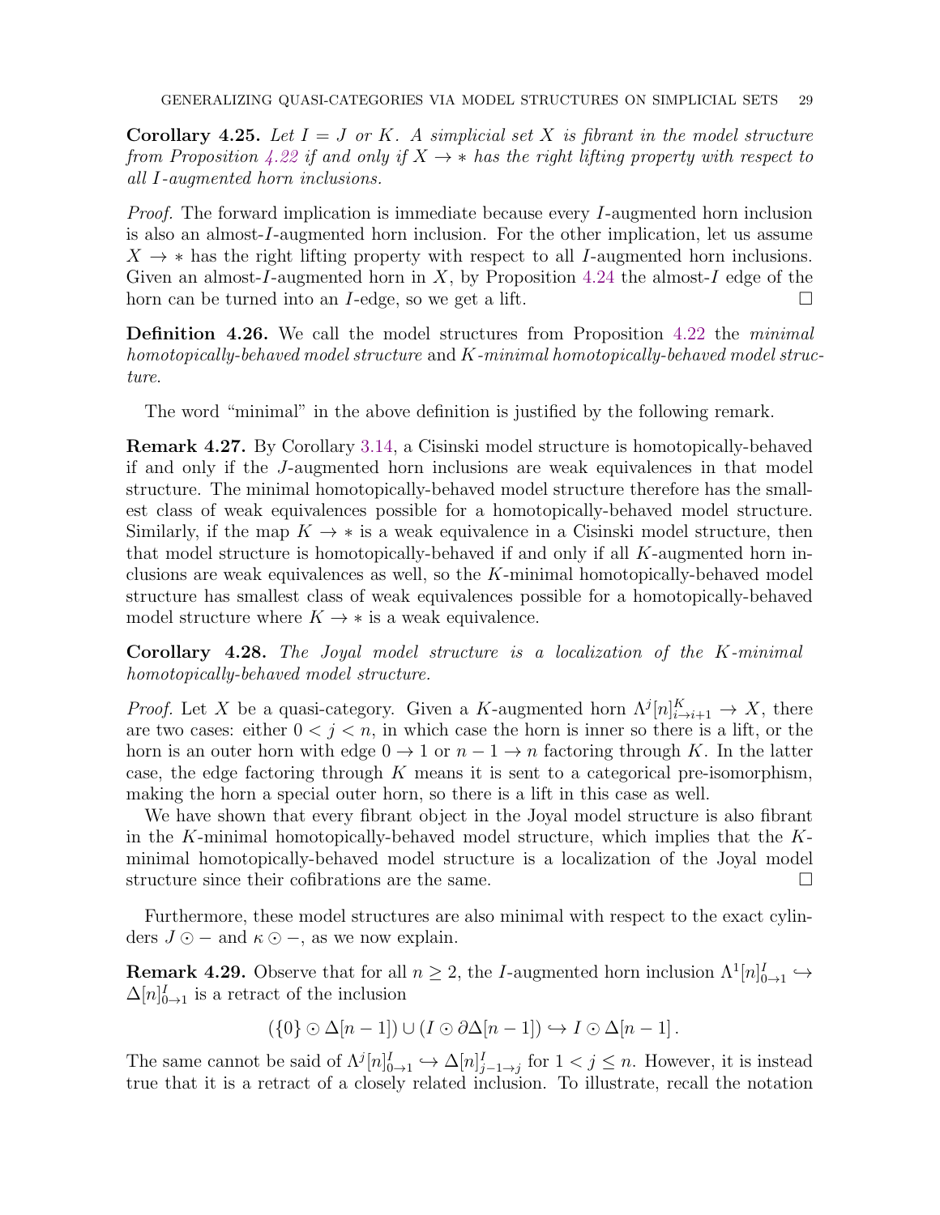**Corollary 4.25.** *Let $I = J$ or $K$. A simplicial set $X$ is fibrant in the model structure from Proposition 4.22 if and only if $X \to *$ has the right lifting property with respect to all $I$-augmented horn inclusions.*

*Proof.* The forward implication is immediate because every $I$-augmented horn inclusion is also an almost-$I$-augmented horn inclusion. For the other implication, let us assume $X \to *$ has the right lifting property with respect to all $I$-augmented horn inclusions. Given an almost-$I$-augmented horn in $X$, by Proposition 4.24 the almost-$I$ edge of the horn can be turned into an $I$-edge, so we get a lift. □

**Definition 4.26.** We call the model structures from Proposition 4.22 the *minimal homotopically-behaved model structure* and *$K$-minimal homotopically-behaved model structure*.

The word "minimal" in the above definition is justified by the following remark.

**Remark 4.27.** By Corollary 3.14, a Cisinski model structure is homotopically-behaved if and only if the $J$-augmented horn inclusions are weak equivalences in that model structure. The minimal homotopically-behaved model structure therefore has the smallest class of weak equivalences possible for a homotopically-behaved model structure. Similarly, if the map $K \to *$ is a weak equivalence in a Cisinski model structure, then that model structure is homotopically-behaved if and only if all $K$-augmented horn inclusions are weak equivalences as well, so the $K$-minimal homotopically-behaved model structure has smallest class of weak equivalences possible for a homotopically-behaved model structure where $K \to *$ is a weak equivalence.

**Corollary 4.28.** *The Joyal model structure is a localization of the $K$-minimal homotopically-behaved model structure.*

*Proof.* Let $X$ be a quasi-category. Given a $K$-augmented horn $\Lambda^j[n]^K_{i\to i+1} \to X$, there are two cases: either $0 < j < n$, in which case the horn is inner so there is a lift, or the horn is an outer horn with edge $0 \to 1$ or $n-1 \to n$ factoring through $K$. In the latter case, the edge factoring through $K$ means it is sent to a categorical pre-isomorphism, making the horn a special outer horn, so there is a lift in this case as well.

We have shown that every fibrant object in the Joyal model structure is also fibrant in the $K$-minimal homotopically-behaved model structure, which implies that the $K$-minimal homotopically-behaved model structure is a localization of the Joyal model structure since their cofibrations are the same. □

Furthermore, these model structures are also minimal with respect to the exact cylinders $J \odot -$ and $\kappa \odot -$, as we now explain.

**Remark 4.29.** Observe that for all $n \geq 2$, the $I$-augmented horn inclusion $\Lambda^1[n]^I_{0\to 1} \hookrightarrow \Delta[n]^I_{0\to 1}$ is a retract of the inclusion

$$(\{0\} \odot \Delta[n-1]) \cup (I \odot \partial\Delta[n-1]) \hookrightarrow I \odot \Delta[n-1]\,.$$

The same cannot be said of $\Lambda^j[n]^I_{0\to 1} \hookrightarrow \Delta[n]^I_{j-1\to j}$ for $1 < j \leq n$. However, it is instead true that it is a retract of a closely related inclusion. To illustrate, recall the notation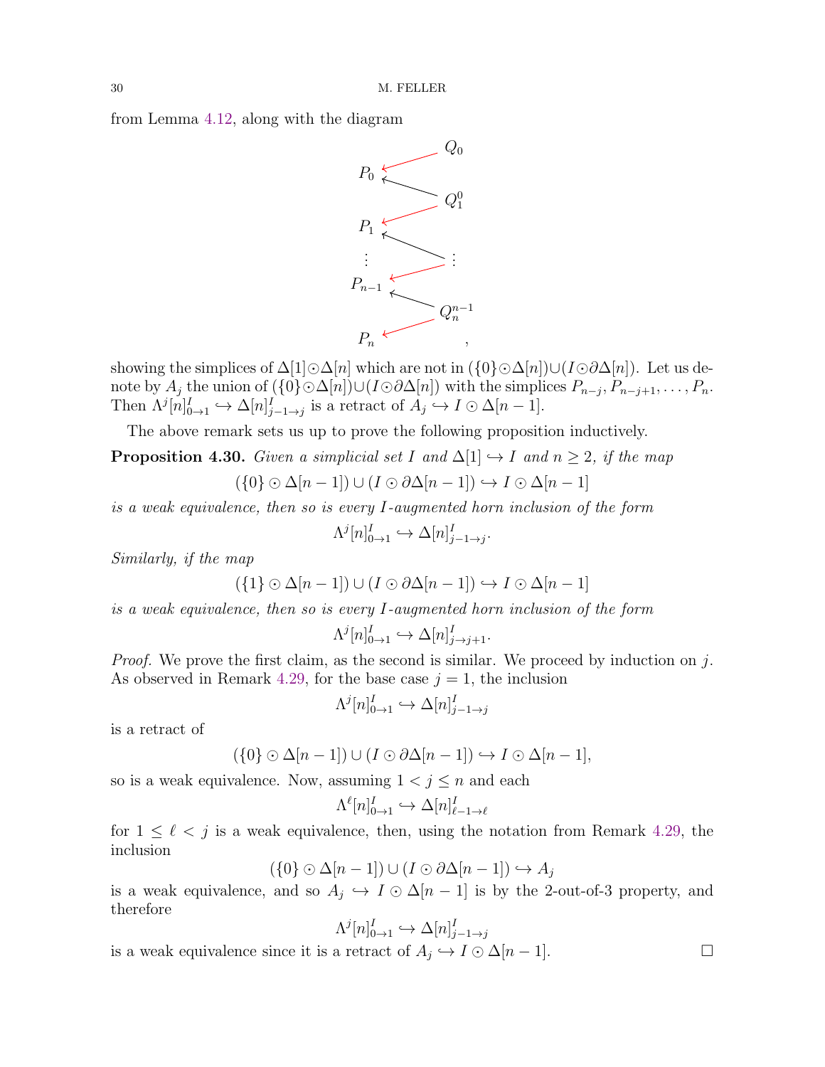from Lemma 4.12, along with the diagram

$$
\begin{array}{ccc}
 & & Q_0 \\
P_0 & & \\
 & & Q_1^0 \\
P_1 & & \\
\vdots & & \vdots \\
P_{n-1} & & \\
 & & Q_n^{n-1} \\
P_n & & ,
\end{array}
$$

showing the simplices of $\Delta[1] \odot \Delta[n]$ which are not in $(\{0\} \odot \Delta[n]) \cup (I \odot \partial\Delta[n])$. Let us denote by $A_j$ the union of $(\{0\} \odot \Delta[n]) \cup (I \odot \partial\Delta[n])$ with the simplices $P_{n-j}, P_{n-j+1}, \ldots, P_n$. Then $\Lambda^j[n]^I_{0\to 1} \hookrightarrow \Delta[n]^I_{j-1\to j}$ is a retract of $A_j \hookrightarrow I \odot \Delta[n-1]$.

The above remark sets us up to prove the following proposition inductively.

**Proposition 4.30.** *Given a simplicial set $I$ and $\Delta[1] \hookrightarrow I$ and $n \geq 2$, if the map*

$$(\{0\} \odot \Delta[n-1]) \cup (I \odot \partial\Delta[n-1]) \hookrightarrow I \odot \Delta[n-1]$$

*is a weak equivalence, then so is every $I$-augmented horn inclusion of the form*

$$\Lambda^j[n]^I_{0\to 1} \hookrightarrow \Delta[n]^I_{j-1\to j}.$$

*Similarly, if the map*

$$(\{1\} \odot \Delta[n-1]) \cup (I \odot \partial\Delta[n-1]) \hookrightarrow I \odot \Delta[n-1]$$

*is a weak equivalence, then so is every $I$-augmented horn inclusion of the form*

$$\Lambda^j[n]^I_{0\to 1} \hookrightarrow \Delta[n]^I_{j\to j+1}.$$

*Proof.* We prove the first claim, as the second is similar. We proceed by induction on $j$. As observed in Remark 4.29, for the base case $j = 1$, the inclusion

$$\Lambda^j[n]^I_{0\to 1} \hookrightarrow \Delta[n]^I_{j-1\to j}$$

is a retract of

$$(\{0\} \odot \Delta[n-1]) \cup (I \odot \partial\Delta[n-1]) \hookrightarrow I \odot \Delta[n-1],$$

so is a weak equivalence. Now, assuming $1 < j \leq n$ and each

$$\Lambda^\ell[n]^I_{0\to 1} \hookrightarrow \Delta[n]^I_{\ell-1\to \ell}$$

for $1 \leq \ell < j$ is a weak equivalence, then, using the notation from Remark 4.29, the inclusion

$$(\{0\} \odot \Delta[n-1]) \cup (I \odot \partial\Delta[n-1]) \hookrightarrow A_j$$

is a weak equivalence, and so $A_j \hookrightarrow I \odot \Delta[n-1]$ is by the 2-out-of-3 property, and therefore

$$\Lambda^j[n]^I_{0\to 1} \hookrightarrow \Delta[n]^I_{j-1\to j}$$

is a weak equivalence since it is a retract of $A_j \hookrightarrow I \odot \Delta[n-1]$. □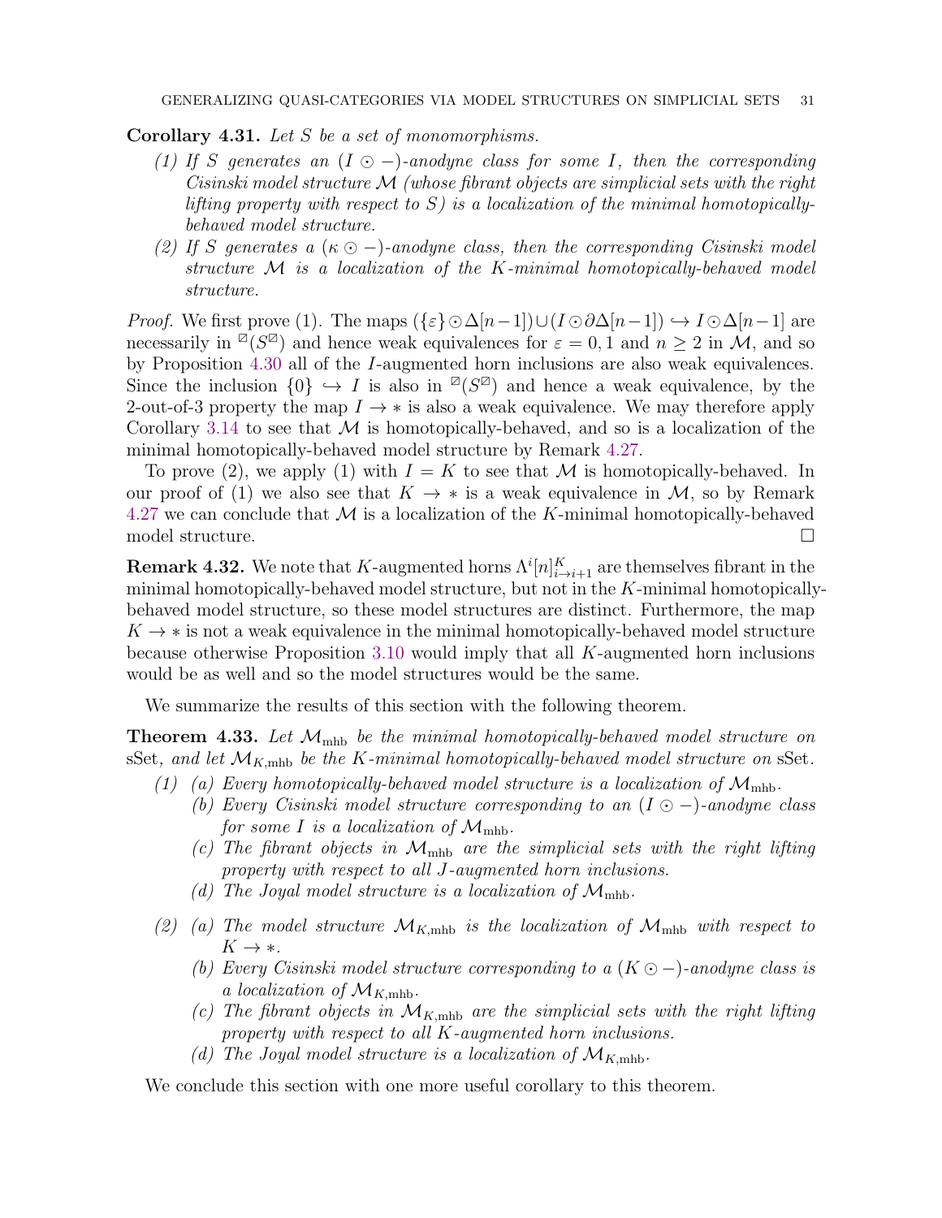**Corollary 4.31.** *Let $S$ be a set of monomorphisms.*

1. *If $S$ generates an $(I \odot -)$-anodyne class for some $I$, then the corresponding Cisinski model structure $\mathcal{M}$ (whose fibrant objects are simplicial sets with the right lifting property with respect to $S$) is a localization of the minimal homotopically-behaved model structure.*
2. *If $S$ generates a $(\kappa \odot -)$-anodyne class, then the corresponding Cisinski model structure $\mathcal{M}$ is a localization of the $K$-minimal homotopically-behaved model structure.*

*Proof.* We first prove (1). The maps $(\{\varepsilon\} \odot \Delta[n-1]) \cup (I \odot \partial\Delta[n-1]) \hookrightarrow I \odot \Delta[n-1]$ are necessarily in ${}^{\boxslash}(S^{\boxslash})$ and hence weak equivalences for $\varepsilon = 0, 1$ and $n \geq 2$ in $\mathcal{M}$, and so by Proposition 4.30 all of the $I$-augmented horn inclusions are also weak equivalences. Since the inclusion $\{0\} \hookrightarrow I$ is also in ${}^{\boxslash}(S^{\boxslash})$ and hence a weak equivalence, by the 2-out-of-3 property the map $I \to *$ is also a weak equivalence. We may therefore apply Corollary 3.14 to see that $\mathcal{M}$ is homotopically-behaved, and so is a localization of the minimal homotopically-behaved model structure by Remark 4.27.

To prove (2), we apply (1) with $I = K$ to see that $\mathcal{M}$ is homotopically-behaved. In our proof of (1) we also see that $K \to *$ is a weak equivalence in $\mathcal{M}$, so by Remark 4.27 we can conclude that $\mathcal{M}$ is a localization of the $K$-minimal homotopically-behaved model structure. $\square$

**Remark 4.32.** We note that $K$-augmented horns $\Lambda^i[n]^K_{i \to i+1}$ are themselves fibrant in the minimal homotopically-behaved model structure, but not in the $K$-minimal homotopically-behaved model structure, so these model structures are distinct. Furthermore, the map $K \to *$ is not a weak equivalence in the minimal homotopically-behaved model structure because otherwise Proposition 3.10 would imply that all $K$-augmented horn inclusions would be as well and so the model structures would be the same.

We summarize the results of this section with the following theorem.

**Theorem 4.33.** *Let $\mathcal{M}_{\mathrm{mhb}}$ be the minimal homotopically-behaved model structure on* sSet*, and let $\mathcal{M}_{K,\mathrm{mhb}}$ be the $K$-minimal homotopically-behaved model structure on* sSet*.*

1. 
   - (a) *Every homotopically-behaved model structure is a localization of $\mathcal{M}_{\mathrm{mhb}}$.*
   - (b) *Every Cisinski model structure corresponding to an $(I \odot -)$-anodyne class for some $I$ is a localization of $\mathcal{M}_{\mathrm{mhb}}$.*
   - (c) *The fibrant objects in $\mathcal{M}_{\mathrm{mhb}}$ are the simplicial sets with the right lifting property with respect to all $J$-augmented horn inclusions.*
   - (d) *The Joyal model structure is a localization of $\mathcal{M}_{\mathrm{mhb}}$.*
2. 
   - (a) *The model structure $\mathcal{M}_{K,\mathrm{mhb}}$ is the localization of $\mathcal{M}_{\mathrm{mhb}}$ with respect to $K \to *$.*
   - (b) *Every Cisinski model structure corresponding to a $(K \odot -)$-anodyne class is a localization of $\mathcal{M}_{K,\mathrm{mhb}}$.*
   - (c) *The fibrant objects in $\mathcal{M}_{K,\mathrm{mhb}}$ are the simplicial sets with the right lifting property with respect to all $K$-augmented horn inclusions.*
   - (d) *The Joyal model structure is a localization of $\mathcal{M}_{K,\mathrm{mhb}}$.*

We conclude this section with one more useful corollary to this theorem.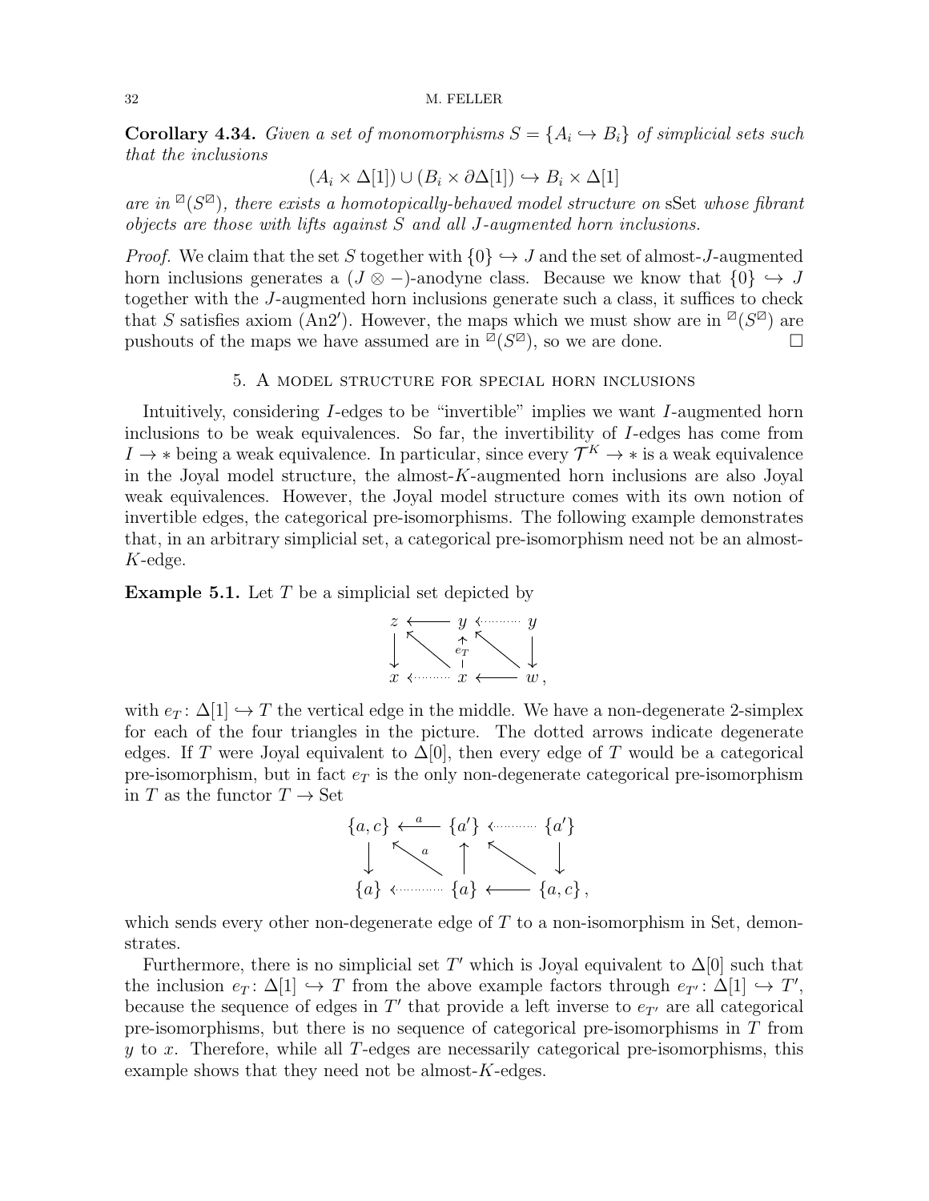**Corollary 4.34.** *Given a set of monomorphisms $S = \{A_i \hookrightarrow B_i\}$ of simplicial sets such that the inclusions*

$$(A_i \times \Delta[1]) \cup (B_i \times \partial\Delta[1]) \hookrightarrow B_i \times \Delta[1]$$

*are in ${}^{\boxslash}(S^{\boxslash})$, there exists a homotopically-behaved model structure on* sSet *whose fibrant objects are those with lifts against $S$ and all $J$-augmented horn inclusions.*

*Proof.* We claim that the set $S$ together with $\{0\} \hookrightarrow J$ and the set of almost-$J$-augmented horn inclusions generates a $(J \otimes -)$-anodyne class. Because we know that $\{0\} \hookrightarrow J$ together with the $J$-augmented horn inclusions generate such a class, it suffices to check that $S$ satisfies axiom (An2′). However, the maps which we must show are in ${}^{\boxslash}(S^{\boxslash})$ are pushouts of the maps we have assumed are in ${}^{\boxslash}(S^{\boxslash})$, so we are done. □

## 5. A model structure for special horn inclusions

Intuitively, considering $I$-edges to be "invertible" implies we want $I$-augmented horn inclusions to be weak equivalences. So far, the invertibility of $I$-edges has come from $I \to *$ being a weak equivalence. In particular, since every $\mathcal{T}^K \to *$ is a weak equivalence in the Joyal model structure, the almost-$K$-augmented horn inclusions are also Joyal weak equivalences. However, the Joyal model structure comes with its own notion of invertible edges, the categorical pre-isomorphisms. The following example demonstrates that, in an arbitrary simplicial set, a categorical pre-isomorphism need not be an almost-$K$-edge.

**Example 5.1.** Let $T$ be a simplicial set depicted by

$$\begin{array}{ccccc} z & \longleftarrow & y & \longleftarrow & y \\ \downarrow & \nwarrow & \uparrow e_T & \nwarrow & \downarrow \\ x & \longleftarrow & x & \longleftarrow & w, \end{array}$$

with $e_T \colon \Delta[1] \hookrightarrow T$ the vertical edge in the middle. We have a non-degenerate 2-simplex for each of the four triangles in the picture. The dotted arrows indicate degenerate edges. If $T$ were Joyal equivalent to $\Delta[0]$, then every edge of $T$ would be a categorical pre-isomorphism, but in fact $e_T$ is the only non-degenerate categorical pre-isomorphism in $T$ as the functor $T \to \mathrm{Set}$

$$\begin{array}{ccccc} \{a, c\} & \xleftarrow{a} & \{a'\} & \longleftarrow & \{a'\} \\ \downarrow & \nwarrow^{a} & \uparrow & \nwarrow & \downarrow \\ \{a\} & \longleftarrow & \{a\} & \longleftarrow & \{a, c\}, \end{array}$$

which sends every other non-degenerate edge of $T$ to a non-isomorphism in Set, demonstrates.

Furthermore, there is no simplicial set $T'$ which is Joyal equivalent to $\Delta[0]$ such that the inclusion $e_T \colon \Delta[1] \hookrightarrow T$ from the above example factors through $e_{T'} \colon \Delta[1] \hookrightarrow T'$, because the sequence of edges in $T'$ that provide a left inverse to $e_{T'}$ are all categorical pre-isomorphisms, but there is no sequence of categorical pre-isomorphisms in $T$ from $y$ to $x$. Therefore, while all $T$-edges are necessarily categorical pre-isomorphisms, this example shows that they need not be almost-$K$-edges.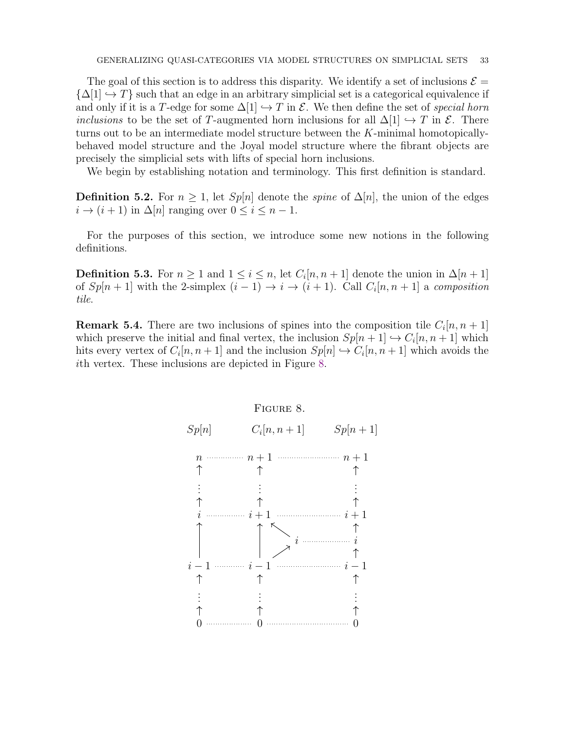The goal of this section is to address this disparity. We identify a set of inclusions $\mathcal{E} = \{\Delta[1] \hookrightarrow T\}$ such that an edge in an arbitrary simplicial set is a categorical equivalence if and only if it is a $T$-edge for some $\Delta[1] \hookrightarrow T$ in $\mathcal{E}$. We then define the set of *special horn inclusions* to be the set of $T$-augmented horn inclusions for all $\Delta[1] \hookrightarrow T$ in $\mathcal{E}$. There turns out to be an intermediate model structure between the $K$-minimal homotopically-behaved model structure and the Joyal model structure where the fibrant objects are precisely the simplicial sets with lifts of special horn inclusions.

We begin by establishing notation and terminology. This first definition is standard.

**Definition 5.2.** For $n \geq 1$, let $Sp[n]$ denote the *spine* of $\Delta[n]$, the union of the edges $i \to (i+1)$ in $\Delta[n]$ ranging over $0 \leq i \leq n-1$.

For the purposes of this section, we introduce some new notions in the following definitions.

**Definition 5.3.** For $n \geq 1$ and $1 \leq i \leq n$, let $C_i[n, n+1]$ denote the union in $\Delta[n+1]$ of $Sp[n+1]$ with the 2-simplex $(i-1) \to i \to (i+1)$. Call $C_i[n, n+1]$ a *composition tile*.

**Remark 5.4.** There are two inclusions of spines into the composition tile $C_i[n, n+1]$ which preserve the initial and final vertex, the inclusion $Sp[n+1] \hookrightarrow C_i[n, n+1]$ which hits every vertex of $C_i[n, n+1]$ and the inclusion $Sp[n] \hookrightarrow C_i[n, n+1]$ which avoids the $i$th vertex. These inclusions are depicted in Figure 8.

Figure 8.

$$
\begin{array}{ccccc}
Sp[n] & & C_i[n,n+1] & & Sp[n+1] \\
n & \cdots & n+1 & \cdots & n+1 \\
\uparrow & & \uparrow & & \uparrow \\
\vdots & & \vdots & & \vdots \\
\uparrow & & \uparrow & & \uparrow \\
i & \cdots & i+1 & \cdots & i+1 \\
\uparrow & & \uparrow \nwarrow & & \uparrow \\
 & & \quad\quad i & \cdots & i \\
 & & \uparrow \nearrow & & \uparrow \\
i-1 & \cdots & i-1 & \cdots & i-1 \\
\uparrow & & \uparrow & & \uparrow \\
\vdots & & \vdots & & \vdots \\
\uparrow & & \uparrow & & \uparrow \\
0 & \cdots & 0 & \cdots & 0
\end{array}
$$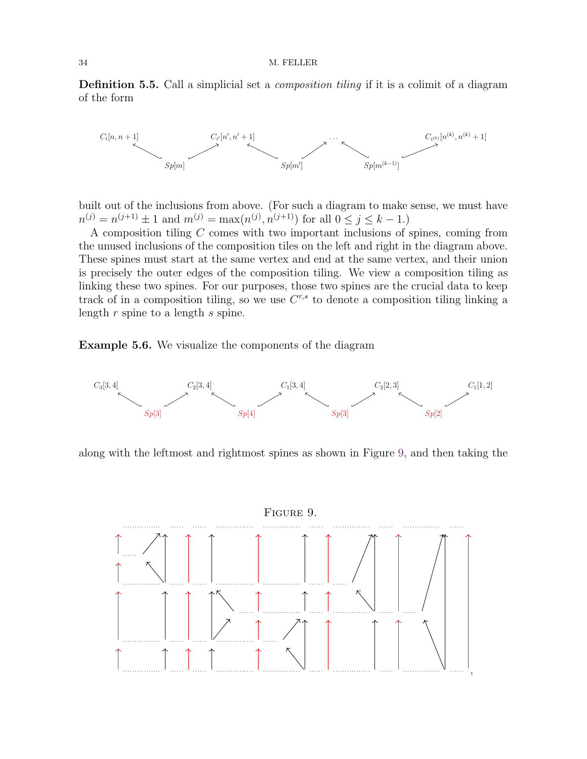**Definition 5.5.** Call a simplicial set a *composition tiling* if it is a colimit of a diagram of the form

$$C_i[n, n+1] \leftarrow Sp[m] \rightarrow C_{i'}[n', n'+1] \leftarrow Sp[m'] \rightarrow \cdots \leftarrow Sp[m^{(k-1)}] \rightarrow C_{i^{(k)}}[n^{(k)}, n^{(k)}+1]$$

built out of the inclusions from above. (For such a diagram to make sense, we must have $n^{(j)} = n^{(j+1)} \pm 1$ and $m^{(j)} = \max(n^{(j)}, n^{(j+1)})$ for all $0 \leq j \leq k-1$.)

A composition tiling $C$ comes with two important inclusions of spines, coming from the unused inclusions of the composition tiles on the left and right in the diagram above. These spines must start at the same vertex and end at the same vertex, and their union is precisely the outer edges of the composition tiling. We view a composition tiling as linking these two spines. For our purposes, those two spines are the crucial data to keep track of in a composition tiling, so we use $C^{r,s}$ to denote a composition tiling linking a length $r$ spine to a length $s$ spine.

**Example 5.6.** We visualize the components of the diagram

$$C_3[3,4] \leftarrow Sp[3] \rightarrow C_2[3,4] \leftarrow Sp[4] \rightarrow C_1[3,4] \leftarrow Sp[3] \rightarrow C_2[2,3] \leftarrow Sp[2] \rightarrow C_1[1,2]$$

along with the leftmost and rightmost spines as shown in Figure 9, and then taking the

Figure 9.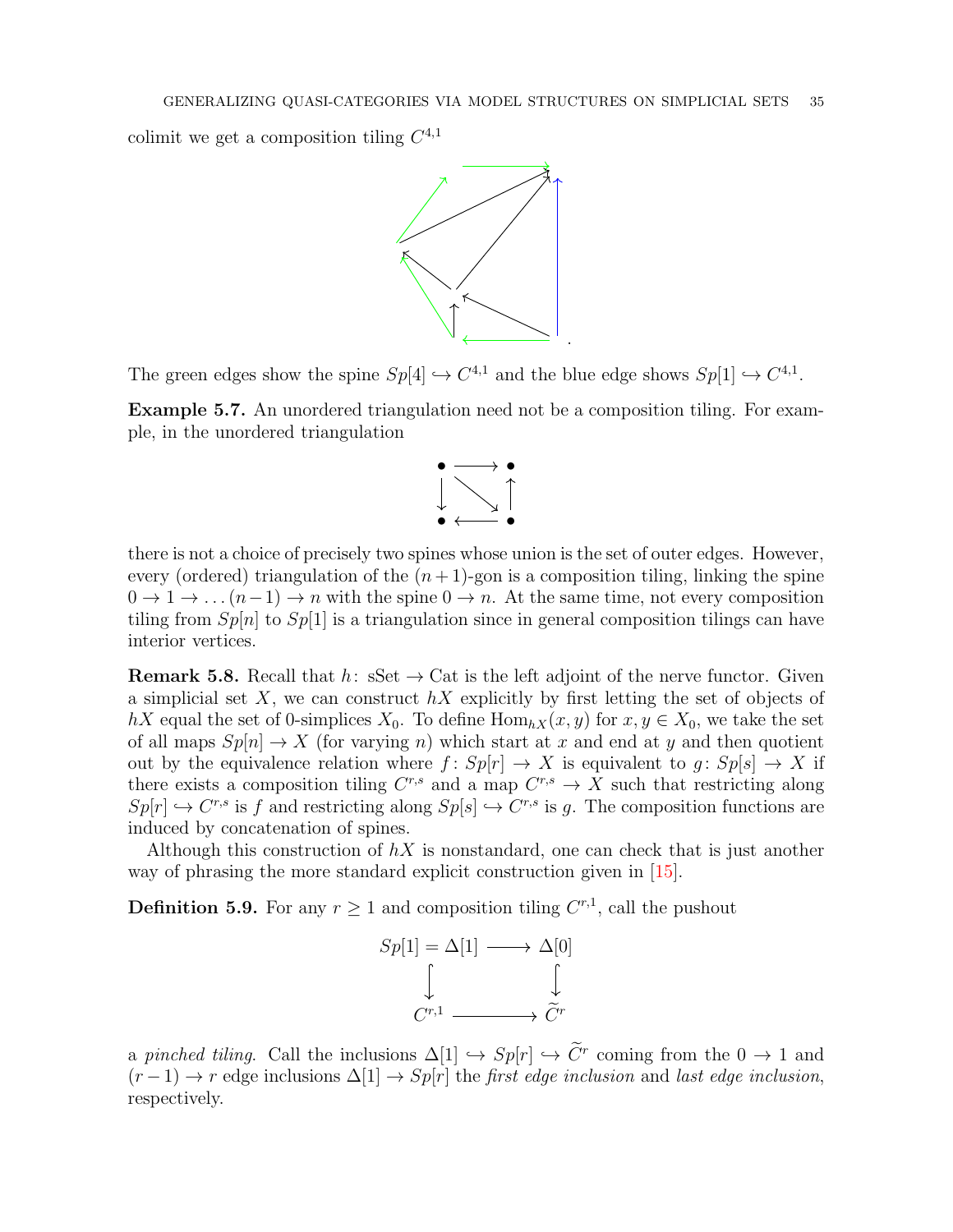colimit we get a composition tiling $C^{4,1}$

The green edges show the spine $Sp[4] \hookrightarrow C^{4,1}$ and the blue edge shows $Sp[1] \hookrightarrow C^{4,1}$.

**Example 5.7.** An unordered triangulation need not be a composition tiling. For example, in the unordered triangulation

there is not a choice of precisely two spines whose union is the set of outer edges. However, every (ordered) triangulation of the $(n+1)$-gon is a composition tiling, linking the spine $0 \to 1 \to \ldots (n-1) \to n$ with the spine $0 \to n$. At the same time, not every composition tiling from $Sp[n]$ to $Sp[1]$ is a triangulation since in general composition tilings can have interior vertices.

**Remark 5.8.** Recall that $h\colon \mathrm{sSet} \to \mathrm{Cat}$ is the left adjoint of the nerve functor. Given a simplicial set $X$, we can construct $hX$ explicitly by first letting the set of objects of $hX$ equal the set of 0-simplices $X_0$. To define $\mathrm{Hom}_{hX}(x,y)$ for $x, y \in X_0$, we take the set of all maps $Sp[n] \to X$ (for varying $n$) which start at $x$ and end at $y$ and then quotient out by the equivalence relation where $f\colon Sp[r] \to X$ is equivalent to $g\colon Sp[s] \to X$ if there exists a composition tiling $C^{r,s}$ and a map $C^{r,s} \to X$ such that restricting along $Sp[r] \hookrightarrow C^{r,s}$ is $f$ and restricting along $Sp[s] \hookrightarrow C^{r,s}$ is $g$. The composition functions are induced by concatenation of spines.

Although this construction of $hX$ is nonstandard, one can check that is just another way of phrasing the more standard explicit construction given in [15].

**Definition 5.9.** For any $r \geq 1$ and composition tiling $C^{r,1}$, call the pushout

$$\begin{array}{ccc} Sp[1] = \Delta[1] & \longrightarrow & \Delta[0] \\ \downarrow & & \downarrow \\ C^{r,1} & \longrightarrow & \widetilde{C}^r \end{array}$$

a *pinched tiling*. Call the inclusions $\Delta[1] \hookrightarrow Sp[r] \hookrightarrow \widetilde{C}^r$ coming from the $0 \to 1$ and $(r-1) \to r$ edge inclusions $\Delta[1] \to Sp[r]$ the *first edge inclusion* and *last edge inclusion*, respectively.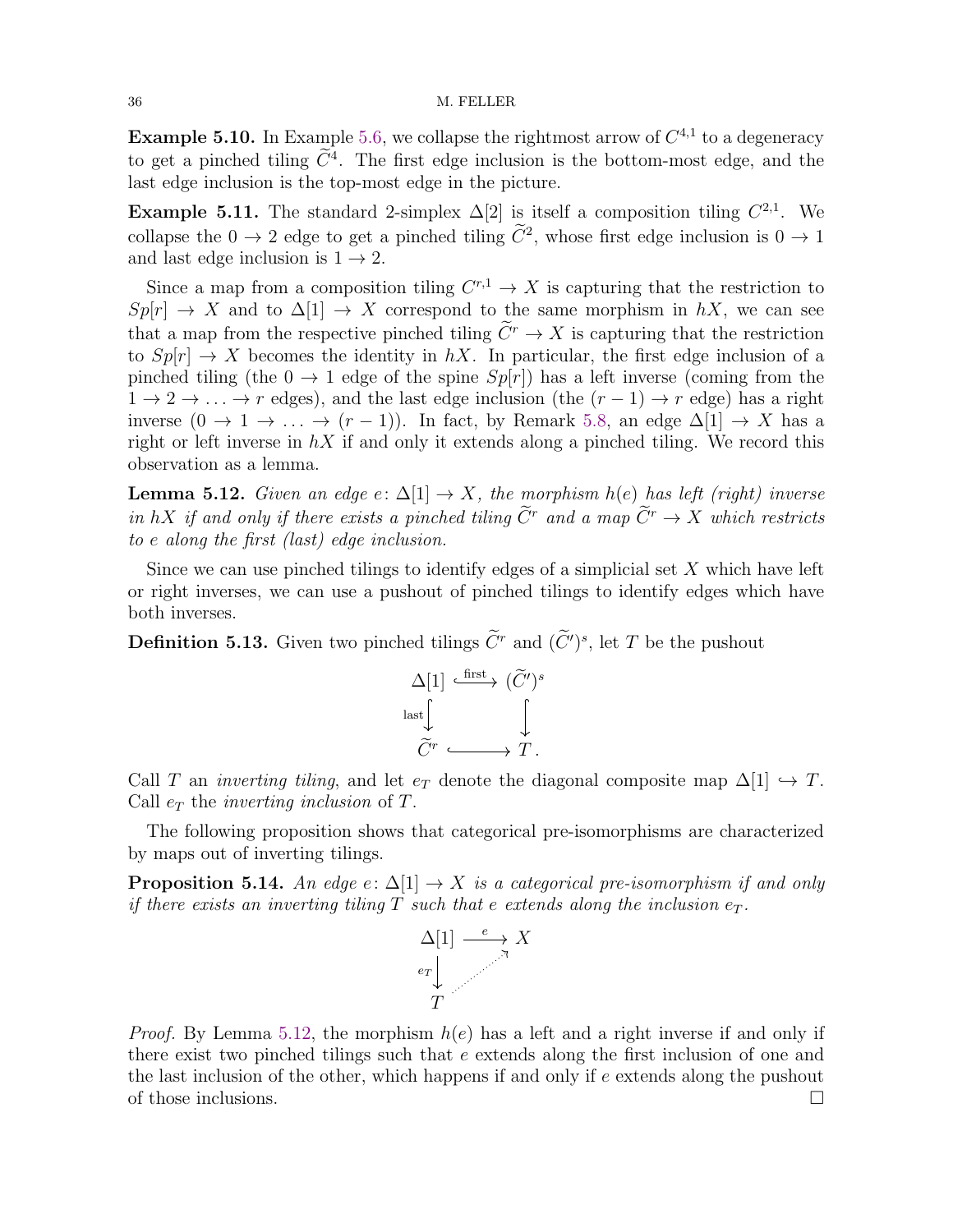**Example 5.10.** In Example 5.6, we collapse the rightmost arrow of $C^{4,1}$ to a degeneracy to get a pinched tiling $\widetilde{C}^4$. The first edge inclusion is the bottom-most edge, and the last edge inclusion is the top-most edge in the picture.

**Example 5.11.** The standard 2-simplex $\Delta[2]$ is itself a composition tiling $C^{2,1}$. We collapse the $0 \to 2$ edge to get a pinched tiling $\widetilde{C}^2$, whose first edge inclusion is $0 \to 1$ and last edge inclusion is $1 \to 2$.

Since a map from a composition tiling $C^{r,1} \to X$ is capturing that the restriction to $Sp[r] \to X$ and to $\Delta[1] \to X$ correspond to the same morphism in $hX$, we can see that a map from the respective pinched tiling $\widetilde{C}^r \to X$ is capturing that the restriction to $Sp[r] \to X$ becomes the identity in $hX$. In particular, the first edge inclusion of a pinched tiling (the $0 \to 1$ edge of the spine $Sp[r]$) has a left inverse (coming from the $1 \to 2 \to \ldots \to r$ edges), and the last edge inclusion (the $(r-1) \to r$ edge) has a right inverse ($0 \to 1 \to \ldots \to (r-1)$). In fact, by Remark 5.8, an edge $\Delta[1] \to X$ has a right or left inverse in $hX$ if and only it extends along a pinched tiling. We record this observation as a lemma.

**Lemma 5.12.** *Given an edge $e \colon \Delta[1] \to X$, the morphism $h(e)$ has left (right) inverse in $hX$ if and only if there exists a pinched tiling $\widetilde{C}^r$ and a map $\widetilde{C}^r \to X$ which restricts to $e$ along the first (last) edge inclusion.*

Since we can use pinched tilings to identify edges of a simplicial set $X$ which have left or right inverses, we can use a pushout of pinched tilings to identify edges which have both inverses.

**Definition 5.13.** Given two pinched tilings $\widetilde{C}^r$ and $(\widetilde{C}')^s$, let $T$ be the pushout

$$\begin{array}{ccc} \Delta[1] & \xrightarrow{\text{first}} & (\widetilde{C}')^s \\ {\scriptstyle\text{last}}\downarrow & & \downarrow \\ \widetilde{C}^r & \hookrightarrow & T\,. \end{array}$$

Call $T$ an *inverting tiling*, and let $e_T$ denote the diagonal composite map $\Delta[1] \hookrightarrow T$. Call $e_T$ the *inverting inclusion* of $T$.

The following proposition shows that categorical pre-isomorphisms are characterized by maps out of inverting tilings.

**Proposition 5.14.** *An edge $e \colon \Delta[1] \to X$ is a categorical pre-isomorphism if and only if there exists an inverting tiling $T$ such that $e$ extends along the inclusion $e_T$.*

$$\begin{array}{ccc} \Delta[1] & \xrightarrow{e} & X \\ {\scriptstyle e_T}\downarrow & \nearrow & \\ T & & \end{array}$$

*Proof.* By Lemma 5.12, the morphism $h(e)$ has a left and a right inverse if and only if there exist two pinched tilings such that $e$ extends along the first inclusion of one and the last inclusion of the other, which happens if and only if $e$ extends along the pushout of those inclusions. $\square$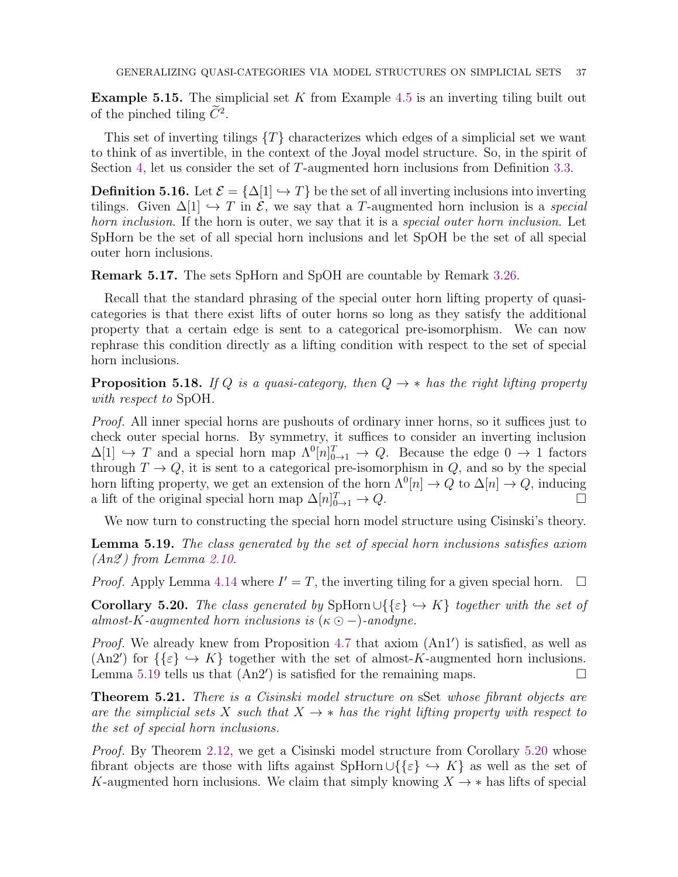**Example 5.15.** The simplicial set $K$ from Example 4.5 is an inverting tiling built out of the pinched tiling $\widetilde{C}^2$.

This set of inverting tilings $\{T\}$ characterizes which edges of a simplicial set we want to think of as invertible, in the context of the Joyal model structure. So, in the spirit of Section 4, let us consider the set of $T$-augmented horn inclusions from Definition 3.3.

**Definition 5.16.** Let $\mathcal{E} = \{\Delta[1] \hookrightarrow T\}$ be the set of all inverting inclusions into inverting tilings. Given $\Delta[1] \hookrightarrow T$ in $\mathcal{E}$, we say that a $T$-augmented horn inclusion is a *special horn inclusion*. If the horn is outer, we say that it is a *special outer horn inclusion*. Let SpHorn be the set of all special horn inclusions and let SpOH be the set of all special outer horn inclusions.

**Remark 5.17.** The sets SpHorn and SpOH are countable by Remark 3.26.

Recall that the standard phrasing of the special outer horn lifting property of quasi-categories is that there exist lifts of outer horns so long as they satisfy the additional property that a certain edge is sent to a categorical pre-isomorphism. We can now rephrase this condition directly as a lifting condition with respect to the set of special horn inclusions.

**Proposition 5.18.** *If $Q$ is a quasi-category, then $Q \to *$ has the right lifting property with respect to* SpOH.

*Proof.* All inner special horns are pushouts of ordinary inner horns, so it suffices just to check outer special horns. By symmetry, it suffices to consider an inverting inclusion $\Delta[1] \hookrightarrow T$ and a special horn map $\Lambda^0[n]^T_{0\to 1} \to Q$. Because the edge $0 \to 1$ factors through $T \to Q$, it is sent to a categorical pre-isomorphism in $Q$, and so by the special horn lifting property, we get an extension of the horn $\Lambda^0[n] \to Q$ to $\Delta[n] \to Q$, inducing a lift of the original special horn map $\Delta[n]^T_{0\to 1} \to Q$. □

We now turn to constructing the special horn model structure using Cisinski's theory.

**Lemma 5.19.** *The class generated by the set of special horn inclusions satisfies axiom (An2′) from Lemma 2.10.*

*Proof.* Apply Lemma 4.14 where $I' = T$, the inverting tiling for a given special horn. □

**Corollary 5.20.** *The class generated by* $\text{SpHorn} \cup \{\{\varepsilon\} \hookrightarrow K\}$ *together with the set of almost-$K$-augmented horn inclusions is $(\kappa \odot -)$-anodyne.*

*Proof.* We already knew from Proposition 4.7 that axiom (An1′) is satisfied, as well as (An2′) for $\{\{\varepsilon\} \hookrightarrow K\}$ together with the set of almost-$K$-augmented horn inclusions. Lemma 5.19 tells us that (An2′) is satisfied for the remaining maps. □

**Theorem 5.21.** *There is a Cisinski model structure on* sSet *whose fibrant objects are are the simplicial sets $X$ such that $X \to *$ has the right lifting property with respect to the set of special horn inclusions.*

*Proof.* By Theorem 2.12, we get a Cisinski model structure from Corollary 5.20 whose fibrant objects are those with lifts against $\text{SpHorn} \cup \{\{\varepsilon\} \hookrightarrow K\}$ as well as the set of $K$-augmented horn inclusions. We claim that simply knowing $X \to *$ has lifts of special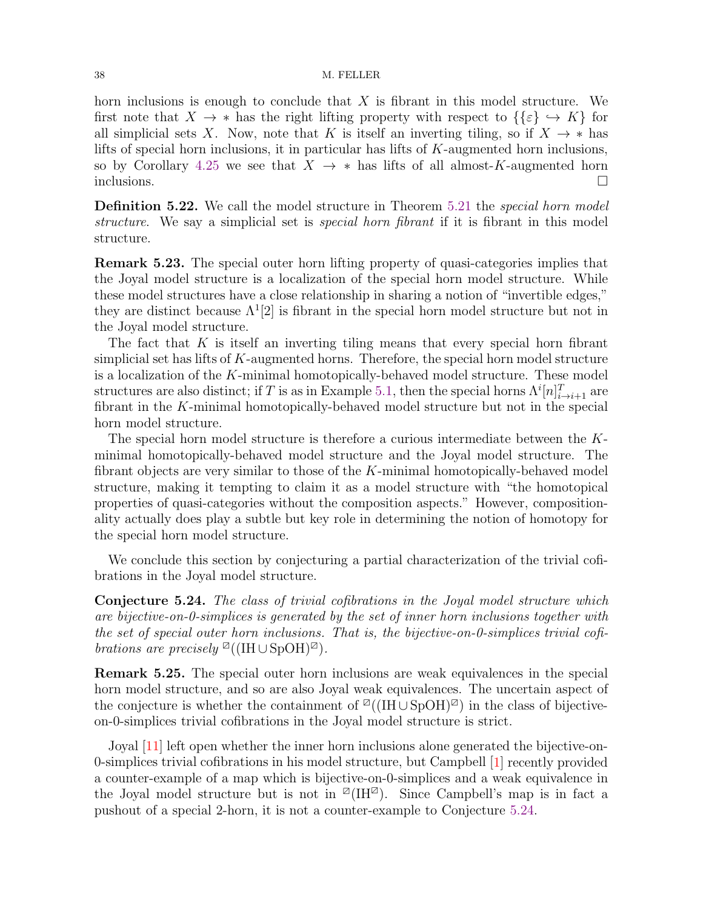horn inclusions is enough to conclude that $X$ is fibrant in this model structure. We first note that $X \to *$ has the right lifting property with respect to $\{\{\varepsilon\} \hookrightarrow K\}$ for all simplicial sets $X$. Now, note that $K$ is itself an inverting tiling, so if $X \to *$ has lifts of special horn inclusions, it in particular has lifts of $K$-augmented horn inclusions, so by Corollary 4.25 we see that $X \to *$ has lifts of all almost-$K$-augmented horn inclusions. □

**Definition 5.22.** We call the model structure in Theorem 5.21 the *special horn model structure*. We say a simplicial set is *special horn fibrant* if it is fibrant in this model structure.

**Remark 5.23.** The special outer horn lifting property of quasi-categories implies that the Joyal model structure is a localization of the special horn model structure. While these model structures have a close relationship in sharing a notion of "invertible edges," they are distinct because $\Lambda^1[2]$ is fibrant in the special horn model structure but not in the Joyal model structure.

The fact that $K$ is itself an inverting tiling means that every special horn fibrant simplicial set has lifts of $K$-augmented horns. Therefore, the special horn model structure is a localization of the $K$-minimal homotopically-behaved model structure. These model structures are also distinct; if $T$ is as in Example 5.1, then the special horns $\Lambda^i[n]^T_{i \to i+1}$ are fibrant in the $K$-minimal homotopically-behaved model structure but not in the special horn model structure.

The special horn model structure is therefore a curious intermediate between the $K$-minimal homotopically-behaved model structure and the Joyal model structure. The fibrant objects are very similar to those of the $K$-minimal homotopically-behaved model structure, making it tempting to claim it as a model structure with "the homotopical properties of quasi-categories without the composition aspects." However, compositionality actually does play a subtle but key role in determining the notion of homotopy for the special horn model structure.

We conclude this section by conjecturing a partial characterization of the trivial cofibrations in the Joyal model structure.

**Conjecture 5.24.** *The class of trivial cofibrations in the Joyal model structure which are bijective-on-0-simplices is generated by the set of inner horn inclusions together with the set of special outer horn inclusions. That is, the bijective-on-0-simplices trivial cofibrations are precisely* ${}^{\boxslash}((\mathrm{IH} \cup \mathrm{SpOH})^{\boxslash})$.

**Remark 5.25.** The special outer horn inclusions are weak equivalences in the special horn model structure, and so are also Joyal weak equivalences. The uncertain aspect of the conjecture is whether the containment of ${}^{\boxslash}((\mathrm{IH} \cup \mathrm{SpOH})^{\boxslash})$ in the class of bijective-on-0-simplices trivial cofibrations in the Joyal model structure is strict.

Joyal [11] left open whether the inner horn inclusions alone generated the bijective-on-0-simplices trivial cofibrations in his model structure, but Campbell [1] recently provided a counter-example of a map which is bijective-on-0-simplices and a weak equivalence in the Joyal model structure but is not in ${}^{\boxslash}(\mathrm{IH}^{\boxslash})$. Since Campbell's map is in fact a pushout of a special 2-horn, it is not a counter-example to Conjecture 5.24.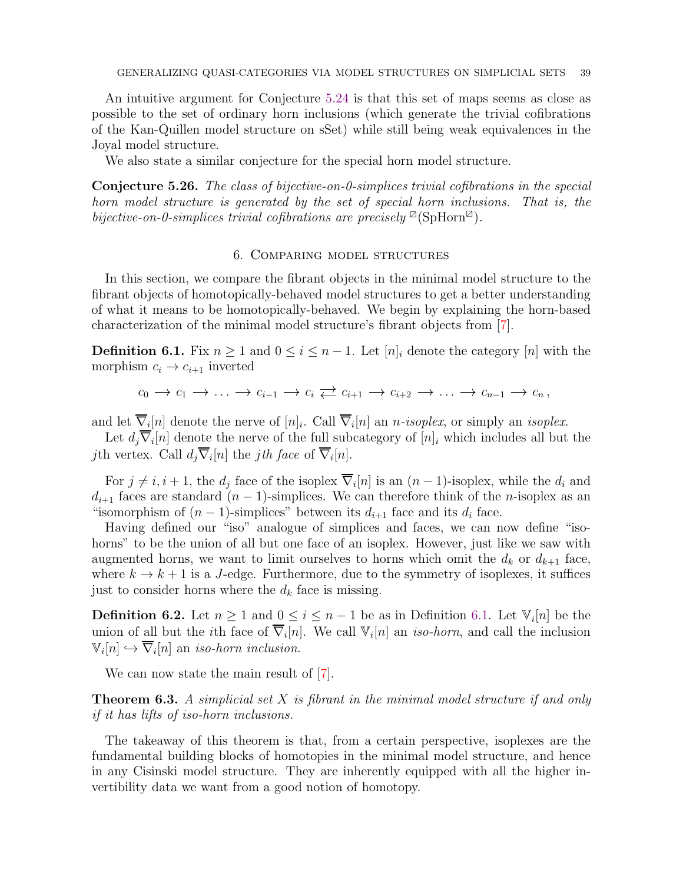An intuitive argument for Conjecture 5.24 is that this set of maps seems as close as possible to the set of ordinary horn inclusions (which generate the trivial cofibrations of the Kan-Quillen model structure on sSet) while still being weak equivalences in the Joyal model structure.

We also state a similar conjecture for the special horn model structure.

**Conjecture 5.26.** *The class of bijective-on-0-simplices trivial cofibrations in the special horn model structure is generated by the set of special horn inclusions. That is, the bijective-on-0-simplices trivial cofibrations are precisely* ${}^{\boxslash}(\mathrm{SpHorn}^{\boxslash})$.

## 6. Comparing model structures

In this section, we compare the fibrant objects in the minimal model structure to the fibrant objects of homotopically-behaved model structures to get a better understanding of what it means to be homotopically-behaved. We begin by explaining the horn-based characterization of the minimal model structure's fibrant objects from [7].

**Definition 6.1.** Fix $n \geq 1$ and $0 \leq i \leq n-1$. Let $[n]_i$ denote the category $[n]$ with the morphism $c_i \to c_{i+1}$ inverted

$$c_0 \longrightarrow c_1 \longrightarrow \ldots \longrightarrow c_{i-1} \longrightarrow c_i \rightleftarrows c_{i+1} \longrightarrow c_{i+2} \longrightarrow \ldots \longrightarrow c_{n-1} \longrightarrow c_n\,,$$

and let $\overline{\nabla}_i[n]$ denote the nerve of $[n]_i$. Call $\overline{\nabla}_i[n]$ an *n-isoplex*, or simply an *isoplex*.

Let $d_j\overline{\nabla}_i[n]$ denote the nerve of the full subcategory of $[n]_i$ which includes all but the $j$th vertex. Call $d_j\overline{\nabla}_i[n]$ the *jth face* of $\overline{\nabla}_i[n]$.

For $j \neq i, i+1$, the $d_j$ face of the isoplex $\overline{\nabla}_i[n]$ is an $(n-1)$-isoplex, while the $d_i$ and $d_{i+1}$ faces are standard $(n-1)$-simplices. We can therefore think of the $n$-isoplex as an "isomorphism of $(n-1)$-simplices" between its $d_{i+1}$ face and its $d_i$ face.

Having defined our "iso" analogue of simplices and faces, we can now define "iso-horns" to be the union of all but one face of an isoplex. However, just like we saw with augmented horns, we want to limit ourselves to horns which omit the $d_k$ or $d_{k+1}$ face, where $k \to k+1$ is a $J$-edge. Furthermore, due to the symmetry of isoplexes, it suffices just to consider horns where the $d_k$ face is missing.

**Definition 6.2.** Let $n \geq 1$ and $0 \leq i \leq n-1$ be as in Definition 6.1. Let $\mathbb{V}_i[n]$ be the union of all but the $i$th face of $\overline{\nabla}_i[n]$. We call $\mathbb{V}_i[n]$ an *iso-horn*, and call the inclusion $\mathbb{V}_i[n] \hookrightarrow \overline{\nabla}_i[n]$ an *iso-horn inclusion*.

We can now state the main result of [7].

**Theorem 6.3.** *A simplicial set $X$ is fibrant in the minimal model structure if and only if it has lifts of iso-horn inclusions.*

The takeaway of this theorem is that, from a certain perspective, isoplexes are the fundamental building blocks of homotopies in the minimal model structure, and hence in any Cisinski model structure. They are inherently equipped with all the higher invertibility data we want from a good notion of homotopy.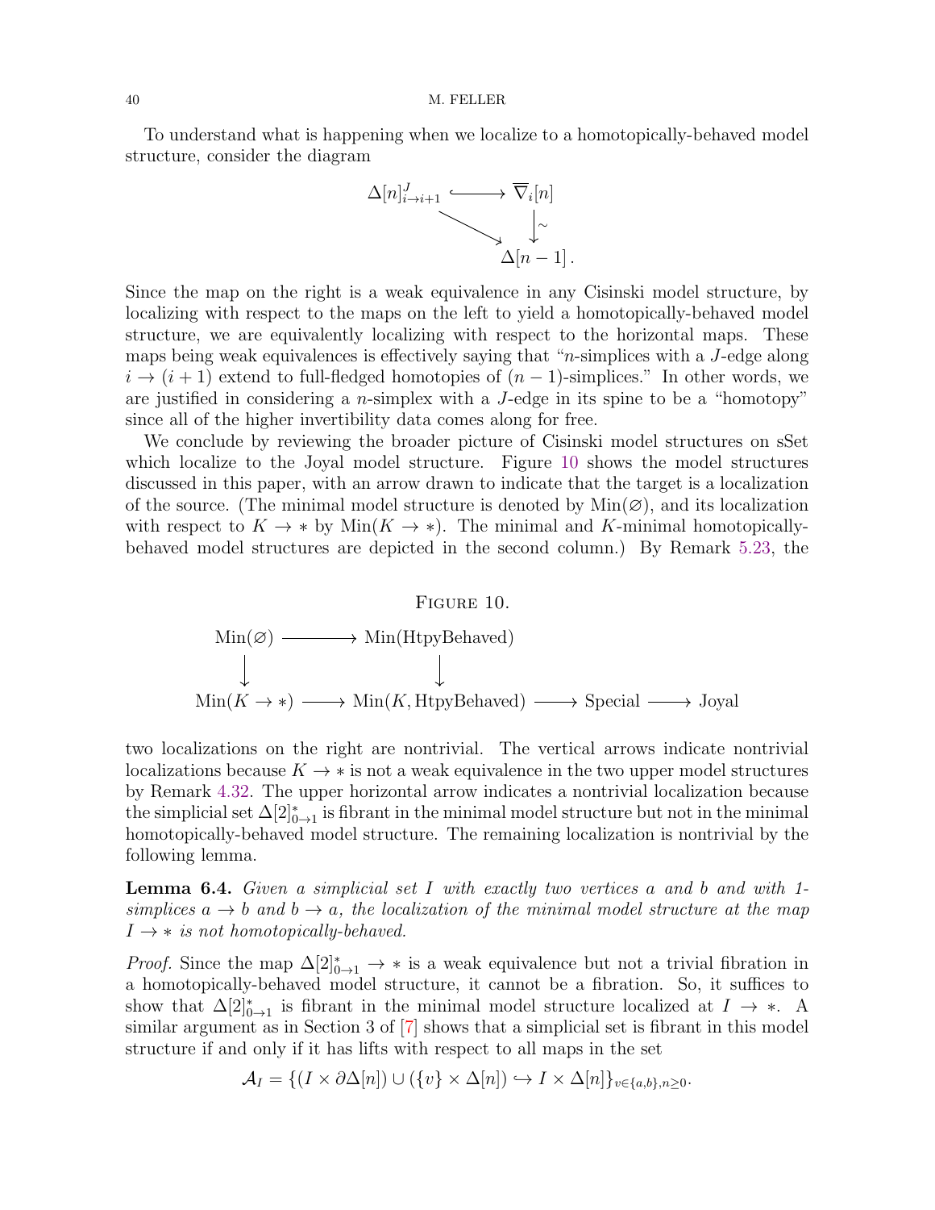To understand what is happening when we localize to a homotopically-behaved model structure, consider the diagram

$$\begin{array}{ccc} \Delta[n]^J_{i\to i+1} & \hookrightarrow & \overline{\nabla}_i[n] \\ & \searrow & \downarrow \wr \\ & & \Delta[n-1]\,. \end{array}$$

Since the map on the right is a weak equivalence in any Cisinski model structure, by localizing with respect to the maps on the left to yield a homotopically-behaved model structure, we are equivalently localizing with respect to the horizontal maps. These maps being weak equivalences is effectively saying that "$n$-simplices with a $J$-edge along $i \to (i+1)$ extend to full-fledged homotopies of $(n-1)$-simplices." In other words, we are justified in considering a $n$-simplex with a $J$-edge in its spine to be a "homotopy" since all of the higher invertibility data comes along for free.

We conclude by reviewing the broader picture of Cisinski model structures on sSet which localize to the Joyal model structure. Figure 10 shows the model structures discussed in this paper, with an arrow drawn to indicate that the target is a localization of the source. (The minimal model structure is denoted by $\mathrm{Min}(\varnothing)$, and its localization with respect to $K \to *$ by $\mathrm{Min}(K \to *)$. The minimal and $K$-minimal homotopically-behaved model structures are depicted in the second column.) By Remark 5.23, the two localizations on the right are nontrivial. The vertical arrows indicate nontrivial localizations because $K \to *$ is not a weak equivalence in the two upper model structures by Remark 4.32. The upper horizontal arrow indicates a nontrivial localization because the simplicial set $\Delta[2]^*_{0\to1}$ is fibrant in the minimal model structure but not in the minimal homotopically-behaved model structure. The remaining localization is nontrivial by the following lemma.

Figure 10.

$$\begin{array}{ccccccc} \mathrm{Min}(\varnothing) & \longrightarrow & \mathrm{Min}(\mathrm{HtpyBehaved}) & & & & \\ \downarrow & & \downarrow & & & & \\ \mathrm{Min}(K \to *) & \longrightarrow & \mathrm{Min}(K, \mathrm{HtpyBehaved}) & \longrightarrow & \mathrm{Special} & \longrightarrow & \mathrm{Joyal} \end{array}$$

**Lemma 6.4.** *Given a simplicial set $I$ with exactly two vertices $a$ and $b$ and with 1-simplices $a \to b$ and $b \to a$, the localization of the minimal model structure at the map $I \to *$ is not homotopically-behaved.*

*Proof.* Since the map $\Delta[2]^*_{0\to1} \to *$ is a weak equivalence but not a trivial fibration in a homotopically-behaved model structure, it cannot be a fibration. So, it suffices to show that $\Delta[2]^*_{0\to1}$ is fibrant in the minimal model structure localized at $I \to *$. A similar argument as in Section 3 of [7] shows that a simplicial set is fibrant in this model structure if and only if it has lifts with respect to all maps in the set

$$\mathcal{A}_I = \{(I \times \partial\Delta[n]) \cup (\{v\} \times \Delta[n]) \hookrightarrow I \times \Delta[n]\}_{v\in\{a,b\}, n\geq 0}.$$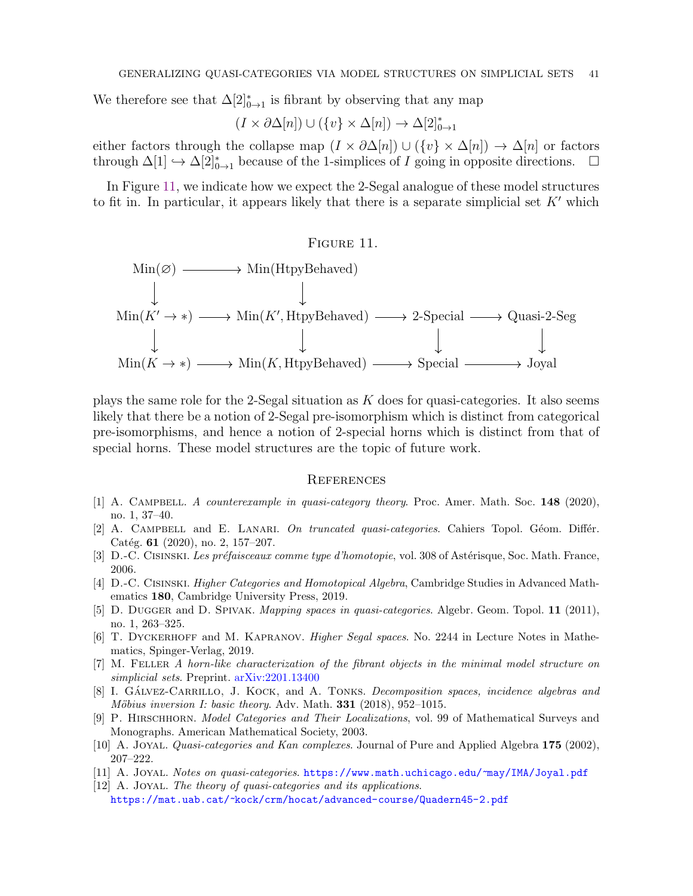We therefore see that $\Delta[2]^*_{0\to 1}$ is fibrant by observing that any map

$$(I \times \partial\Delta[n]) \cup (\{v\} \times \Delta[n]) \to \Delta[2]^*_{0\to 1}$$

either factors through the collapse map $(I \times \partial\Delta[n]) \cup (\{v\} \times \Delta[n]) \to \Delta[n]$ or factors through $\Delta[1] \hookrightarrow \Delta[2]^*_{0\to 1}$ because of the 1-simplices of $I$ going in opposite directions. $\square$

In Figure 11, we indicate how we expect the 2-Segal analogue of these model structures to fit in. In particular, it appears likely that there is a separate simplicial set $K'$ which

Figure 11.

$$\begin{array}{ccccccc}
\mathrm{Min}(\varnothing) & \longrightarrow & \mathrm{Min}(\mathrm{HtpyBehaved}) & & & & \\
\downarrow & & \downarrow & & & & \\
\mathrm{Min}(K' \to *) & \longrightarrow & \mathrm{Min}(K', \mathrm{HtpyBehaved}) & \longrightarrow & \text{2-Special} & \longrightarrow & \text{Quasi-2-Seg} \\
\downarrow & & \downarrow & & \downarrow & & \downarrow \\
\mathrm{Min}(K \to *) & \longrightarrow & \mathrm{Min}(K, \mathrm{HtpyBehaved}) & \longrightarrow & \text{Special} & \longrightarrow & \text{Joyal}
\end{array}$$

plays the same role for the 2-Segal situation as $K$ does for quasi-categories. It also seems likely that there be a notion of 2-Segal pre-isomorphism which is distinct from categorical pre-isomorphisms, and hence a notion of 2-special horns which is distinct from that of special horns. These model structures are the topic of future work.

## References

[1] A. Campbell. *A counterexample in quasi-category theory*. Proc. Amer. Math. Soc. **148** (2020), no. 1, 37–40.

[2] A. Campbell and E. Lanari. *On truncated quasi-categories*. Cahiers Topol. Géom. Différ. Catég. **61** (2020), no. 2, 157–207.

[3] D.-C. Cisinski. *Les préfaisceaux comme type d'homotopie*, vol. 308 of Astérisque, Soc. Math. France, 2006.

[4] D.-C. Cisinski. *Higher Categories and Homotopical Algebra*, Cambridge Studies in Advanced Mathematics **180**, Cambridge University Press, 2019.

[5] D. Dugger and D. Spivak. *Mapping spaces in quasi-categories*. Algebr. Geom. Topol. **11** (2011), no. 1, 263–325.

[6] T. Dyckerhoff and M. Kapranov. *Higher Segal spaces*. No. 2244 in Lecture Notes in Mathematics, Spinger-Verlag, 2019.

[7] M. Feller *A horn-like characterization of the fibrant objects in the minimal model structure on simplicial sets*. Preprint. arXiv:2201.13400

[8] I. Gálvez-Carrillo, J. Kock, and A. Tonks. *Decomposition spaces, incidence algebras and Möbius inversion I: basic theory*. Adv. Math. **331** (2018), 952–1015.

[9] P. Hirschhorn. *Model Categories and Their Localizations*, vol. 99 of Mathematical Surveys and Monographs. American Mathematical Society, 2003.

[10] A. Joyal. *Quasi-categories and Kan complexes*. Journal of Pure and Applied Algebra **175** (2002), 207–222.

[11] A. Joyal. *Notes on quasi-categories*. https://www.math.uchicago.edu/~may/IMA/Joyal.pdf

[12] A. Joyal. *The theory of quasi-categories and its applications*. https://mat.uab.cat/~kock/crm/hocat/advanced-course/Quadern45-2.pdf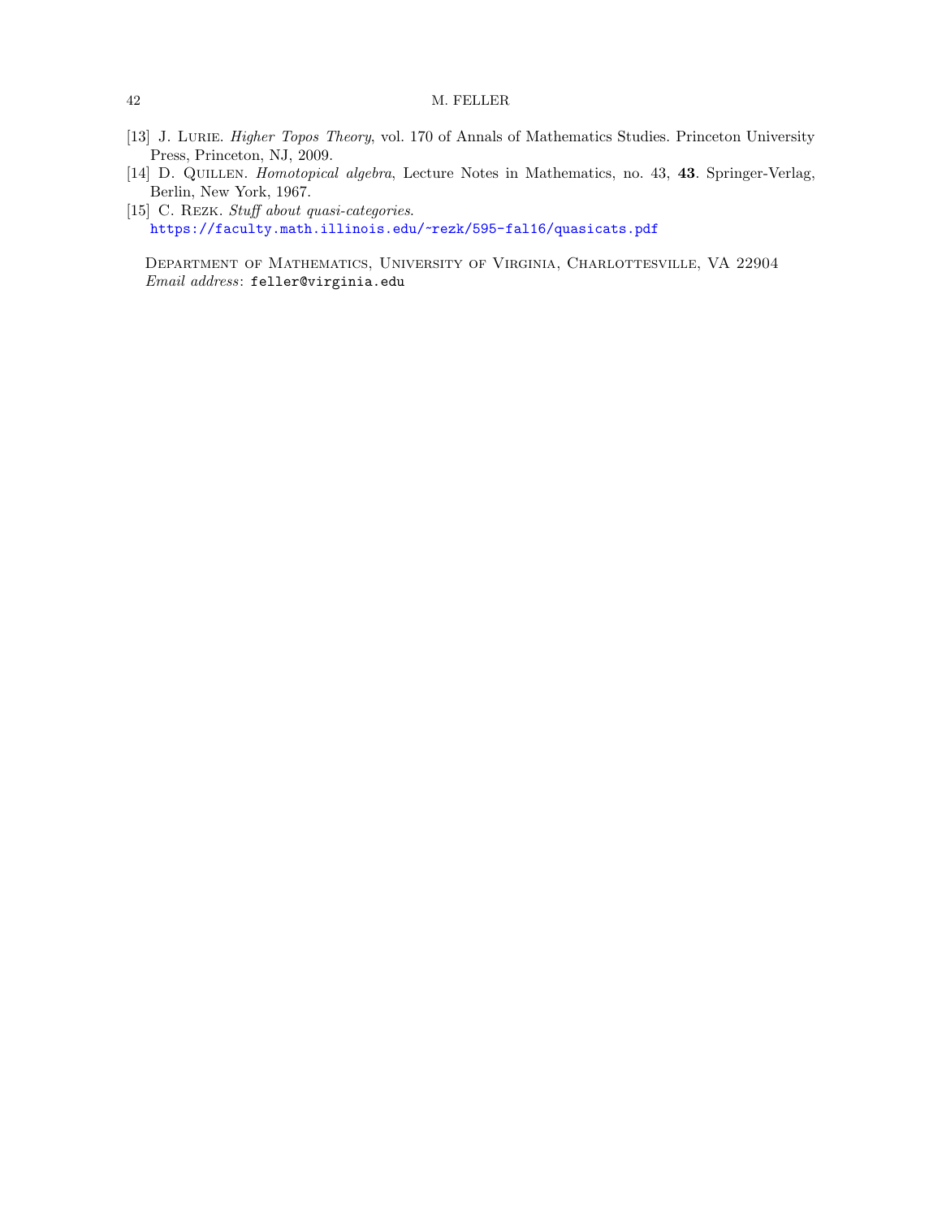[13] J. Lurie. *Higher Topos Theory*, vol. 170 of Annals of Mathematics Studies. Princeton University Press, Princeton, NJ, 2009.

[14] D. Quillen. *Homotopical algebra*, Lecture Notes in Mathematics, no. 43, **43**. Springer-Verlag, Berlin, New York, 1967.

[15] C. Rezk. *Stuff about quasi-categories*.
https://faculty.math.illinois.edu/~rezk/595-fal16/quasicats.pdf

Department of Mathematics, University of Virginia, Charlottesville, VA 22904
*Email address*: feller@virginia.edu